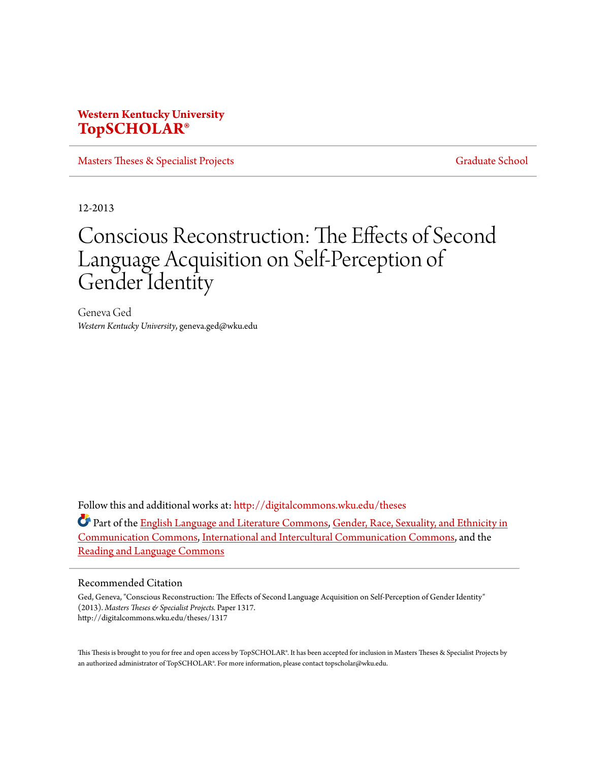**Western Kentucky University**
**TopSCHOLAR®**

Masters Theses & Specialist Projects | Graduate School

12-2013

# Conscious Reconstruction: The Effects of Second Language Acquisition on Self-Perception of Gender Identity

Geneva Ged
*Western Kentucky University*, geneva.ged@wku.edu

Follow this and additional works at: http://digitalcommons.wku.edu/theses

Part of the English Language and Literature Commons, Gender, Race, Sexuality, and Ethnicity in Communication Commons, International and Intercultural Communication Commons, and the Reading and Language Commons

## Recommended Citation

Ged, Geneva, "Conscious Reconstruction: The Effects of Second Language Acquisition on Self-Perception of Gender Identity" (2013). *Masters Theses & Specialist Projects.* Paper 1317.
http://digitalcommons.wku.edu/theses/1317

This Thesis is brought to you for free and open access by TopSCHOLAR®. It has been accepted for inclusion in Masters Theses & Specialist Projects by an authorized administrator of TopSCHOLAR®. For more information, please contact topscholar@wku.edu.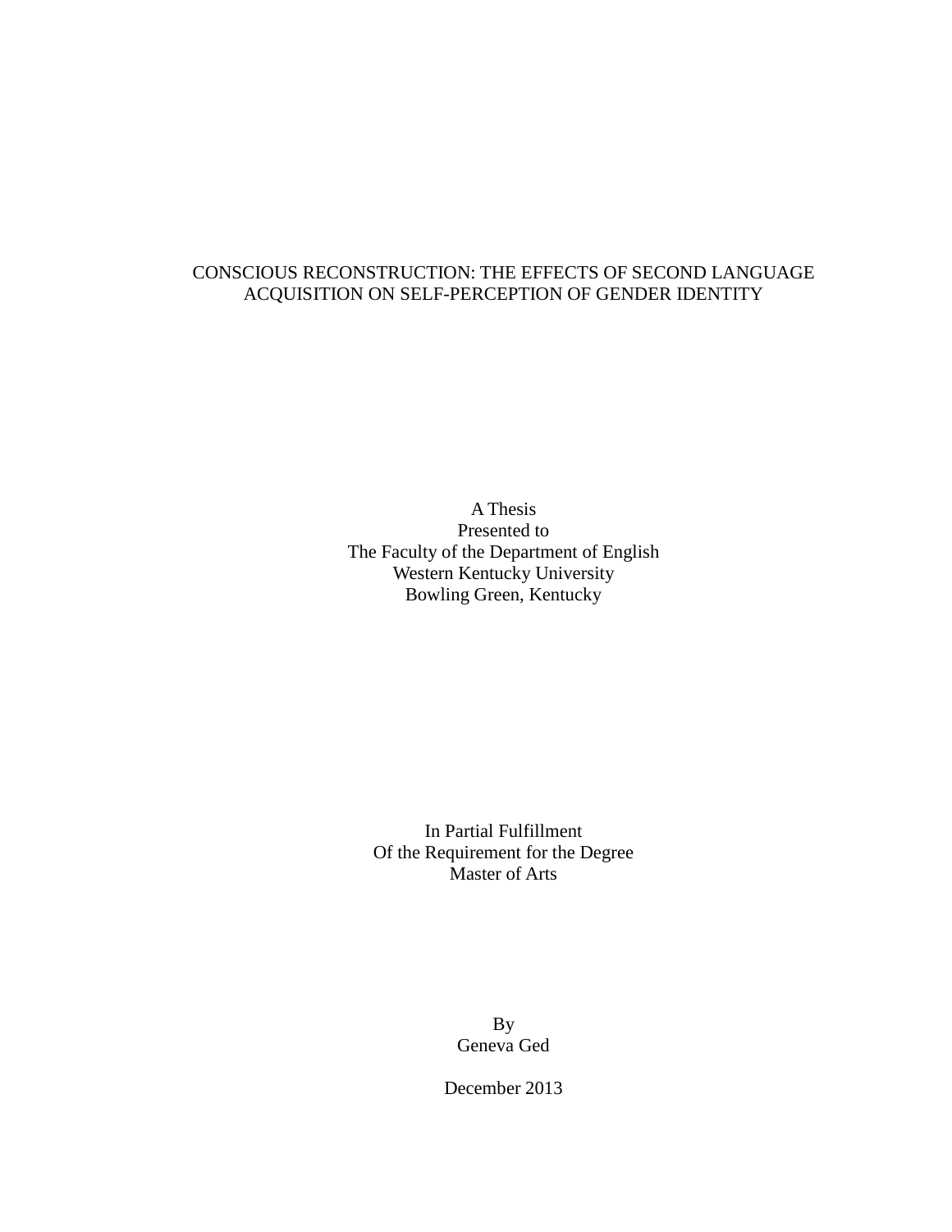# CONSCIOUS RECONSTRUCTION: THE EFFECTS OF SECOND LANGUAGE ACQUISITION ON SELF-PERCEPTION OF GENDER IDENTITY

A Thesis
Presented to
The Faculty of the Department of English
Western Kentucky University
Bowling Green, Kentucky

In Partial Fulfillment
Of the Requirement for the Degree
Master of Arts

By
Geneva Ged

December 2013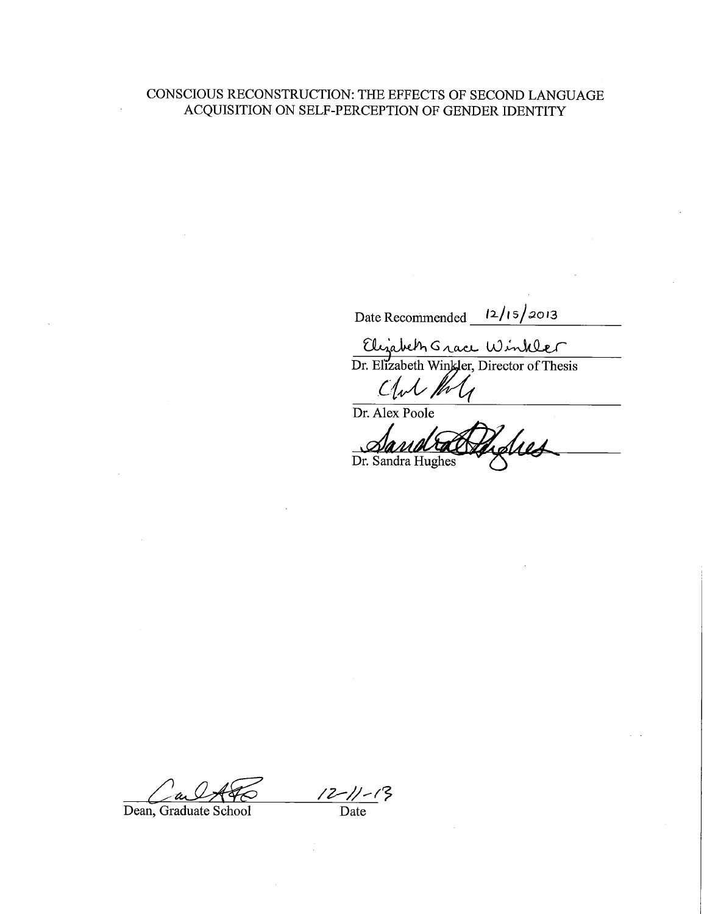CONSCIOUS RECONSTRUCTION: THE EFFECTS OF SECOND LANGUAGE ACQUISITION ON SELF-PERCEPTION OF GENDER IDENTITY

Date Recommended 12/15/2013

Elizabeth Grace Winkler
Dr. Elizabeth Winkler, Director of Thesis

Dr. Alex Poole

Dr. Sandra Hughes

Dean, Graduate School

12-11-13
Date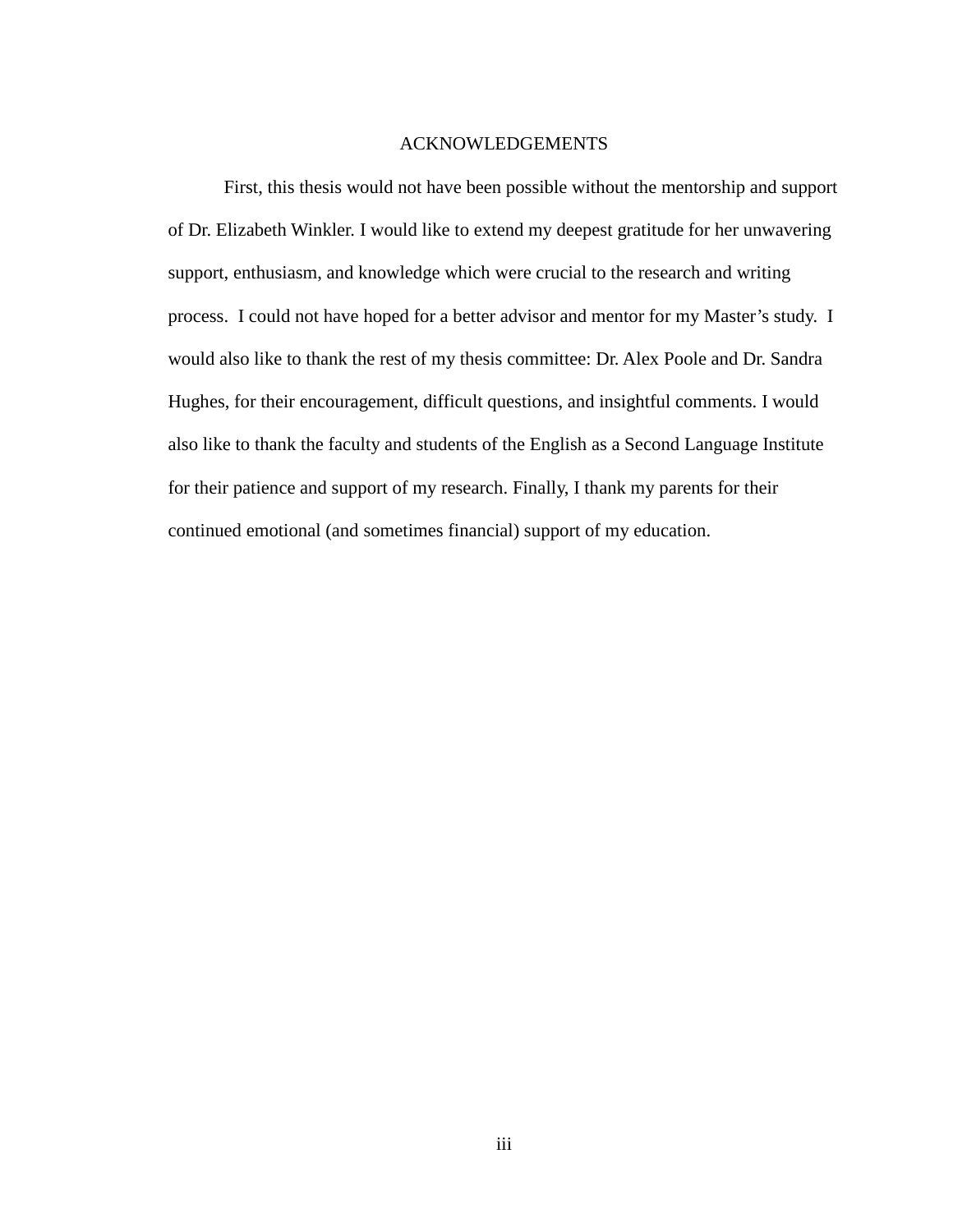# ACKNOWLEDGEMENTS

First, this thesis would not have been possible without the mentorship and support of Dr. Elizabeth Winkler. I would like to extend my deepest gratitude for her unwavering support, enthusiasm, and knowledge which were crucial to the research and writing process. I could not have hoped for a better advisor and mentor for my Master's study. I would also like to thank the rest of my thesis committee: Dr. Alex Poole and Dr. Sandra Hughes, for their encouragement, difficult questions, and insightful comments. I would also like to thank the faculty and students of the English as a Second Language Institute for their patience and support of my research. Finally, I thank my parents for their continued emotional (and sometimes financial) support of my education.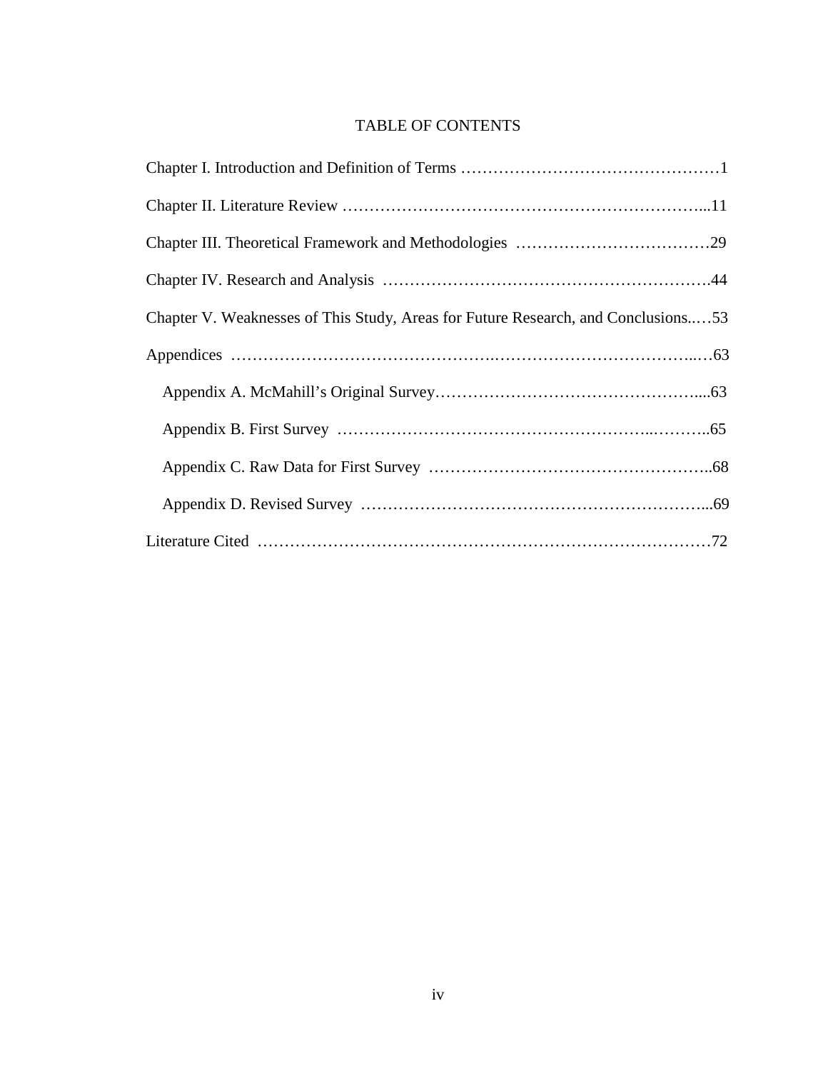# TABLE OF CONTENTS

Chapter I. Introduction and Definition of Terms …………………………………………1

Chapter II. Literature Review ………………………………………………………...11

Chapter III. Theoretical Framework and Methodologies ………………………………29

Chapter IV. Research and Analysis ……………………………………………….44

Chapter V. Weaknesses of This Study, Areas for Future Research, and Conclusions..…53

Appendices ……………………………………….…………………………..…63

- Appendix A. McMahill's Original Survey…………………………………………....63
- Appendix B. First Survey …………………………………………..………..65
- Appendix C. Raw Data for First Survey …………………………………………..68
- Appendix D. Revised Survey …………………………………………………...69

Literature Cited ……………………………………………………………………72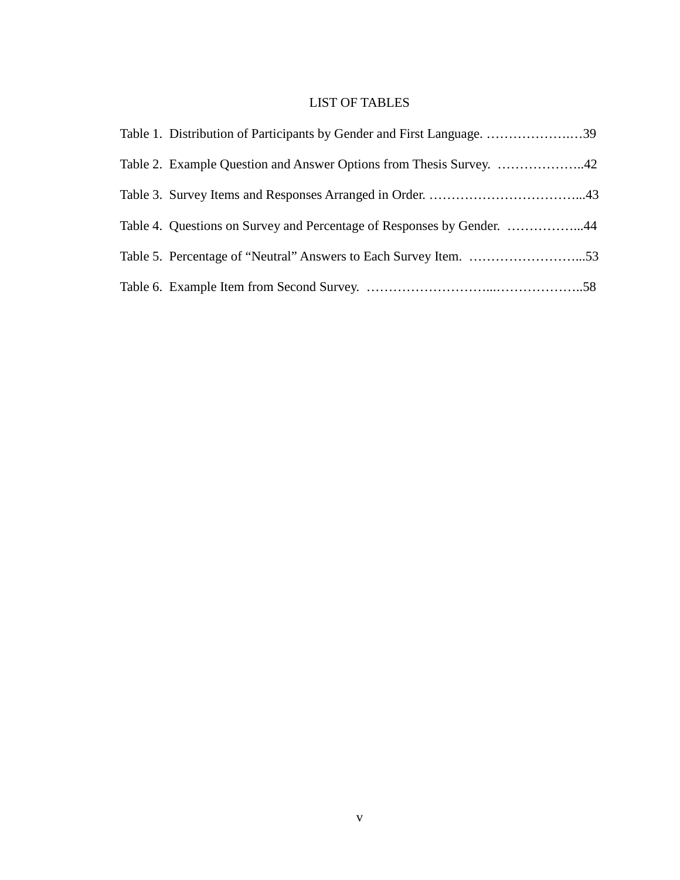# LIST OF TABLES

Table 1. Distribution of Participants by Gender and First Language. …………………39

Table 2. Example Question and Answer Options from Thesis Survey. ………………..42

Table 3. Survey Items and Responses Arranged in Order. ……………………………...43

Table 4. Questions on Survey and Percentage of Responses by Gender. ……………...44

Table 5. Percentage of "Neutral" Answers to Each Survey Item. ……………………...53

Table 6. Example Item from Second Survey. ………………………...………………..58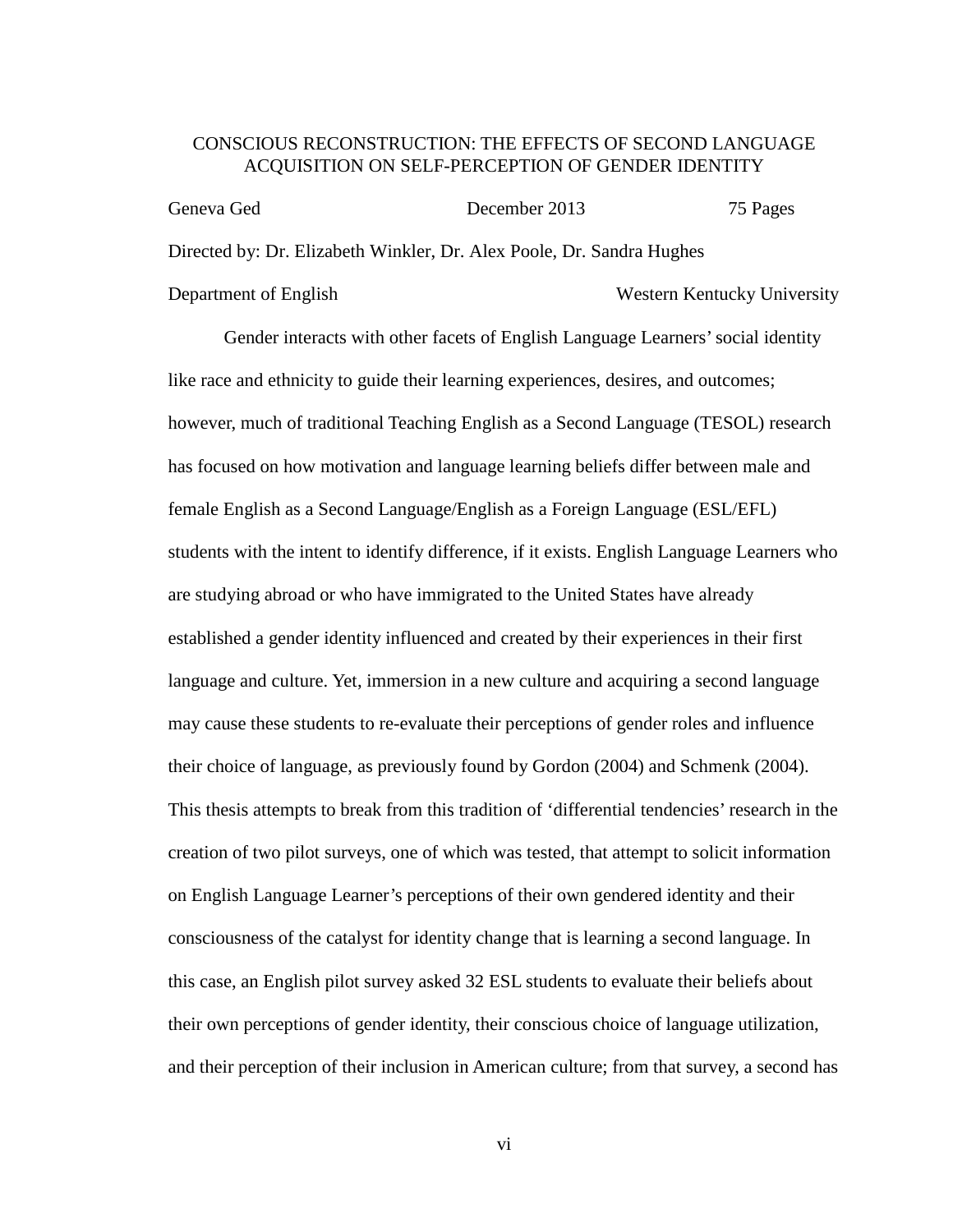CONSCIOUS RECONSTRUCTION: THE EFFECTS OF SECOND LANGUAGE ACQUISITION ON SELF-PERCEPTION OF GENDER IDENTITY

Geneva Ged December 2013 75 Pages

Directed by: Dr. Elizabeth Winkler, Dr. Alex Poole, Dr. Sandra Hughes

Department of English Western Kentucky University

Gender interacts with other facets of English Language Learners' social identity like race and ethnicity to guide their learning experiences, desires, and outcomes; however, much of traditional Teaching English as a Second Language (TESOL) research has focused on how motivation and language learning beliefs differ between male and female English as a Second Language/English as a Foreign Language (ESL/EFL) students with the intent to identify difference, if it exists. English Language Learners who are studying abroad or who have immigrated to the United States have already established a gender identity influenced and created by their experiences in their first language and culture. Yet, immersion in a new culture and acquiring a second language may cause these students to re-evaluate their perceptions of gender roles and influence their choice of language, as previously found by Gordon (2004) and Schmenk (2004). This thesis attempts to break from this tradition of 'differential tendencies' research in the creation of two pilot surveys, one of which was tested, that attempt to solicit information on English Language Learner's perceptions of their own gendered identity and their consciousness of the catalyst for identity change that is learning a second language. In this case, an English pilot survey asked 32 ESL students to evaluate their beliefs about their own perceptions of gender identity, their conscious choice of language utilization, and their perception of their inclusion in American culture; from that survey, a second has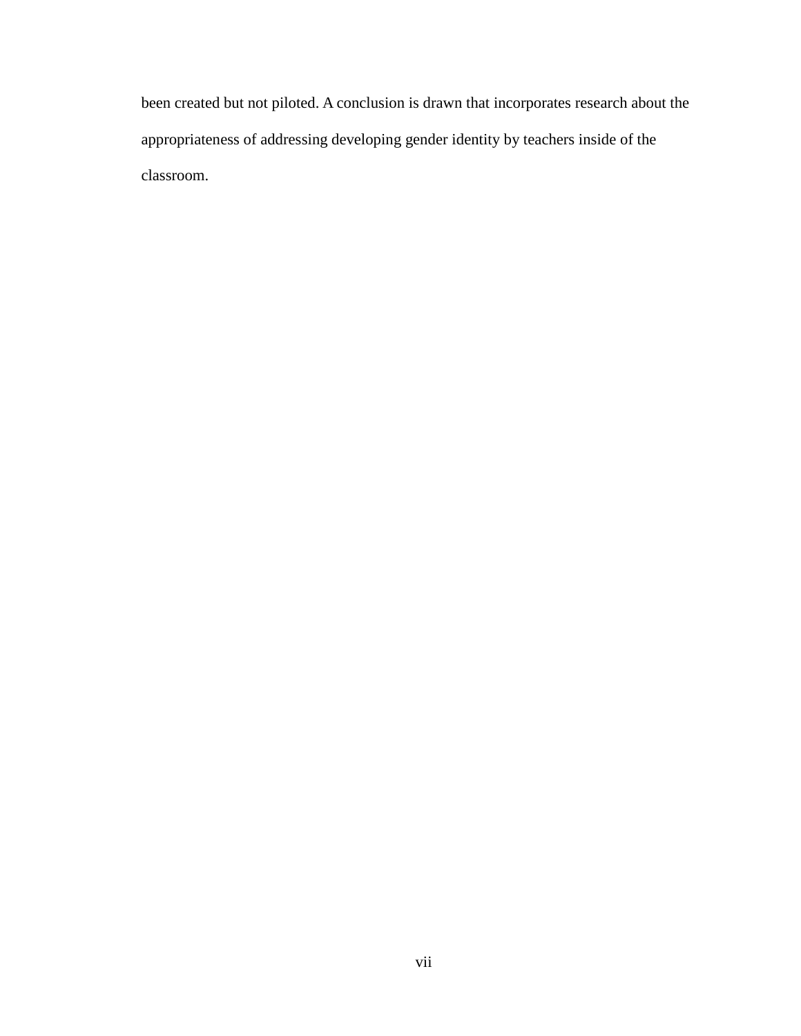been created but not piloted. A conclusion is drawn that incorporates research about the appropriateness of addressing developing gender identity by teachers inside of the classroom.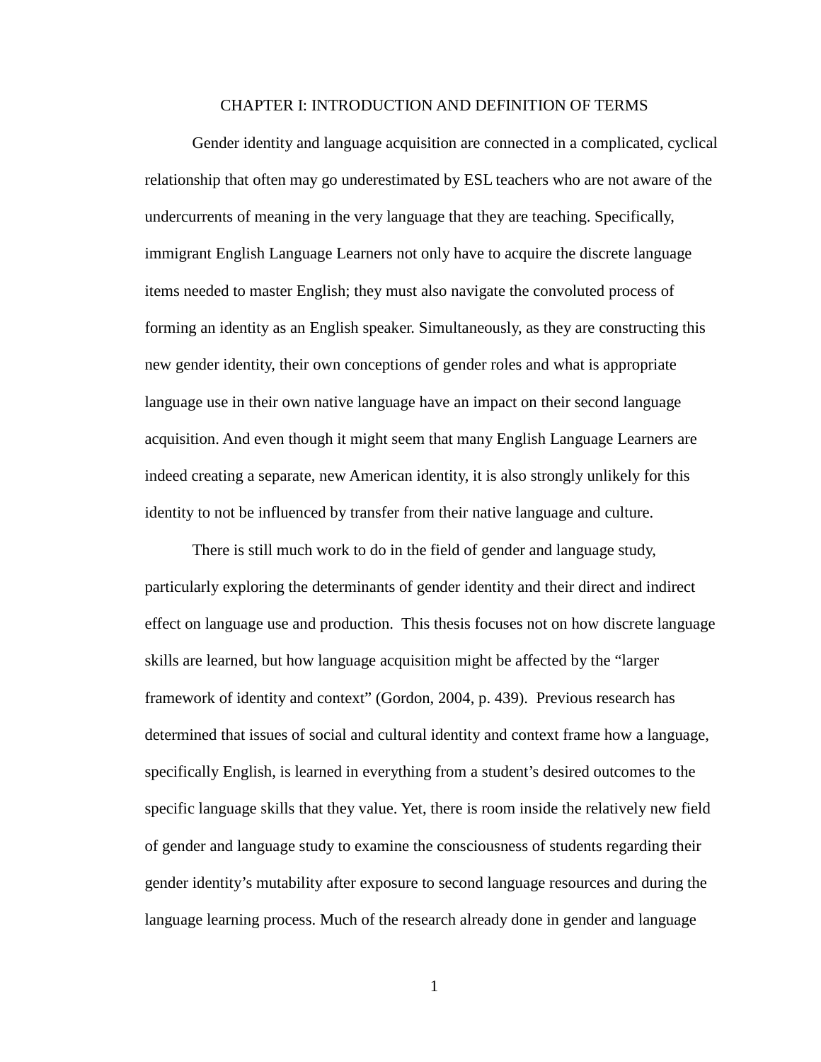# CHAPTER I: INTRODUCTION AND DEFINITION OF TERMS

Gender identity and language acquisition are connected in a complicated, cyclical relationship that often may go underestimated by ESL teachers who are not aware of the undercurrents of meaning in the very language that they are teaching. Specifically, immigrant English Language Learners not only have to acquire the discrete language items needed to master English; they must also navigate the convoluted process of forming an identity as an English speaker. Simultaneously, as they are constructing this new gender identity, their own conceptions of gender roles and what is appropriate language use in their own native language have an impact on their second language acquisition. And even though it might seem that many English Language Learners are indeed creating a separate, new American identity, it is also strongly unlikely for this identity to not be influenced by transfer from their native language and culture.

There is still much work to do in the field of gender and language study, particularly exploring the determinants of gender identity and their direct and indirect effect on language use and production. This thesis focuses not on how discrete language skills are learned, but how language acquisition might be affected by the "larger framework of identity and context" (Gordon, 2004, p. 439). Previous research has determined that issues of social and cultural identity and context frame how a language, specifically English, is learned in everything from a student's desired outcomes to the specific language skills that they value. Yet, there is room inside the relatively new field of gender and language study to examine the consciousness of students regarding their gender identity's mutability after exposure to second language resources and during the language learning process. Much of the research already done in gender and language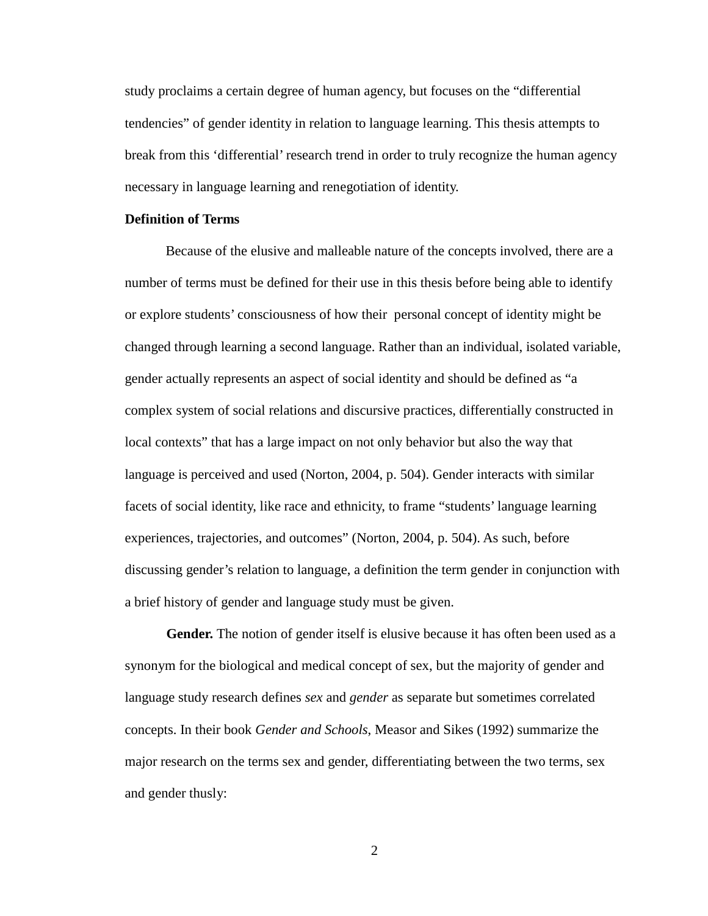study proclaims a certain degree of human agency, but focuses on the "differential tendencies" of gender identity in relation to language learning. This thesis attempts to break from this 'differential' research trend in order to truly recognize the human agency necessary in language learning and renegotiation of identity.

**Definition of Terms**

Because of the elusive and malleable nature of the concepts involved, there are a number of terms must be defined for their use in this thesis before being able to identify or explore students' consciousness of how their personal concept of identity might be changed through learning a second language. Rather than an individual, isolated variable, gender actually represents an aspect of social identity and should be defined as "a complex system of social relations and discursive practices, differentially constructed in local contexts" that has a large impact on not only behavior but also the way that language is perceived and used (Norton, 2004, p. 504). Gender interacts with similar facets of social identity, like race and ethnicity, to frame "students' language learning experiences, trajectories, and outcomes" (Norton, 2004, p. 504). As such, before discussing gender's relation to language, a definition the term gender in conjunction with a brief history of gender and language study must be given.

**Gender.** The notion of gender itself is elusive because it has often been used as a synonym for the biological and medical concept of sex, but the majority of gender and language study research defines *sex* and *gender* as separate but sometimes correlated concepts. In their book *Gender and Schools*, Measor and Sikes (1992) summarize the major research on the terms sex and gender, differentiating between the two terms, sex and gender thusly: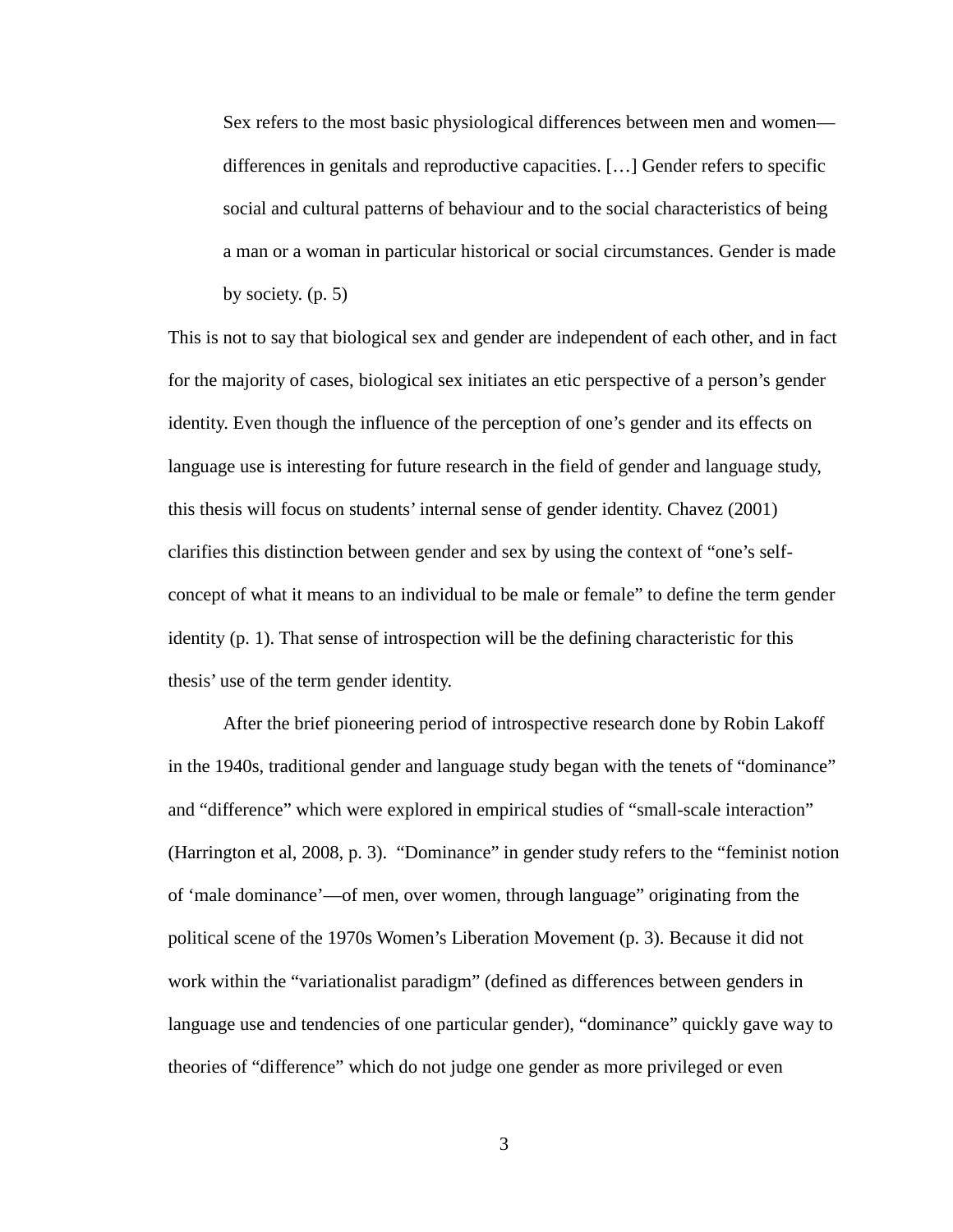> Sex refers to the most basic physiological differences between men and women—differences in genitals and reproductive capacities. […] Gender refers to specific social and cultural patterns of behaviour and to the social characteristics of being a man or a woman in particular historical or social circumstances. Gender is made by society. (p. 5)

This is not to say that biological sex and gender are independent of each other, and in fact for the majority of cases, biological sex initiates an etic perspective of a person's gender identity. Even though the influence of the perception of one's gender and its effects on language use is interesting for future research in the field of gender and language study, this thesis will focus on students' internal sense of gender identity. Chavez (2001) clarifies this distinction between gender and sex by using the context of "one's self-concept of what it means to an individual to be male or female" to define the term gender identity (p. 1). That sense of introspection will be the defining characteristic for this thesis' use of the term gender identity.

After the brief pioneering period of introspective research done by Robin Lakoff in the 1940s, traditional gender and language study began with the tenets of "dominance" and "difference" which were explored in empirical studies of "small-scale interaction" (Harrington et al, 2008, p. 3). "Dominance" in gender study refers to the "feminist notion of 'male dominance'—of men, over women, through language" originating from the political scene of the 1970s Women's Liberation Movement (p. 3). Because it did not work within the "variationalist paradigm" (defined as differences between genders in language use and tendencies of one particular gender), "dominance" quickly gave way to theories of "difference" which do not judge one gender as more privileged or even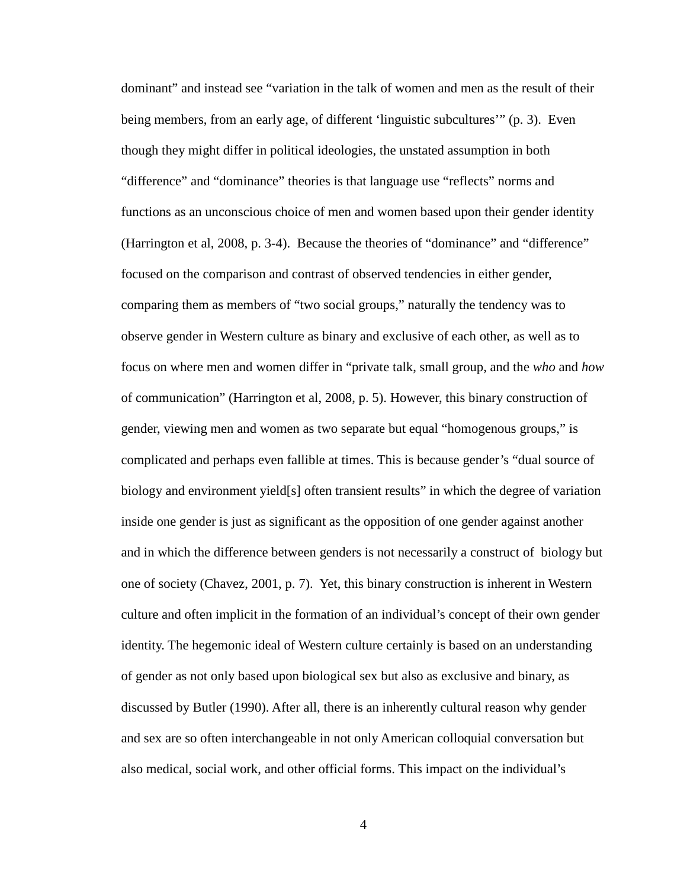dominant" and instead see "variation in the talk of women and men as the result of their being members, from an early age, of different 'linguistic subcultures'" (p. 3). Even though they might differ in political ideologies, the unstated assumption in both "difference" and "dominance" theories is that language use "reflects" norms and functions as an unconscious choice of men and women based upon their gender identity (Harrington et al, 2008, p. 3-4). Because the theories of "dominance" and "difference" focused on the comparison and contrast of observed tendencies in either gender, comparing them as members of "two social groups," naturally the tendency was to observe gender in Western culture as binary and exclusive of each other, as well as to focus on where men and women differ in "private talk, small group, and the *who* and *how* of communication" (Harrington et al, 2008, p. 5). However, this binary construction of gender, viewing men and women as two separate but equal "homogenous groups," is complicated and perhaps even fallible at times. This is because gender's "dual source of biology and environment yield[s] often transient results" in which the degree of variation inside one gender is just as significant as the opposition of one gender against another and in which the difference between genders is not necessarily a construct of biology but one of society (Chavez, 2001, p. 7). Yet, this binary construction is inherent in Western culture and often implicit in the formation of an individual's concept of their own gender identity. The hegemonic ideal of Western culture certainly is based on an understanding of gender as not only based upon biological sex but also as exclusive and binary, as discussed by Butler (1990). After all, there is an inherently cultural reason why gender and sex are so often interchangeable in not only American colloquial conversation but also medical, social work, and other official forms. This impact on the individual's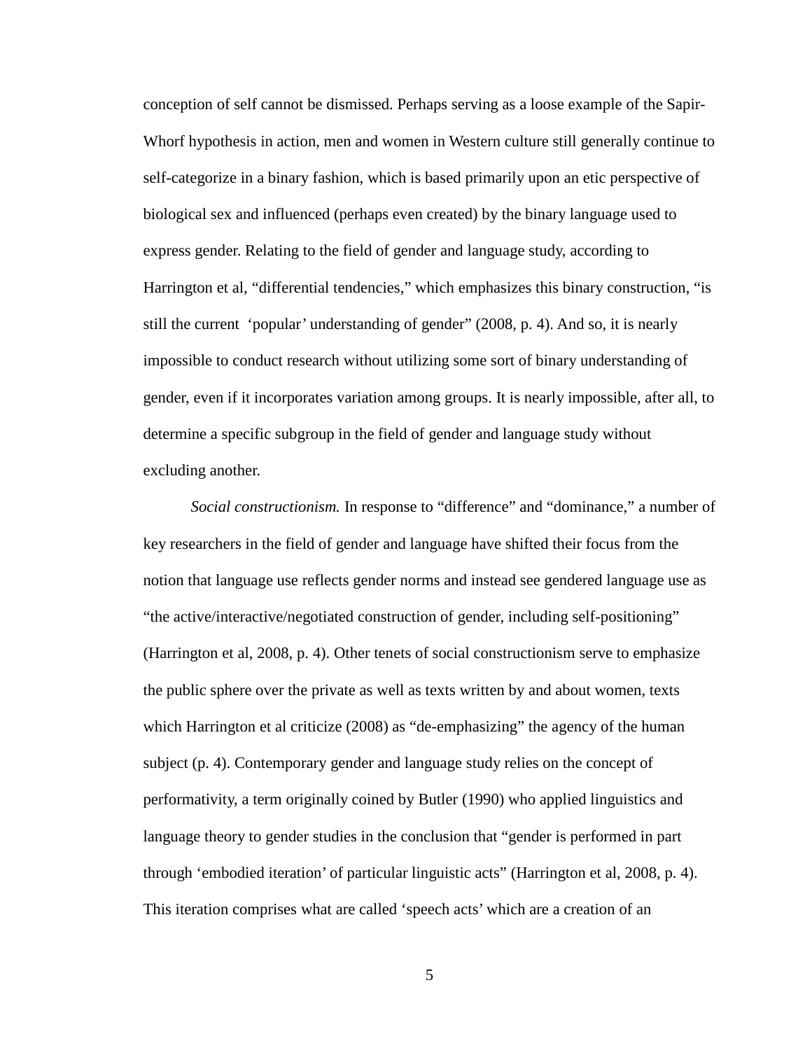conception of self cannot be dismissed. Perhaps serving as a loose example of the Sapir-Whorf hypothesis in action, men and women in Western culture still generally continue to self-categorize in a binary fashion, which is based primarily upon an etic perspective of biological sex and influenced (perhaps even created) by the binary language used to express gender. Relating to the field of gender and language study, according to Harrington et al, “differential tendencies,” which emphasizes this binary construction, “is still the current ‘popular’ understanding of gender” (2008, p. 4). And so, it is nearly impossible to conduct research without utilizing some sort of binary understanding of gender, even if it incorporates variation among groups. It is nearly impossible, after all, to determine a specific subgroup in the field of gender and language study without excluding another.

*Social constructionism.* In response to “difference” and “dominance,” a number of key researchers in the field of gender and language have shifted their focus from the notion that language use reflects gender norms and instead see gendered language use as “the active/interactive/negotiated construction of gender, including self-positioning” (Harrington et al, 2008, p. 4). Other tenets of social constructionism serve to emphasize the public sphere over the private as well as texts written by and about women, texts which Harrington et al criticize (2008) as “de-emphasizing” the agency of the human subject (p. 4). Contemporary gender and language study relies on the concept of performativity, a term originally coined by Butler (1990) who applied linguistics and language theory to gender studies in the conclusion that “gender is performed in part through ‘embodied iteration’ of particular linguistic acts” (Harrington et al, 2008, p. 4). This iteration comprises what are called ‘speech acts’ which are a creation of an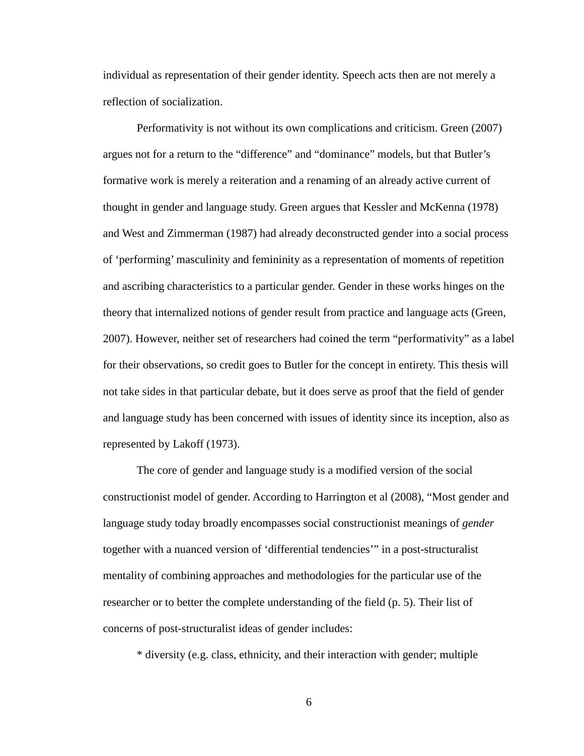individual as representation of their gender identity. Speech acts then are not merely a reflection of socialization.

Performativity is not without its own complications and criticism. Green (2007) argues not for a return to the “difference” and “dominance” models, but that Butler’s formative work is merely a reiteration and a renaming of an already active current of thought in gender and language study. Green argues that Kessler and McKenna (1978) and West and Zimmerman (1987) had already deconstructed gender into a social process of ‘performing’ masculinity and femininity as a representation of moments of repetition and ascribing characteristics to a particular gender. Gender in these works hinges on the theory that internalized notions of gender result from practice and language acts (Green, 2007). However, neither set of researchers had coined the term “performativity” as a label for their observations, so credit goes to Butler for the concept in entirety. This thesis will not take sides in that particular debate, but it does serve as proof that the field of gender and language study has been concerned with issues of identity since its inception, also as represented by Lakoff (1973).

The core of gender and language study is a modified version of the social constructionist model of gender. According to Harrington et al (2008), “Most gender and language study today broadly encompasses social constructionist meanings of *gender* together with a nuanced version of ‘differential tendencies’” in a post-structuralist mentality of combining approaches and methodologies for the particular use of the researcher or to better the complete understanding of the field (p. 5). Their list of concerns of post-structuralist ideas of gender includes:

* diversity (e.g. class, ethnicity, and their interaction with gender; multiple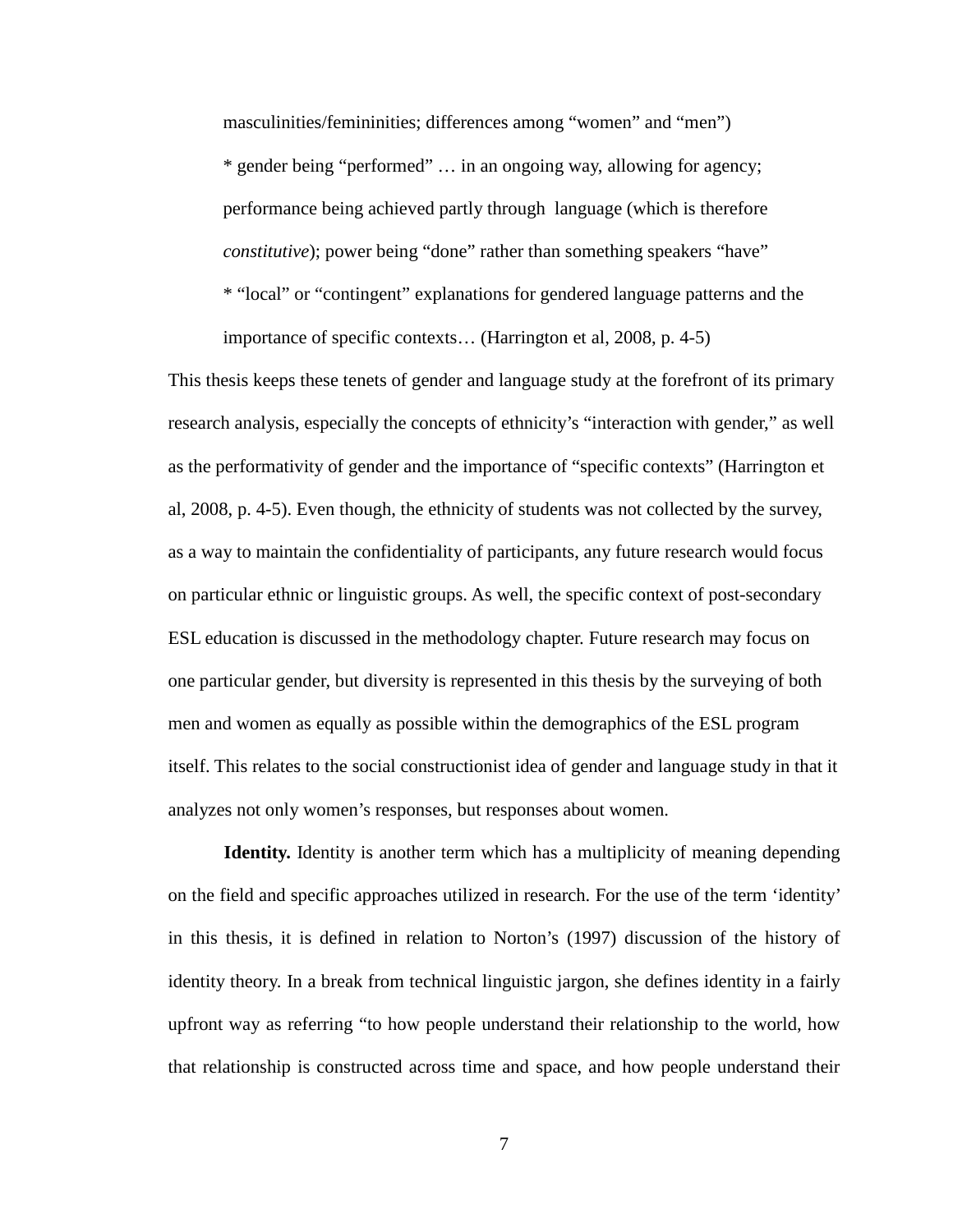masculinities/femininities; differences among “women” and “men”)

* gender being “performed” … in an ongoing way, allowing for agency; performance being achieved partly through language (which is therefore *constitutive*); power being “done” rather than something speakers “have”

* “local” or “contingent” explanations for gendered language patterns and the importance of specific contexts… (Harrington et al, 2008, p. 4-5)

This thesis keeps these tenets of gender and language study at the forefront of its primary research analysis, especially the concepts of ethnicity’s “interaction with gender,” as well as the performativity of gender and the importance of “specific contexts” (Harrington et al, 2008, p. 4-5). Even though, the ethnicity of students was not collected by the survey, as a way to maintain the confidentiality of participants, any future research would focus on particular ethnic or linguistic groups. As well, the specific context of post-secondary ESL education is discussed in the methodology chapter. Future research may focus on one particular gender, but diversity is represented in this thesis by the surveying of both men and women as equally as possible within the demographics of the ESL program itself. This relates to the social constructionist idea of gender and language study in that it analyzes not only women’s responses, but responses about women.

**Identity.** Identity is another term which has a multiplicity of meaning depending on the field and specific approaches utilized in research. For the use of the term ‘identity’ in this thesis, it is defined in relation to Norton’s (1997) discussion of the history of identity theory. In a break from technical linguistic jargon, she defines identity in a fairly upfront way as referring “to how people understand their relationship to the world, how that relationship is constructed across time and space, and how people understand their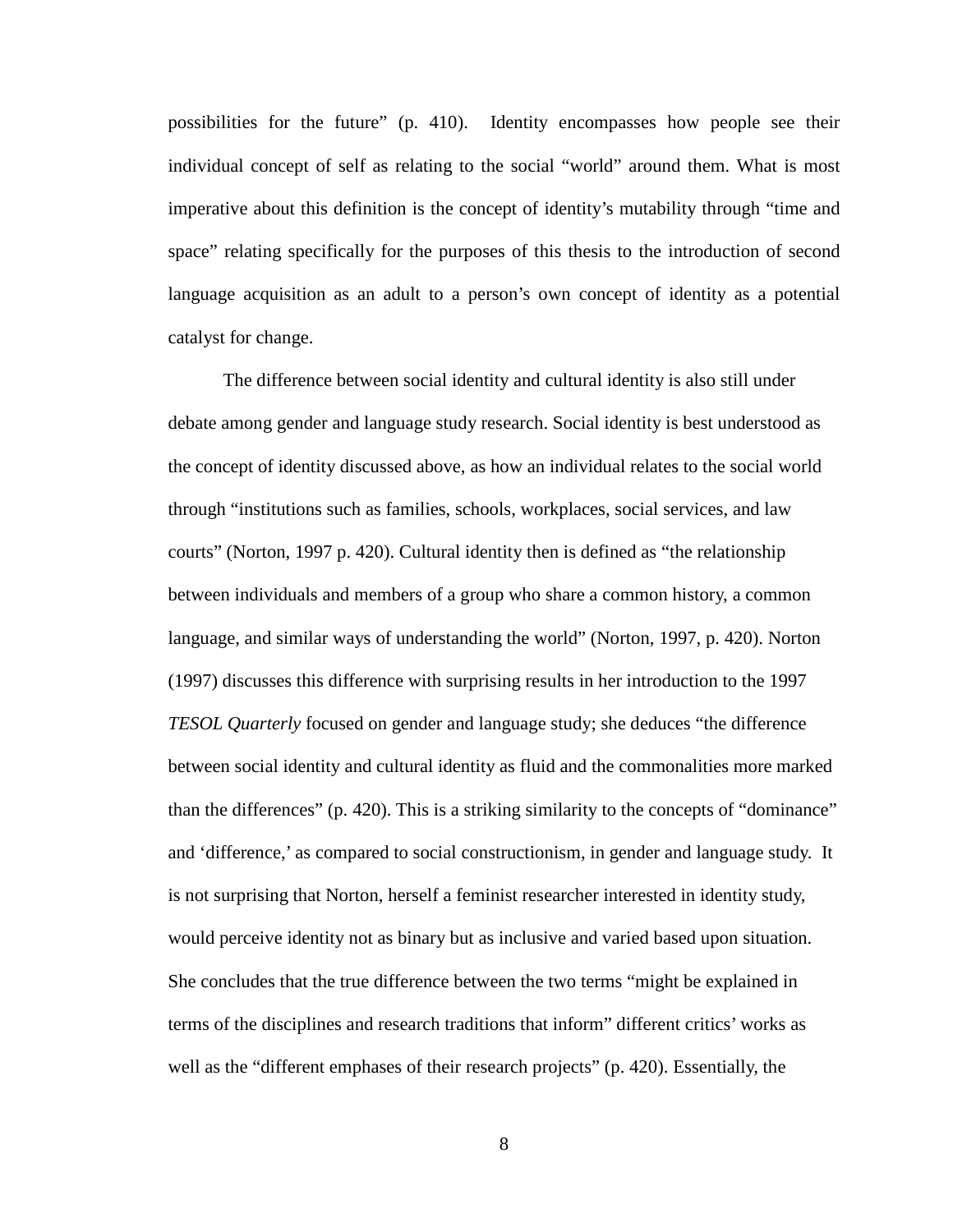possibilities for the future" (p. 410). Identity encompasses how people see their individual concept of self as relating to the social "world" around them. What is most imperative about this definition is the concept of identity's mutability through "time and space" relating specifically for the purposes of this thesis to the introduction of second language acquisition as an adult to a person's own concept of identity as a potential catalyst for change.

The difference between social identity and cultural identity is also still under debate among gender and language study research. Social identity is best understood as the concept of identity discussed above, as how an individual relates to the social world through "institutions such as families, schools, workplaces, social services, and law courts" (Norton, 1997 p. 420). Cultural identity then is defined as "the relationship between individuals and members of a group who share a common history, a common language, and similar ways of understanding the world" (Norton, 1997, p. 420). Norton (1997) discusses this difference with surprising results in her introduction to the 1997 *TESOL Quarterly* focused on gender and language study; she deduces "the difference between social identity and cultural identity as fluid and the commonalities more marked than the differences" (p. 420). This is a striking similarity to the concepts of "dominance" and 'difference,' as compared to social constructionism, in gender and language study. It is not surprising that Norton, herself a feminist researcher interested in identity study, would perceive identity not as binary but as inclusive and varied based upon situation. She concludes that the true difference between the two terms "might be explained in terms of the disciplines and research traditions that inform" different critics' works as well as the "different emphases of their research projects" (p. 420). Essentially, the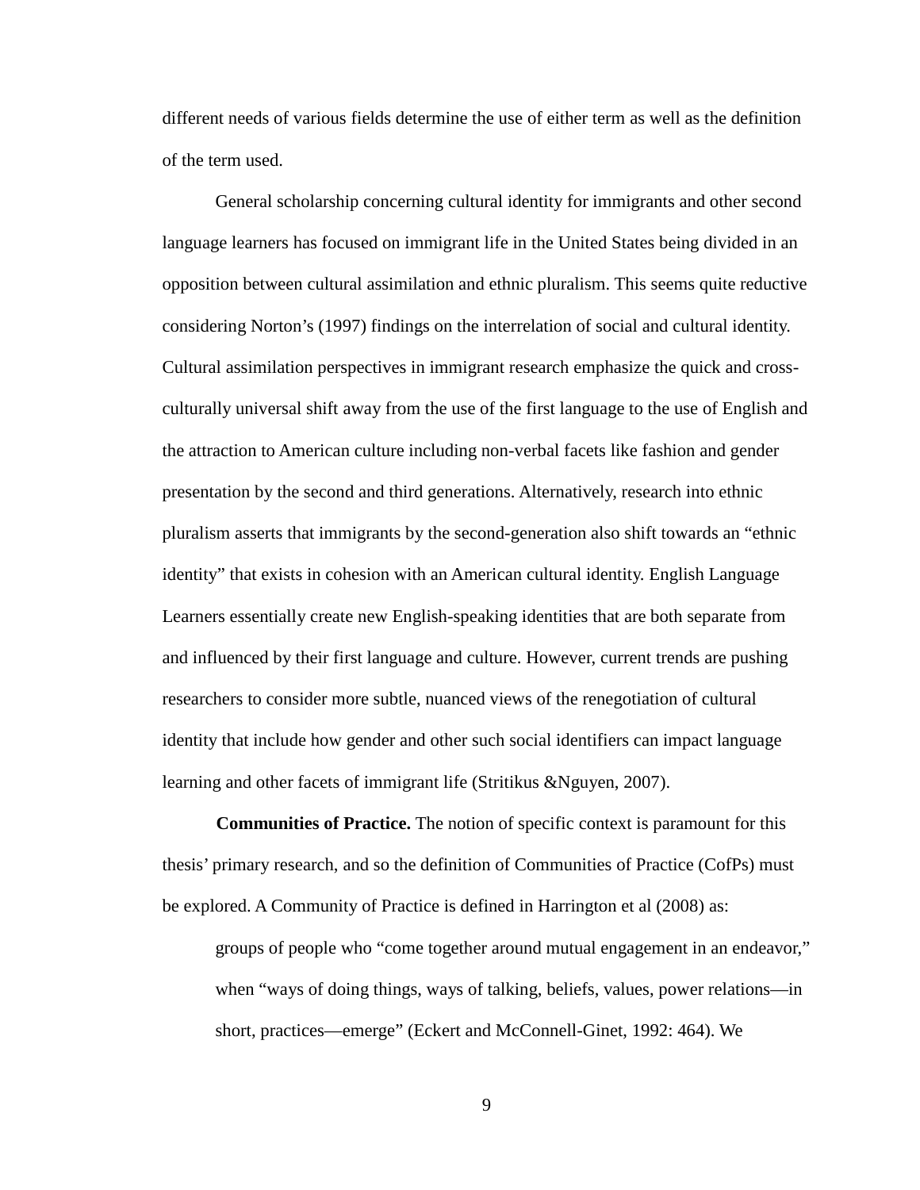different needs of various fields determine the use of either term as well as the definition of the term used.

General scholarship concerning cultural identity for immigrants and other second language learners has focused on immigrant life in the United States being divided in an opposition between cultural assimilation and ethnic pluralism. This seems quite reductive considering Norton's (1997) findings on the interrelation of social and cultural identity. Cultural assimilation perspectives in immigrant research emphasize the quick and cross-culturally universal shift away from the use of the first language to the use of English and the attraction to American culture including non-verbal facets like fashion and gender presentation by the second and third generations. Alternatively, research into ethnic pluralism asserts that immigrants by the second-generation also shift towards an "ethnic identity" that exists in cohesion with an American cultural identity. English Language Learners essentially create new English-speaking identities that are both separate from and influenced by their first language and culture. However, current trends are pushing researchers to consider more subtle, nuanced views of the renegotiation of cultural identity that include how gender and other such social identifiers can impact language learning and other facets of immigrant life (Stritikus &Nguyen, 2007).

**Communities of Practice.** The notion of specific context is paramount for this thesis' primary research, and so the definition of Communities of Practice (CofPs) must be explored. A Community of Practice is defined in Harrington et al (2008) as:

> groups of people who "come together around mutual engagement in an endeavor," when "ways of doing things, ways of talking, beliefs, values, power relations—in short, practices—emerge" (Eckert and McConnell-Ginet, 1992: 464). We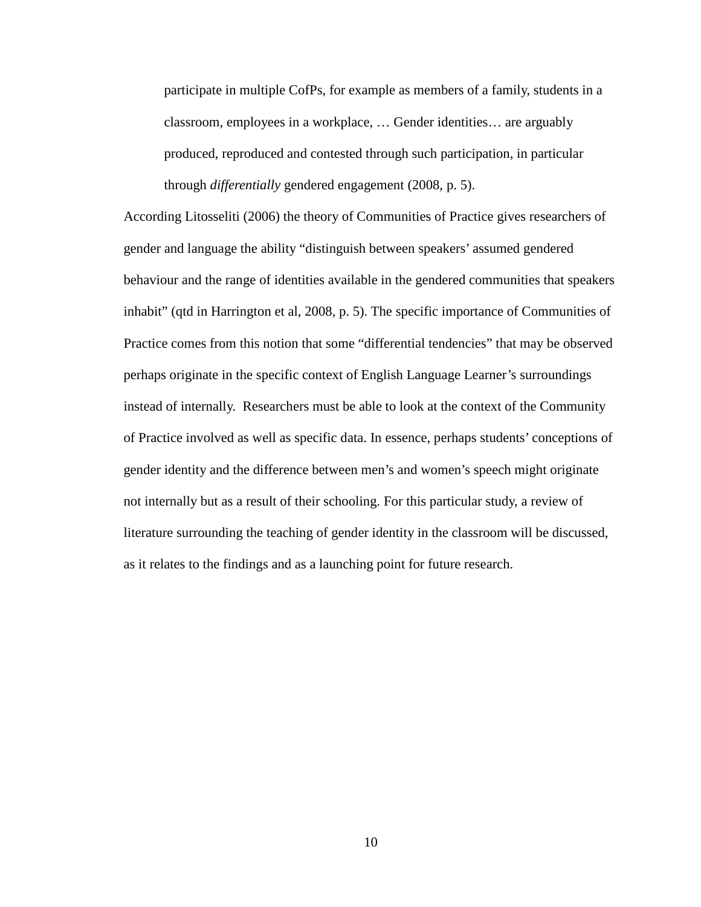> participate in multiple CofPs, for example as members of a family, students in a classroom, employees in a workplace, … Gender identities… are arguably produced, reproduced and contested through such participation, in particular through *differentially* gendered engagement (2008, p. 5).

According Litosseliti (2006) the theory of Communities of Practice gives researchers of gender and language the ability "distinguish between speakers' assumed gendered behaviour and the range of identities available in the gendered communities that speakers inhabit" (qtd in Harrington et al, 2008, p. 5). The specific importance of Communities of Practice comes from this notion that some "differential tendencies" that may be observed perhaps originate in the specific context of English Language Learner's surroundings instead of internally. Researchers must be able to look at the context of the Community of Practice involved as well as specific data. In essence, perhaps students' conceptions of gender identity and the difference between men's and women's speech might originate not internally but as a result of their schooling. For this particular study, a review of literature surrounding the teaching of gender identity in the classroom will be discussed, as it relates to the findings and as a launching point for future research.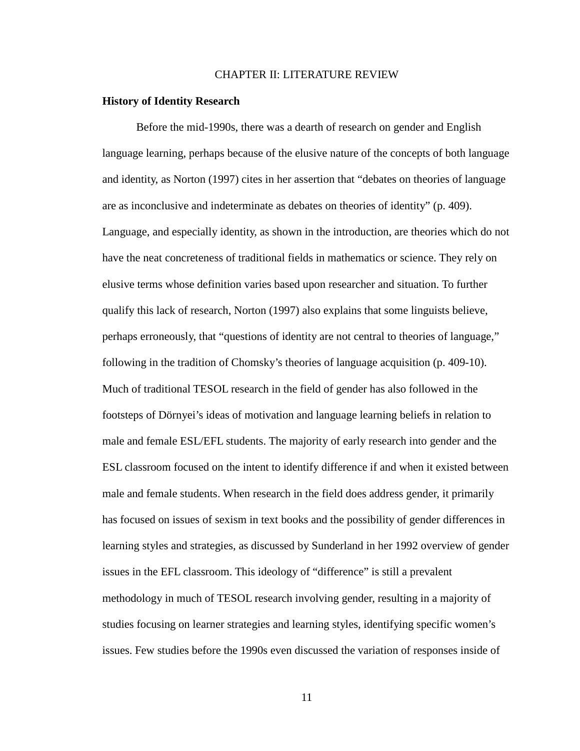# CHAPTER II: LITERATURE REVIEW

**History of Identity Research**

Before the mid-1990s, there was a dearth of research on gender and English language learning, perhaps because of the elusive nature of the concepts of both language and identity, as Norton (1997) cites in her assertion that "debates on theories of language are as inconclusive and indeterminate as debates on theories of identity" (p. 409). Language, and especially identity, as shown in the introduction, are theories which do not have the neat concreteness of traditional fields in mathematics or science. They rely on elusive terms whose definition varies based upon researcher and situation. To further qualify this lack of research, Norton (1997) also explains that some linguists believe, perhaps erroneously, that "questions of identity are not central to theories of language," following in the tradition of Chomsky's theories of language acquisition (p. 409-10). Much of traditional TESOL research in the field of gender has also followed in the footsteps of Dörnyei's ideas of motivation and language learning beliefs in relation to male and female ESL/EFL students. The majority of early research into gender and the ESL classroom focused on the intent to identify difference if and when it existed between male and female students. When research in the field does address gender, it primarily has focused on issues of sexism in text books and the possibility of gender differences in learning styles and strategies, as discussed by Sunderland in her 1992 overview of gender issues in the EFL classroom. This ideology of "difference" is still a prevalent methodology in much of TESOL research involving gender, resulting in a majority of studies focusing on learner strategies and learning styles, identifying specific women's issues. Few studies before the 1990s even discussed the variation of responses inside of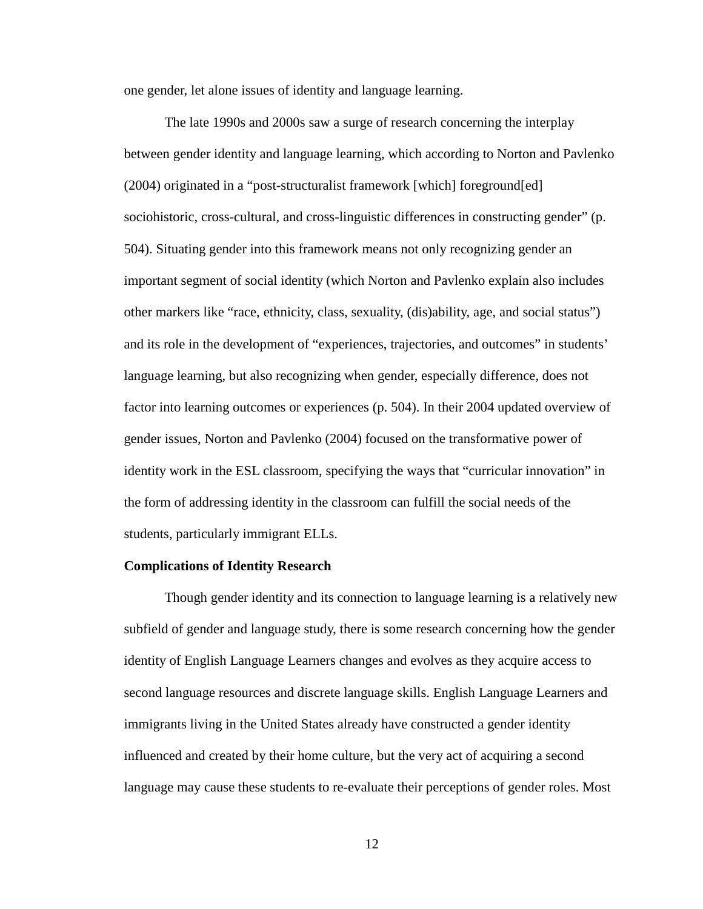one gender, let alone issues of identity and language learning.

The late 1990s and 2000s saw a surge of research concerning the interplay between gender identity and language learning, which according to Norton and Pavlenko (2004) originated in a "post-structuralist framework [which] foreground[ed] sociohistoric, cross-cultural, and cross-linguistic differences in constructing gender" (p. 504). Situating gender into this framework means not only recognizing gender an important segment of social identity (which Norton and Pavlenko explain also includes other markers like "race, ethnicity, class, sexuality, (dis)ability, age, and social status") and its role in the development of "experiences, trajectories, and outcomes" in students' language learning, but also recognizing when gender, especially difference, does not factor into learning outcomes or experiences (p. 504). In their 2004 updated overview of gender issues, Norton and Pavlenko (2004) focused on the transformative power of identity work in the ESL classroom, specifying the ways that "curricular innovation" in the form of addressing identity in the classroom can fulfill the social needs of the students, particularly immigrant ELLs.

**Complications of Identity Research**

Though gender identity and its connection to language learning is a relatively new subfield of gender and language study, there is some research concerning how the gender identity of English Language Learners changes and evolves as they acquire access to second language resources and discrete language skills. English Language Learners and immigrants living in the United States already have constructed a gender identity influenced and created by their home culture, but the very act of acquiring a second language may cause these students to re-evaluate their perceptions of gender roles. Most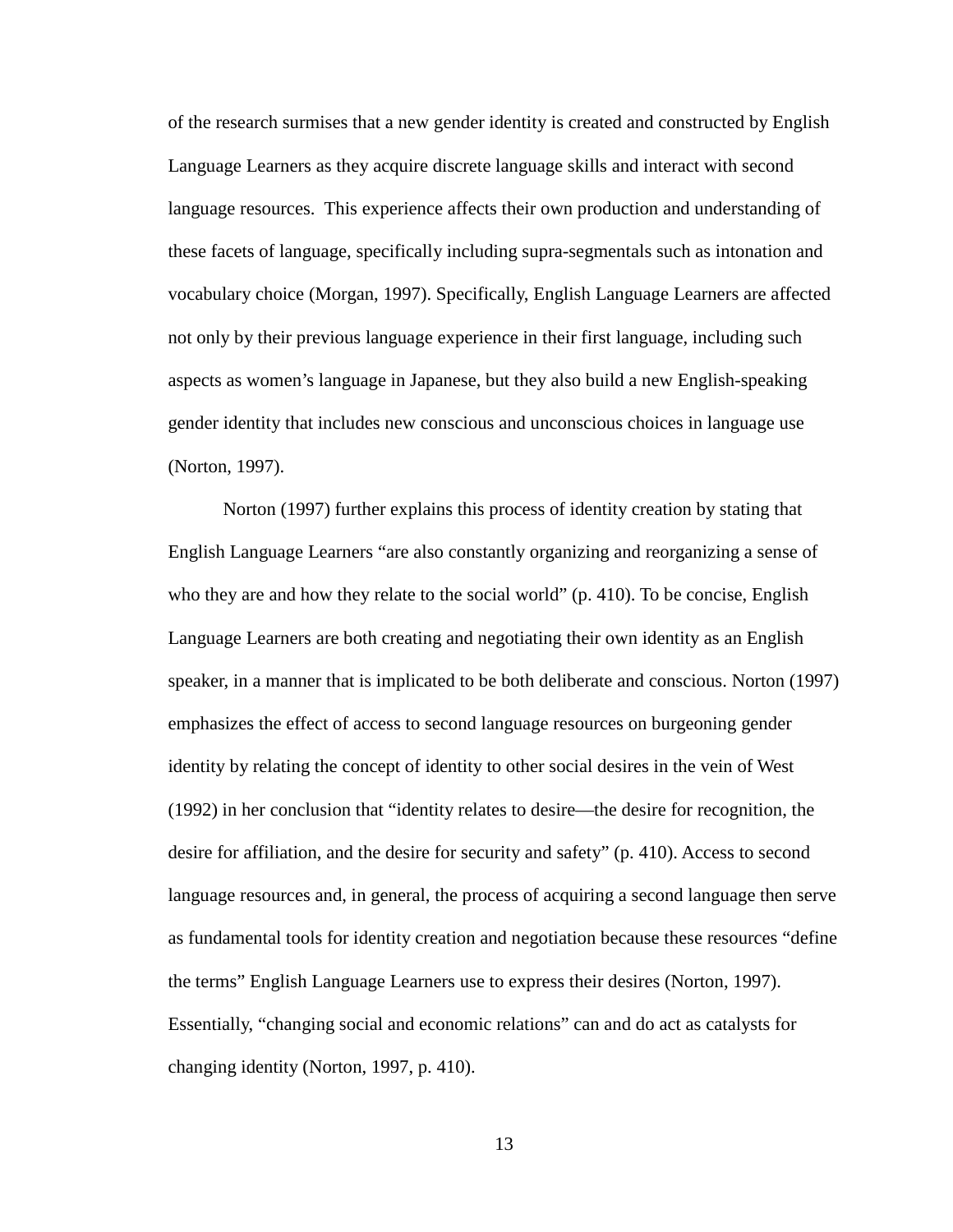of the research surmises that a new gender identity is created and constructed by English Language Learners as they acquire discrete language skills and interact with second language resources. This experience affects their own production and understanding of these facets of language, specifically including supra-segmentals such as intonation and vocabulary choice (Morgan, 1997). Specifically, English Language Learners are affected not only by their previous language experience in their first language, including such aspects as women's language in Japanese, but they also build a new English-speaking gender identity that includes new conscious and unconscious choices in language use (Norton, 1997).

Norton (1997) further explains this process of identity creation by stating that English Language Learners "are also constantly organizing and reorganizing a sense of who they are and how they relate to the social world" (p. 410). To be concise, English Language Learners are both creating and negotiating their own identity as an English speaker, in a manner that is implicated to be both deliberate and conscious. Norton (1997) emphasizes the effect of access to second language resources on burgeoning gender identity by relating the concept of identity to other social desires in the vein of West (1992) in her conclusion that "identity relates to desire—the desire for recognition, the desire for affiliation, and the desire for security and safety" (p. 410). Access to second language resources and, in general, the process of acquiring a second language then serve as fundamental tools for identity creation and negotiation because these resources "define the terms" English Language Learners use to express their desires (Norton, 1997). Essentially, "changing social and economic relations" can and do act as catalysts for changing identity (Norton, 1997, p. 410).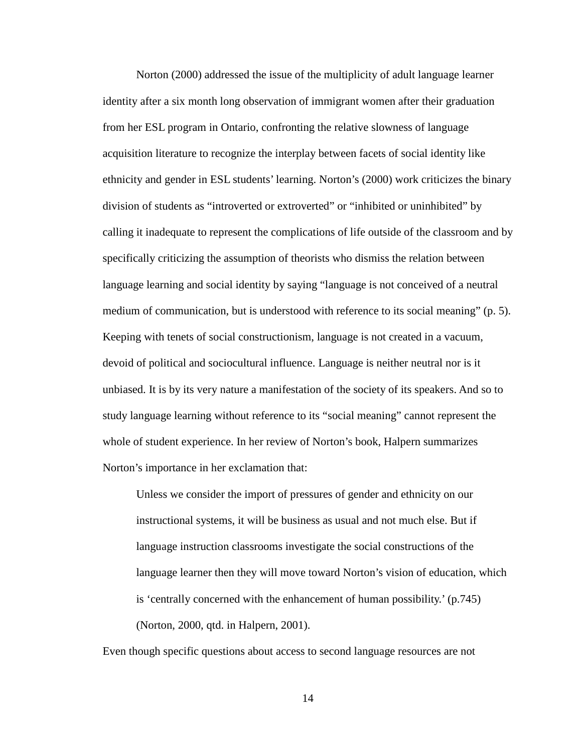Norton (2000) addressed the issue of the multiplicity of adult language learner identity after a six month long observation of immigrant women after their graduation from her ESL program in Ontario, confronting the relative slowness of language acquisition literature to recognize the interplay between facets of social identity like ethnicity and gender in ESL students' learning. Norton's (2000) work criticizes the binary division of students as "introverted or extroverted" or "inhibited or uninhibited" by calling it inadequate to represent the complications of life outside of the classroom and by specifically criticizing the assumption of theorists who dismiss the relation between language learning and social identity by saying "language is not conceived of a neutral medium of communication, but is understood with reference to its social meaning" (p. 5). Keeping with tenets of social constructionism, language is not created in a vacuum, devoid of political and sociocultural influence. Language is neither neutral nor is it unbiased. It is by its very nature a manifestation of the society of its speakers. And so to study language learning without reference to its "social meaning" cannot represent the whole of student experience. In her review of Norton's book, Halpern summarizes Norton's importance in her exclamation that:

> Unless we consider the import of pressures of gender and ethnicity on our instructional systems, it will be business as usual and not much else. But if language instruction classrooms investigate the social constructions of the language learner then they will move toward Norton's vision of education, which is 'centrally concerned with the enhancement of human possibility.' (p.745) (Norton, 2000, qtd. in Halpern, 2001).

Even though specific questions about access to second language resources are not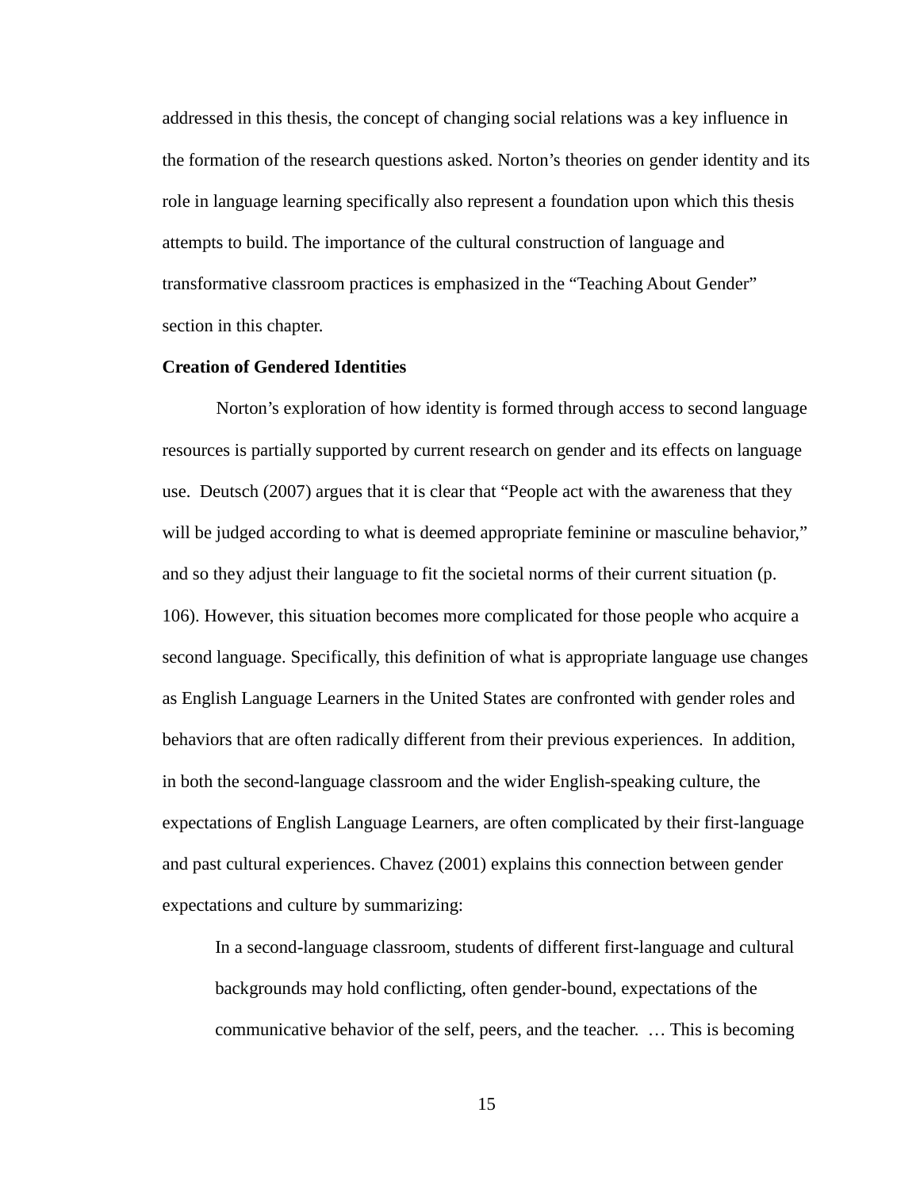addressed in this thesis, the concept of changing social relations was a key influence in the formation of the research questions asked. Norton's theories on gender identity and its role in language learning specifically also represent a foundation upon which this thesis attempts to build. The importance of the cultural construction of language and transformative classroom practices is emphasized in the "Teaching About Gender" section in this chapter.

**Creation of Gendered Identities**

Norton's exploration of how identity is formed through access to second language resources is partially supported by current research on gender and its effects on language use. Deutsch (2007) argues that it is clear that "People act with the awareness that they will be judged according to what is deemed appropriate feminine or masculine behavior," and so they adjust their language to fit the societal norms of their current situation (p. 106). However, this situation becomes more complicated for those people who acquire a second language. Specifically, this definition of what is appropriate language use changes as English Language Learners in the United States are confronted with gender roles and behaviors that are often radically different from their previous experiences. In addition, in both the second-language classroom and the wider English-speaking culture, the expectations of English Language Learners, are often complicated by their first-language and past cultural experiences. Chavez (2001) explains this connection between gender expectations and culture by summarizing:

> In a second-language classroom, students of different first-language and cultural backgrounds may hold conflicting, often gender-bound, expectations of the communicative behavior of the self, peers, and the teacher. … This is becoming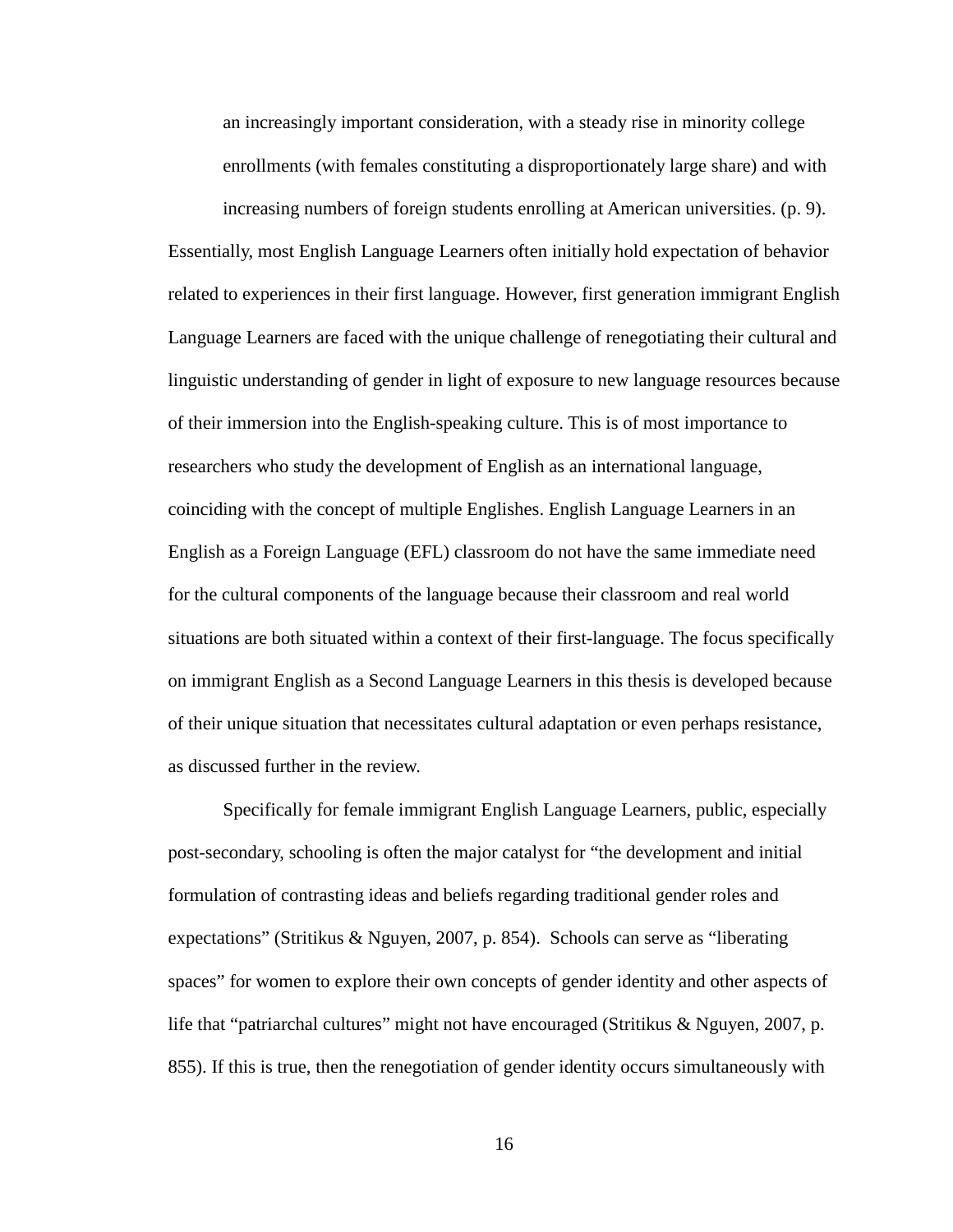> an increasingly important consideration, with a steady rise in minority college enrollments (with females constituting a disproportionately large share) and with increasing numbers of foreign students enrolling at American universities. (p. 9).

Essentially, most English Language Learners often initially hold expectation of behavior related to experiences in their first language. However, first generation immigrant English Language Learners are faced with the unique challenge of renegotiating their cultural and linguistic understanding of gender in light of exposure to new language resources because of their immersion into the English-speaking culture. This is of most importance to researchers who study the development of English as an international language, coinciding with the concept of multiple Englishes. English Language Learners in an English as a Foreign Language (EFL) classroom do not have the same immediate need for the cultural components of the language because their classroom and real world situations are both situated within a context of their first-language. The focus specifically on immigrant English as a Second Language Learners in this thesis is developed because of their unique situation that necessitates cultural adaptation or even perhaps resistance, as discussed further in the review.

Specifically for female immigrant English Language Learners, public, especially post-secondary, schooling is often the major catalyst for "the development and initial formulation of contrasting ideas and beliefs regarding traditional gender roles and expectations" (Stritikus & Nguyen, 2007, p. 854). Schools can serve as "liberating spaces" for women to explore their own concepts of gender identity and other aspects of life that "patriarchal cultures" might not have encouraged (Stritikus & Nguyen, 2007, p. 855). If this is true, then the renegotiation of gender identity occurs simultaneously with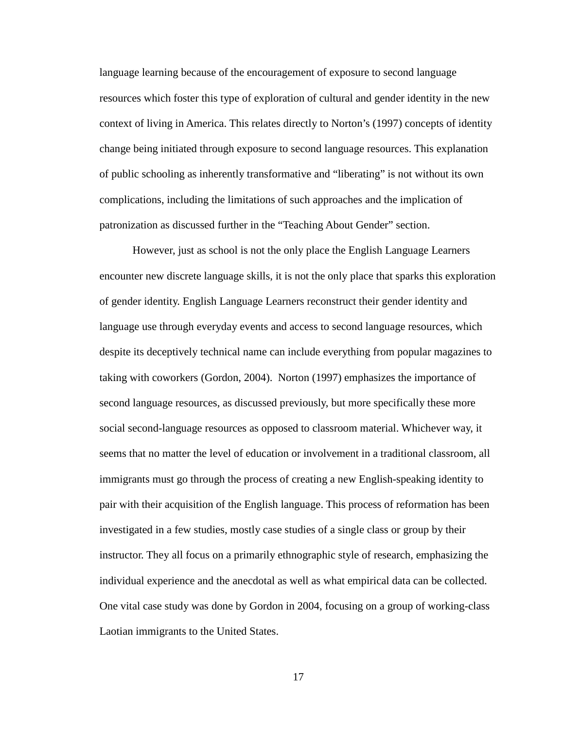language learning because of the encouragement of exposure to second language resources which foster this type of exploration of cultural and gender identity in the new context of living in America. This relates directly to Norton's (1997) concepts of identity change being initiated through exposure to second language resources. This explanation of public schooling as inherently transformative and "liberating" is not without its own complications, including the limitations of such approaches and the implication of patronization as discussed further in the "Teaching About Gender" section.

However, just as school is not the only place the English Language Learners encounter new discrete language skills, it is not the only place that sparks this exploration of gender identity. English Language Learners reconstruct their gender identity and language use through everyday events and access to second language resources, which despite its deceptively technical name can include everything from popular magazines to taking with coworkers (Gordon, 2004). Norton (1997) emphasizes the importance of second language resources, as discussed previously, but more specifically these more social second-language resources as opposed to classroom material. Whichever way, it seems that no matter the level of education or involvement in a traditional classroom, all immigrants must go through the process of creating a new English-speaking identity to pair with their acquisition of the English language. This process of reformation has been investigated in a few studies, mostly case studies of a single class or group by their instructor. They all focus on a primarily ethnographic style of research, emphasizing the individual experience and the anecdotal as well as what empirical data can be collected. One vital case study was done by Gordon in 2004, focusing on a group of working-class Laotian immigrants to the United States.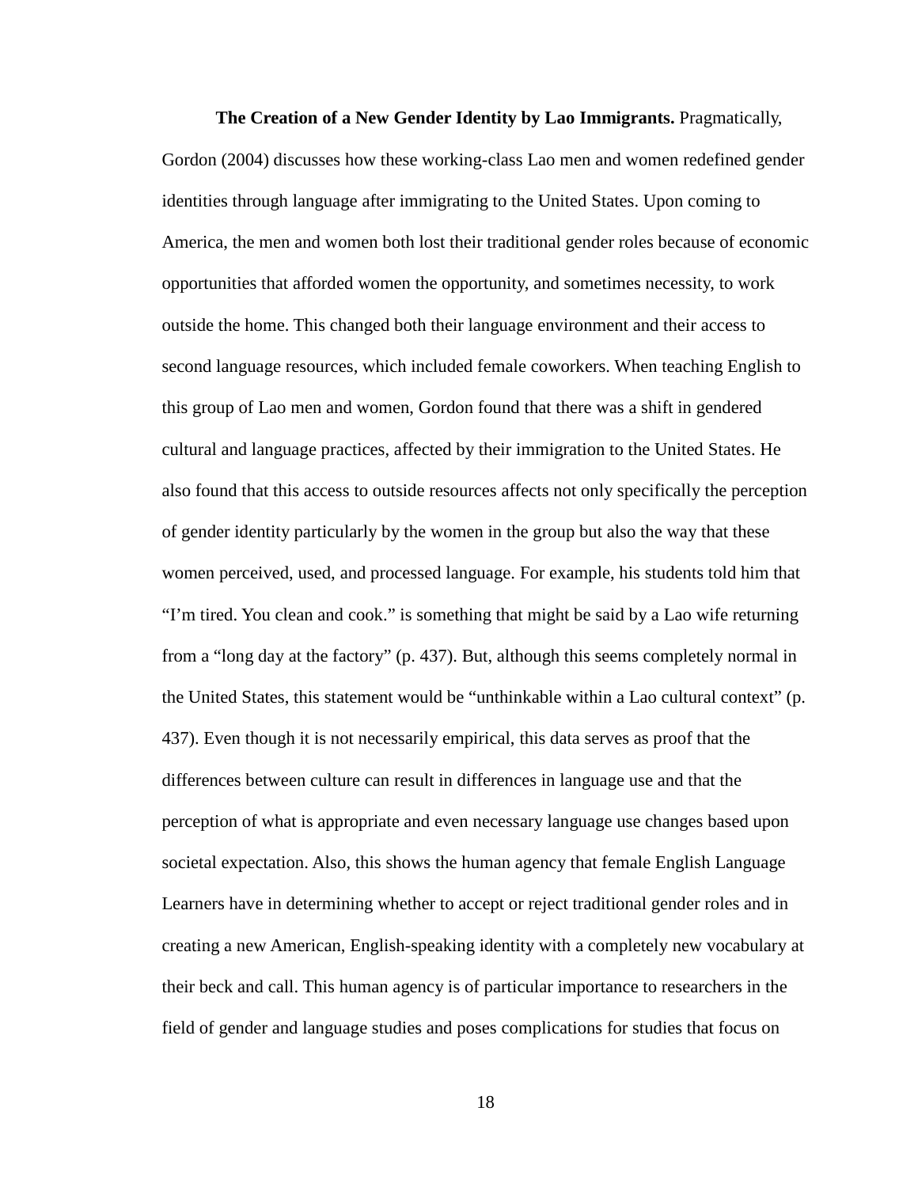**The Creation of a New Gender Identity by Lao Immigrants.** Pragmatically, Gordon (2004) discusses how these working-class Lao men and women redefined gender identities through language after immigrating to the United States. Upon coming to America, the men and women both lost their traditional gender roles because of economic opportunities that afforded women the opportunity, and sometimes necessity, to work outside the home. This changed both their language environment and their access to second language resources, which included female coworkers. When teaching English to this group of Lao men and women, Gordon found that there was a shift in gendered cultural and language practices, affected by their immigration to the United States. He also found that this access to outside resources affects not only specifically the perception of gender identity particularly by the women in the group but also the way that these women perceived, used, and processed language. For example, his students told him that "I'm tired. You clean and cook." is something that might be said by a Lao wife returning from a "long day at the factory" (p. 437). But, although this seems completely normal in the United States, this statement would be "unthinkable within a Lao cultural context" (p. 437). Even though it is not necessarily empirical, this data serves as proof that the differences between culture can result in differences in language use and that the perception of what is appropriate and even necessary language use changes based upon societal expectation. Also, this shows the human agency that female English Language Learners have in determining whether to accept or reject traditional gender roles and in creating a new American, English-speaking identity with a completely new vocabulary at their beck and call. This human agency is of particular importance to researchers in the field of gender and language studies and poses complications for studies that focus on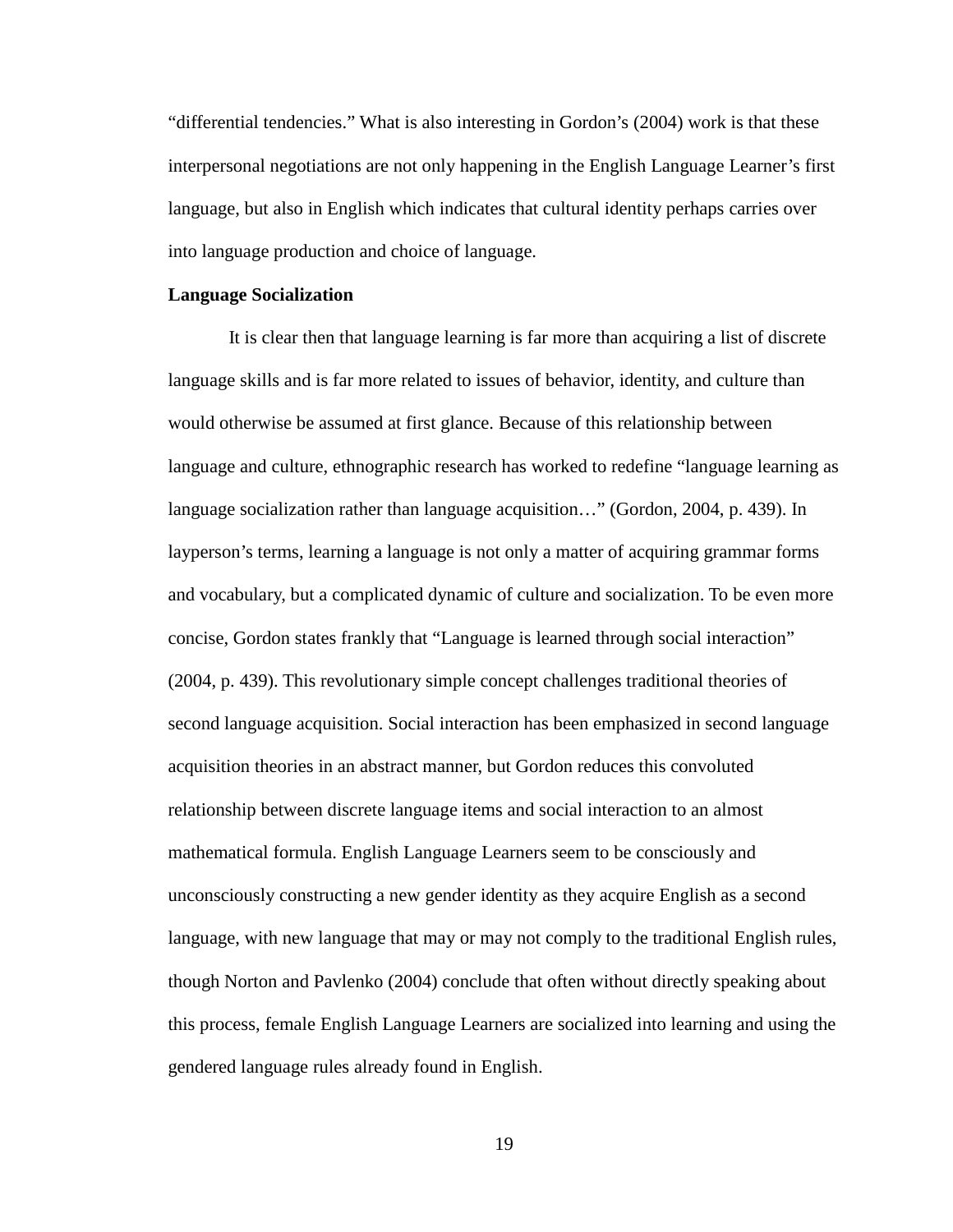"differential tendencies." What is also interesting in Gordon's (2004) work is that these interpersonal negotiations are not only happening in the English Language Learner's first language, but also in English which indicates that cultural identity perhaps carries over into language production and choice of language.

**Language Socialization**

It is clear then that language learning is far more than acquiring a list of discrete language skills and is far more related to issues of behavior, identity, and culture than would otherwise be assumed at first glance. Because of this relationship between language and culture, ethnographic research has worked to redefine "language learning as language socialization rather than language acquisition…" (Gordon, 2004, p. 439). In layperson's terms, learning a language is not only a matter of acquiring grammar forms and vocabulary, but a complicated dynamic of culture and socialization. To be even more concise, Gordon states frankly that "Language is learned through social interaction" (2004, p. 439). This revolutionary simple concept challenges traditional theories of second language acquisition. Social interaction has been emphasized in second language acquisition theories in an abstract manner, but Gordon reduces this convoluted relationship between discrete language items and social interaction to an almost mathematical formula. English Language Learners seem to be consciously and unconsciously constructing a new gender identity as they acquire English as a second language, with new language that may or may not comply to the traditional English rules, though Norton and Pavlenko (2004) conclude that often without directly speaking about this process, female English Language Learners are socialized into learning and using the gendered language rules already found in English.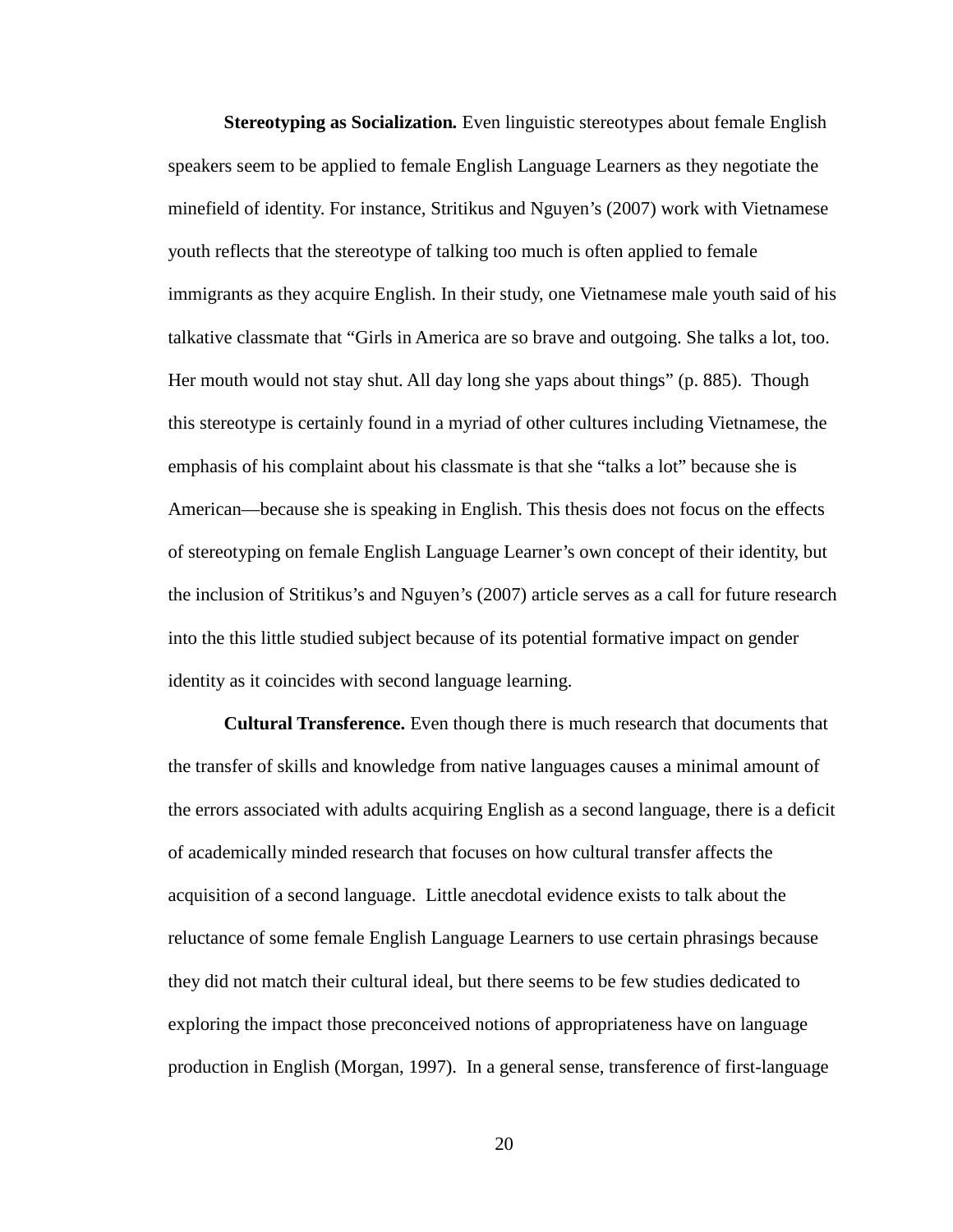**Stereotyping as Socialization.** Even linguistic stereotypes about female English speakers seem to be applied to female English Language Learners as they negotiate the minefield of identity. For instance, Stritikus and Nguyen's (2007) work with Vietnamese youth reflects that the stereotype of talking too much is often applied to female immigrants as they acquire English. In their study, one Vietnamese male youth said of his talkative classmate that "Girls in America are so brave and outgoing. She talks a lot, too. Her mouth would not stay shut. All day long she yaps about things" (p. 885). Though this stereotype is certainly found in a myriad of other cultures including Vietnamese, the emphasis of his complaint about his classmate is that she "talks a lot" because she is American—because she is speaking in English. This thesis does not focus on the effects of stereotyping on female English Language Learner's own concept of their identity, but the inclusion of Stritikus's and Nguyen's (2007) article serves as a call for future research into the this little studied subject because of its potential formative impact on gender identity as it coincides with second language learning.

**Cultural Transference.** Even though there is much research that documents that the transfer of skills and knowledge from native languages causes a minimal amount of the errors associated with adults acquiring English as a second language, there is a deficit of academically minded research that focuses on how cultural transfer affects the acquisition of a second language. Little anecdotal evidence exists to talk about the reluctance of some female English Language Learners to use certain phrasings because they did not match their cultural ideal, but there seems to be few studies dedicated to exploring the impact those preconceived notions of appropriateness have on language production in English (Morgan, 1997). In a general sense, transference of first-language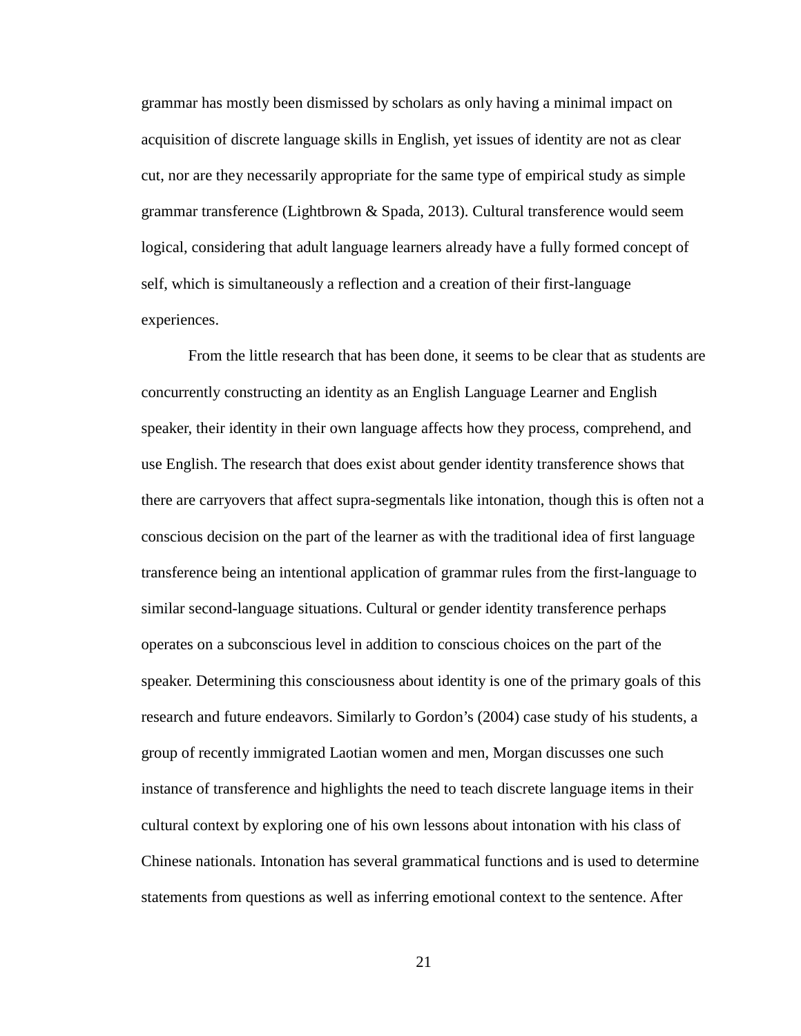grammar has mostly been dismissed by scholars as only having a minimal impact on acquisition of discrete language skills in English, yet issues of identity are not as clear cut, nor are they necessarily appropriate for the same type of empirical study as simple grammar transference (Lightbrown & Spada, 2013). Cultural transference would seem logical, considering that adult language learners already have a fully formed concept of self, which is simultaneously a reflection and a creation of their first-language experiences.

From the little research that has been done, it seems to be clear that as students are concurrently constructing an identity as an English Language Learner and English speaker, their identity in their own language affects how they process, comprehend, and use English. The research that does exist about gender identity transference shows that there are carryovers that affect supra-segmentals like intonation, though this is often not a conscious decision on the part of the learner as with the traditional idea of first language transference being an intentional application of grammar rules from the first-language to similar second-language situations. Cultural or gender identity transference perhaps operates on a subconscious level in addition to conscious choices on the part of the speaker. Determining this consciousness about identity is one of the primary goals of this research and future endeavors. Similarly to Gordon's (2004) case study of his students, a group of recently immigrated Laotian women and men, Morgan discusses one such instance of transference and highlights the need to teach discrete language items in their cultural context by exploring one of his own lessons about intonation with his class of Chinese nationals. Intonation has several grammatical functions and is used to determine statements from questions as well as inferring emotional context to the sentence. After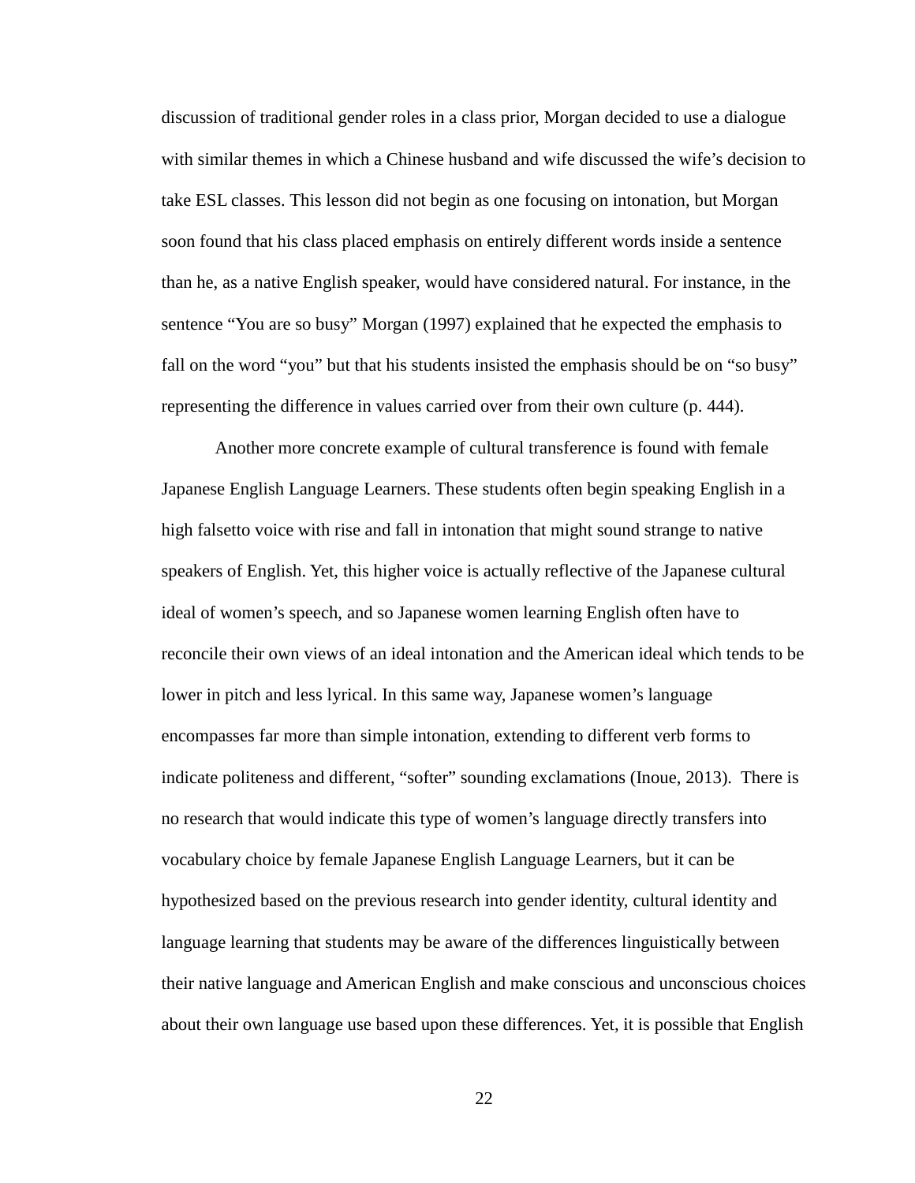discussion of traditional gender roles in a class prior, Morgan decided to use a dialogue with similar themes in which a Chinese husband and wife discussed the wife's decision to take ESL classes. This lesson did not begin as one focusing on intonation, but Morgan soon found that his class placed emphasis on entirely different words inside a sentence than he, as a native English speaker, would have considered natural. For instance, in the sentence "You are so busy" Morgan (1997) explained that he expected the emphasis to fall on the word "you" but that his students insisted the emphasis should be on "so busy" representing the difference in values carried over from their own culture (p. 444).

Another more concrete example of cultural transference is found with female Japanese English Language Learners. These students often begin speaking English in a high falsetto voice with rise and fall in intonation that might sound strange to native speakers of English. Yet, this higher voice is actually reflective of the Japanese cultural ideal of women's speech, and so Japanese women learning English often have to reconcile their own views of an ideal intonation and the American ideal which tends to be lower in pitch and less lyrical. In this same way, Japanese women's language encompasses far more than simple intonation, extending to different verb forms to indicate politeness and different, "softer" sounding exclamations (Inoue, 2013). There is no research that would indicate this type of women's language directly transfers into vocabulary choice by female Japanese English Language Learners, but it can be hypothesized based on the previous research into gender identity, cultural identity and language learning that students may be aware of the differences linguistically between their native language and American English and make conscious and unconscious choices about their own language use based upon these differences. Yet, it is possible that English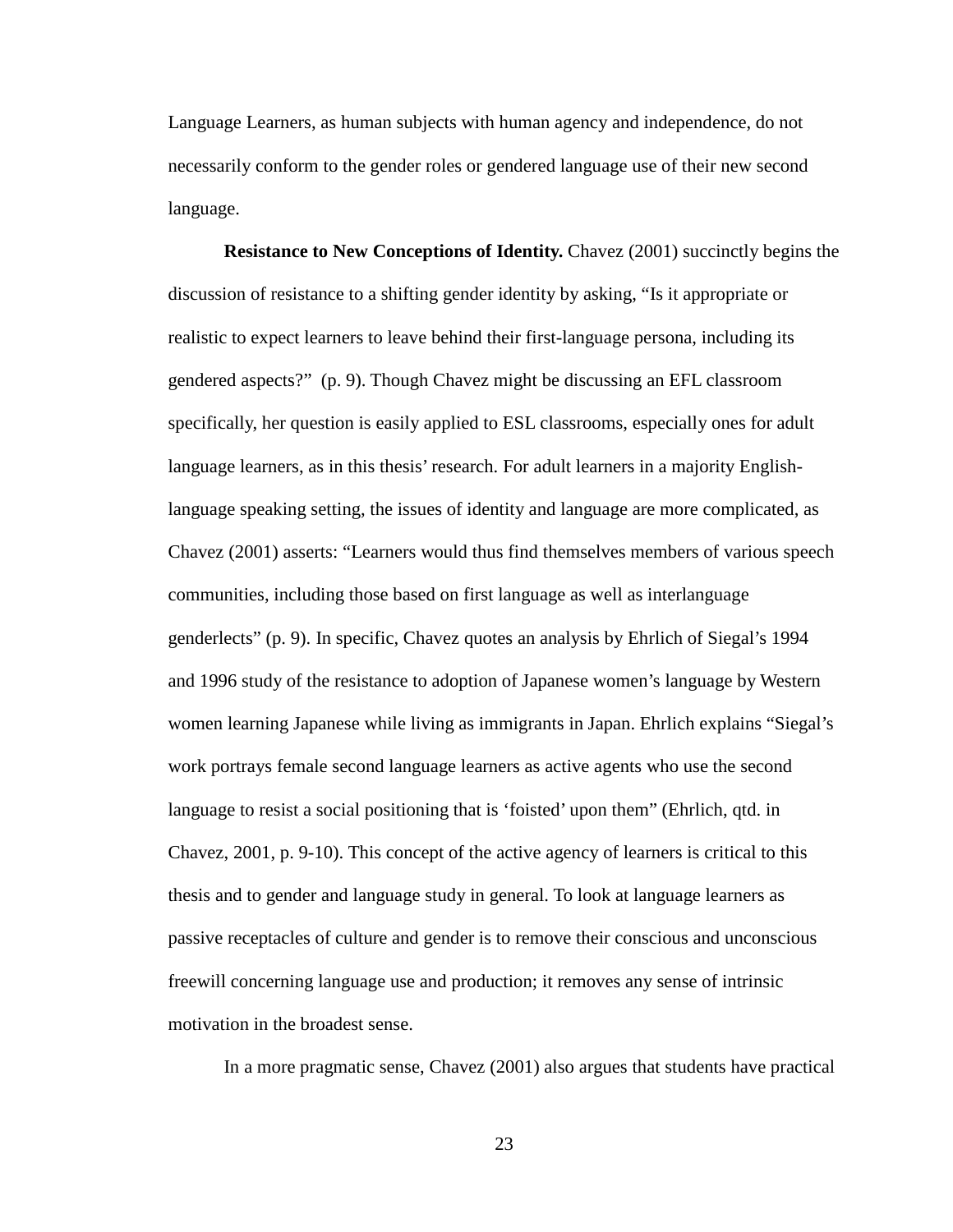Language Learners, as human subjects with human agency and independence, do not necessarily conform to the gender roles or gendered language use of their new second language.

**Resistance to New Conceptions of Identity.** Chavez (2001) succinctly begins the discussion of resistance to a shifting gender identity by asking, "Is it appropriate or realistic to expect learners to leave behind their first-language persona, including its gendered aspects?" (p. 9). Though Chavez might be discussing an EFL classroom specifically, her question is easily applied to ESL classrooms, especially ones for adult language learners, as in this thesis' research. For adult learners in a majority English-language speaking setting, the issues of identity and language are more complicated, as Chavez (2001) asserts: "Learners would thus find themselves members of various speech communities, including those based on first language as well as interlanguage genderlects" (p. 9). In specific, Chavez quotes an analysis by Ehrlich of Siegal's 1994 and 1996 study of the resistance to adoption of Japanese women's language by Western women learning Japanese while living as immigrants in Japan. Ehrlich explains "Siegal's work portrays female second language learners as active agents who use the second language to resist a social positioning that is 'foisted' upon them" (Ehrlich, qtd. in Chavez, 2001, p. 9-10). This concept of the active agency of learners is critical to this thesis and to gender and language study in general. To look at language learners as passive receptacles of culture and gender is to remove their conscious and unconscious freewill concerning language use and production; it removes any sense of intrinsic motivation in the broadest sense.

In a more pragmatic sense, Chavez (2001) also argues that students have practical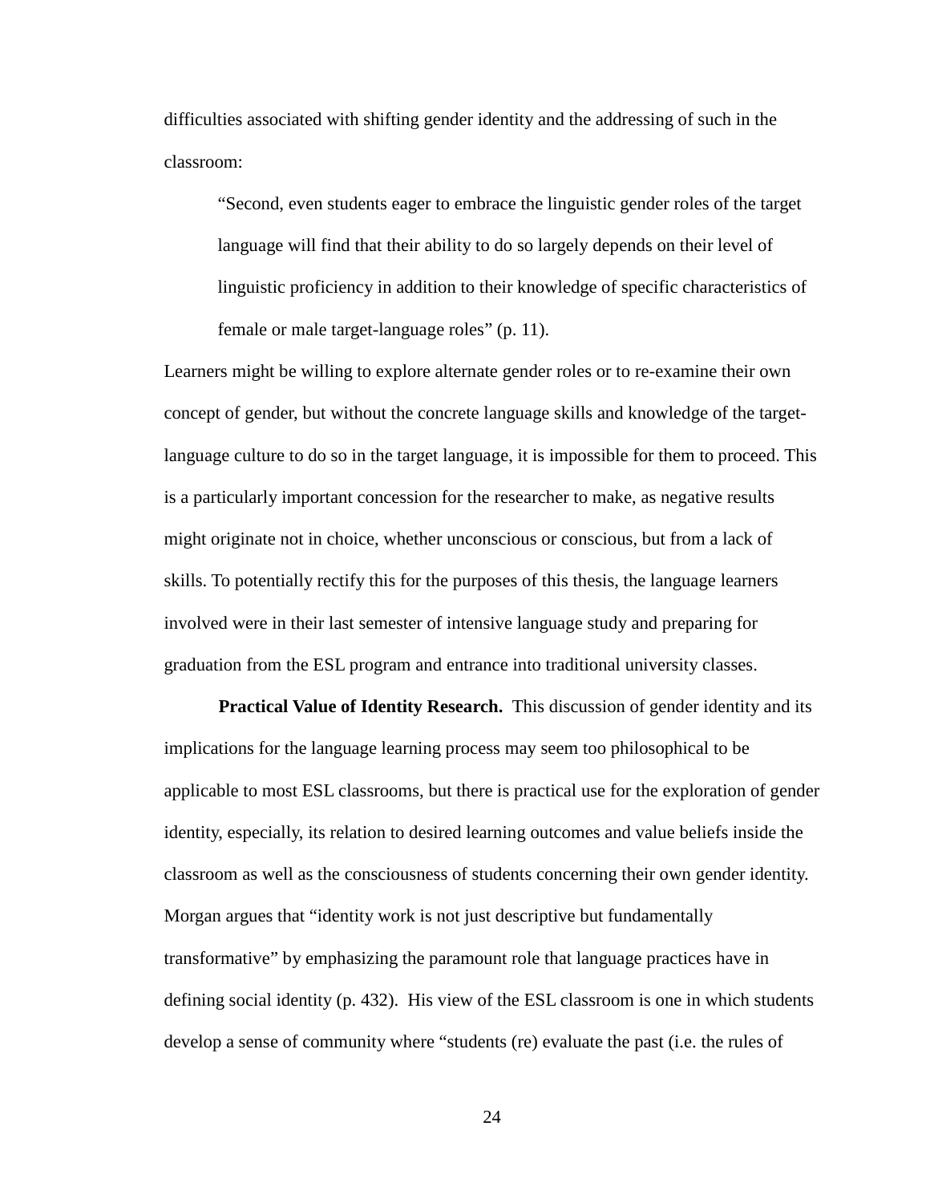difficulties associated with shifting gender identity and the addressing of such in the classroom:

> "Second, even students eager to embrace the linguistic gender roles of the target language will find that their ability to do so largely depends on their level of linguistic proficiency in addition to their knowledge of specific characteristics of female or male target-language roles" (p. 11).

Learners might be willing to explore alternate gender roles or to re-examine their own concept of gender, but without the concrete language skills and knowledge of the target-language culture to do so in the target language, it is impossible for them to proceed. This is a particularly important concession for the researcher to make, as negative results might originate not in choice, whether unconscious or conscious, but from a lack of skills. To potentially rectify this for the purposes of this thesis, the language learners involved were in their last semester of intensive language study and preparing for graduation from the ESL program and entrance into traditional university classes.

**Practical Value of Identity Research.** This discussion of gender identity and its implications for the language learning process may seem too philosophical to be applicable to most ESL classrooms, but there is practical use for the exploration of gender identity, especially, its relation to desired learning outcomes and value beliefs inside the classroom as well as the consciousness of students concerning their own gender identity. Morgan argues that "identity work is not just descriptive but fundamentally transformative" by emphasizing the paramount role that language practices have in defining social identity (p. 432). His view of the ESL classroom is one in which students develop a sense of community where "students (re) evaluate the past (i.e. the rules of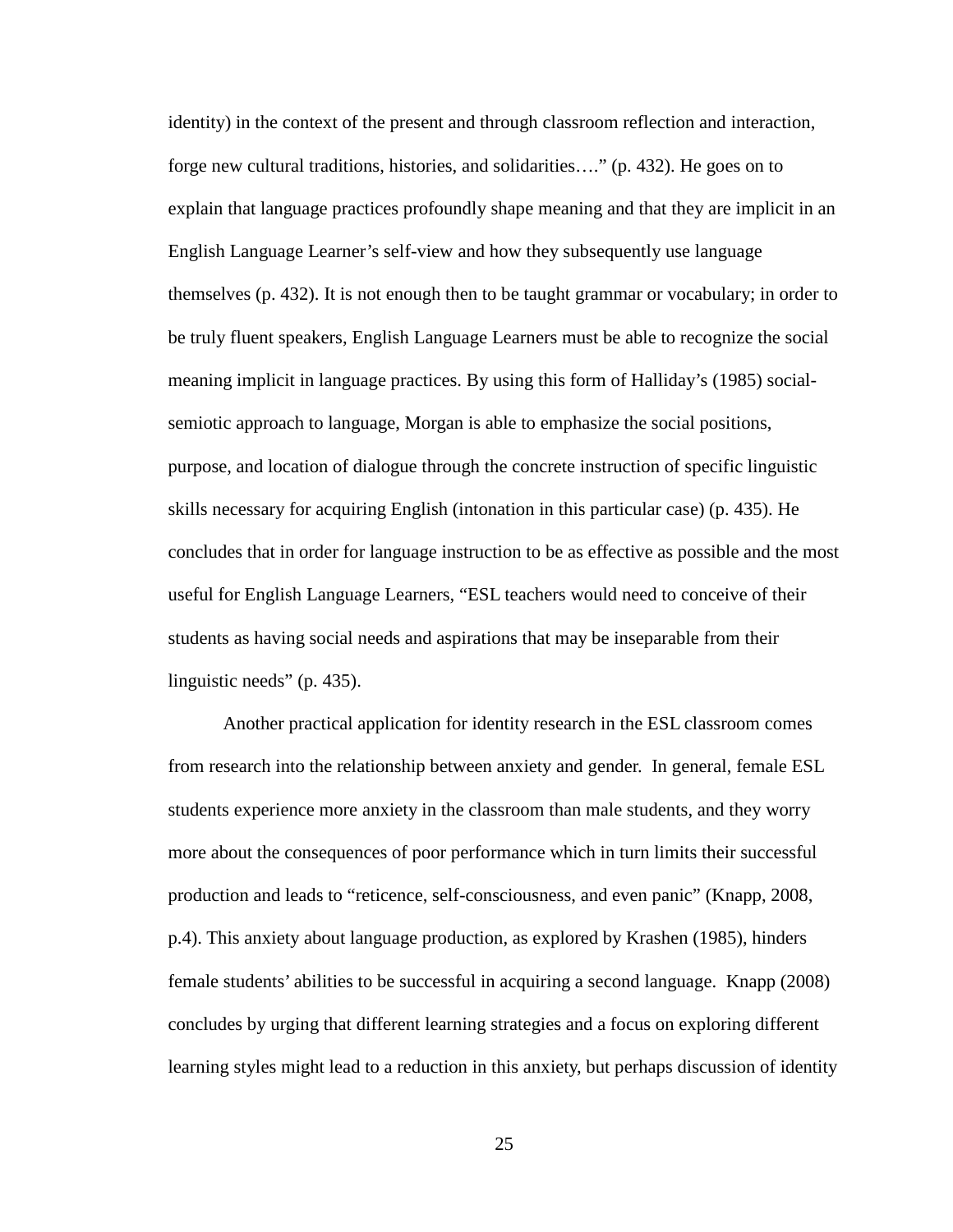identity) in the context of the present and through classroom reflection and interaction, forge new cultural traditions, histories, and solidarities…." (p. 432). He goes on to explain that language practices profoundly shape meaning and that they are implicit in an English Language Learner's self-view and how they subsequently use language themselves (p. 432). It is not enough then to be taught grammar or vocabulary; in order to be truly fluent speakers, English Language Learners must be able to recognize the social meaning implicit in language practices. By using this form of Halliday's (1985) social-semiotic approach to language, Morgan is able to emphasize the social positions, purpose, and location of dialogue through the concrete instruction of specific linguistic skills necessary for acquiring English (intonation in this particular case) (p. 435). He concludes that in order for language instruction to be as effective as possible and the most useful for English Language Learners, "ESL teachers would need to conceive of their students as having social needs and aspirations that may be inseparable from their linguistic needs" (p. 435).

Another practical application for identity research in the ESL classroom comes from research into the relationship between anxiety and gender. In general, female ESL students experience more anxiety in the classroom than male students, and they worry more about the consequences of poor performance which in turn limits their successful production and leads to "reticence, self-consciousness, and even panic" (Knapp, 2008, p.4). This anxiety about language production, as explored by Krashen (1985), hinders female students' abilities to be successful in acquiring a second language. Knapp (2008) concludes by urging that different learning strategies and a focus on exploring different learning styles might lead to a reduction in this anxiety, but perhaps discussion of identity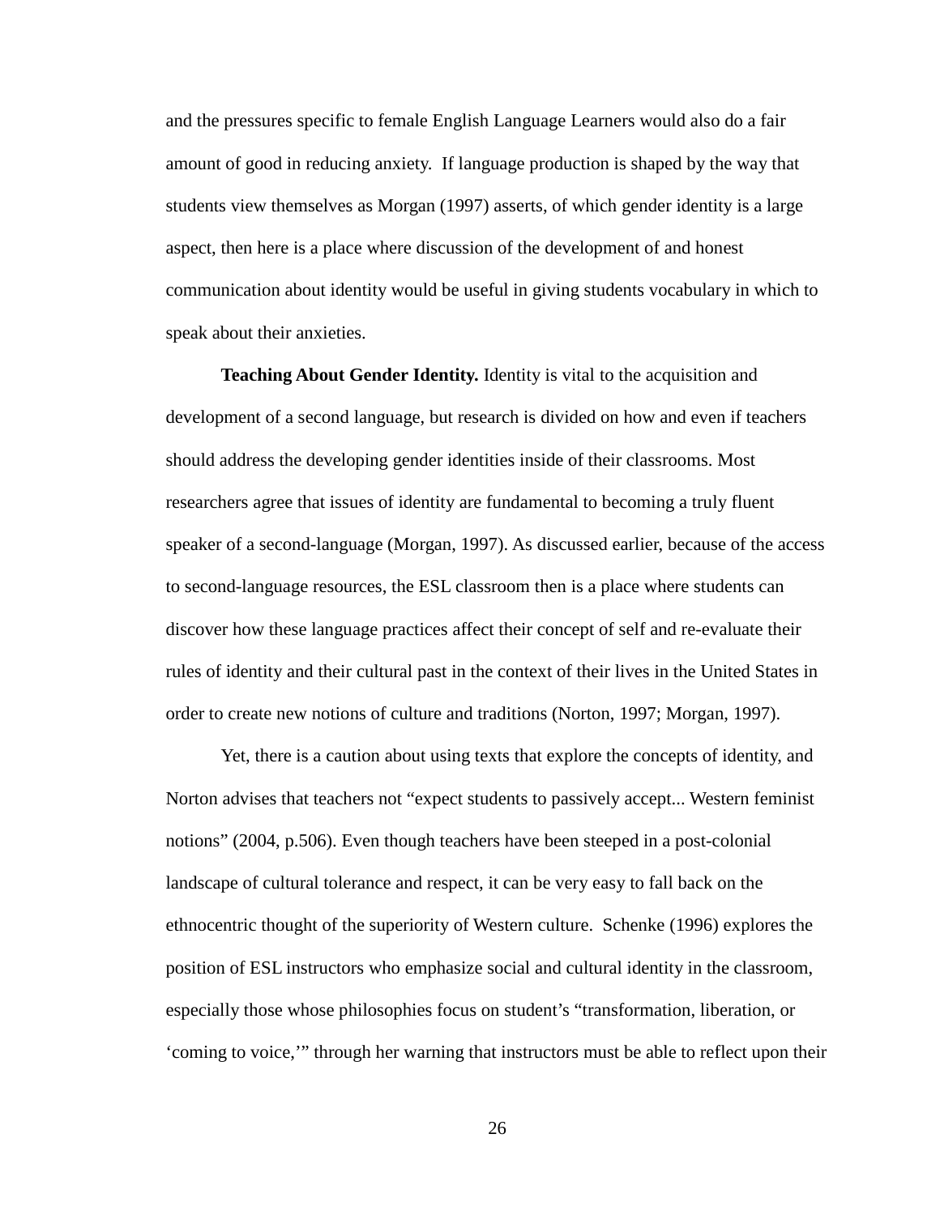and the pressures specific to female English Language Learners would also do a fair amount of good in reducing anxiety.  If language production is shaped by the way that students view themselves as Morgan (1997) asserts, of which gender identity is a large aspect, then here is a place where discussion of the development of and honest communication about identity would be useful in giving students vocabulary in which to speak about their anxieties.

**Teaching About Gender Identity.** Identity is vital to the acquisition and development of a second language, but research is divided on how and even if teachers should address the developing gender identities inside of their classrooms. Most researchers agree that issues of identity are fundamental to becoming a truly fluent speaker of a second-language (Morgan, 1997). As discussed earlier, because of the access to second-language resources, the ESL classroom then is a place where students can discover how these language practices affect their concept of self and re-evaluate their rules of identity and their cultural past in the context of their lives in the United States in order to create new notions of culture and traditions (Norton, 1997; Morgan, 1997).

Yet, there is a caution about using texts that explore the concepts of identity, and Norton advises that teachers not "expect students to passively accept... Western feminist notions" (2004, p.506). Even though teachers have been steeped in a post-colonial landscape of cultural tolerance and respect, it can be very easy to fall back on the ethnocentric thought of the superiority of Western culture.  Schenke (1996) explores the position of ESL instructors who emphasize social and cultural identity in the classroom, especially those whose philosophies focus on student's "transformation, liberation, or 'coming to voice,'" through her warning that instructors must be able to reflect upon their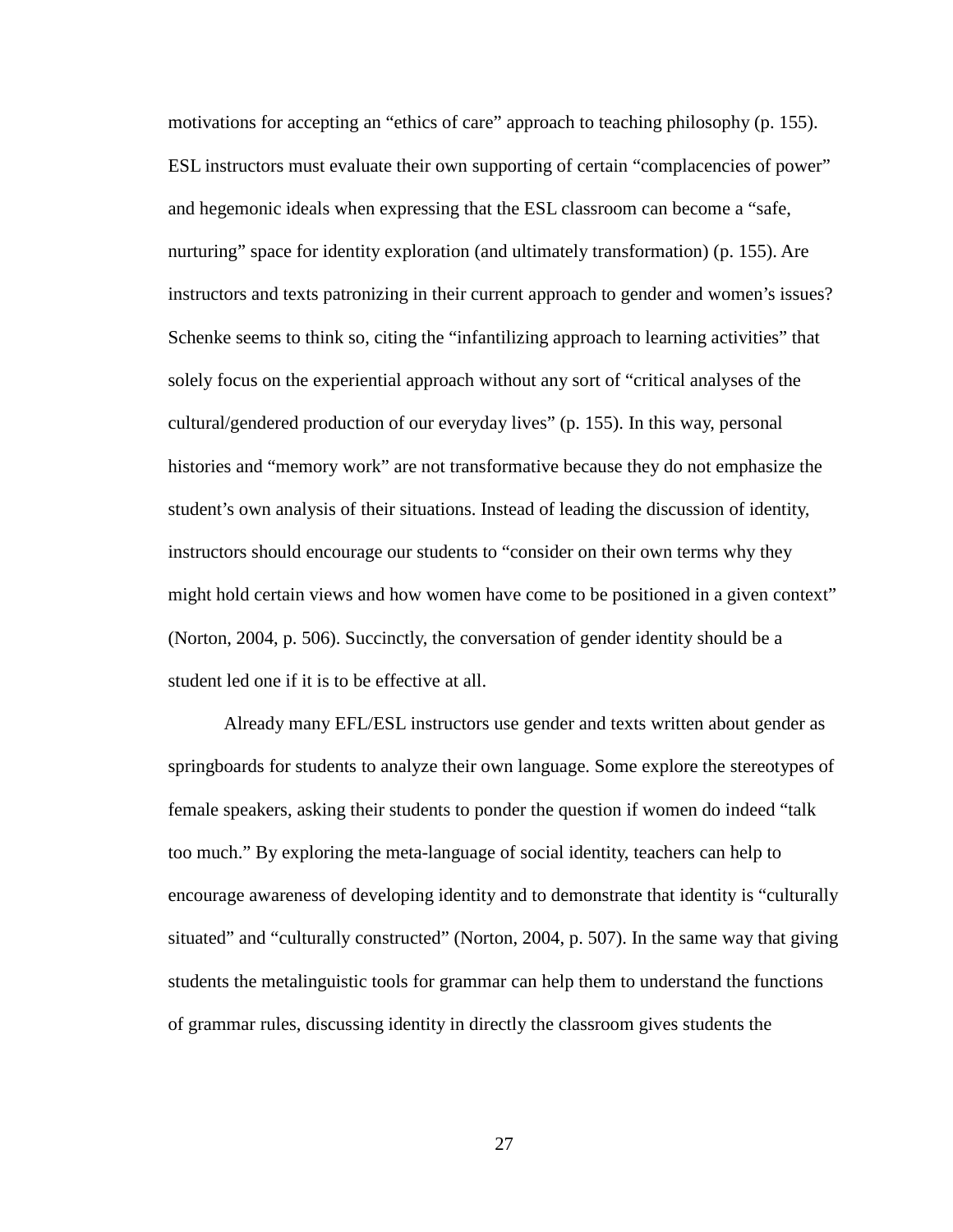motivations for accepting an “ethics of care” approach to teaching philosophy (p. 155). ESL instructors must evaluate their own supporting of certain “complacencies of power” and hegemonic ideals when expressing that the ESL classroom can become a “safe, nurturing” space for identity exploration (and ultimately transformation) (p. 155). Are instructors and texts patronizing in their current approach to gender and women’s issues? Schenke seems to think so, citing the “infantilizing approach to learning activities” that solely focus on the experiential approach without any sort of “critical analyses of the cultural/gendered production of our everyday lives” (p. 155). In this way, personal histories and “memory work” are not transformative because they do not emphasize the student’s own analysis of their situations. Instead of leading the discussion of identity, instructors should encourage our students to “consider on their own terms why they might hold certain views and how women have come to be positioned in a given context” (Norton, 2004, p. 506). Succinctly, the conversation of gender identity should be a student led one if it is to be effective at all.

Already many EFL/ESL instructors use gender and texts written about gender as springboards for students to analyze their own language. Some explore the stereotypes of female speakers, asking their students to ponder the question if women do indeed “talk too much.” By exploring the meta-language of social identity, teachers can help to encourage awareness of developing identity and to demonstrate that identity is “culturally situated” and “culturally constructed” (Norton, 2004, p. 507). In the same way that giving students the metalinguistic tools for grammar can help them to understand the functions of grammar rules, discussing identity in directly the classroom gives students the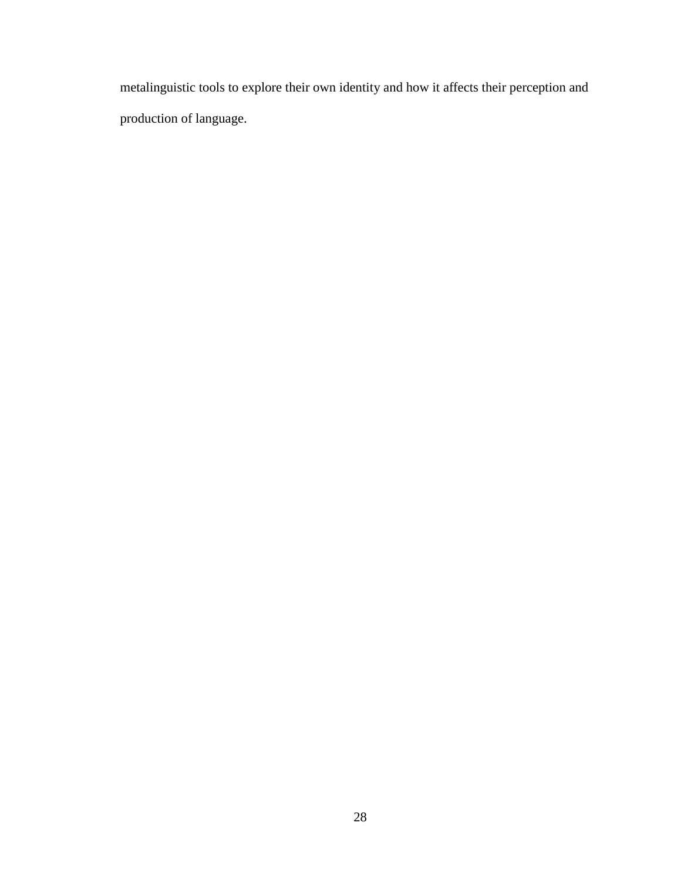metalinguistic tools to explore their own identity and how it affects their perception and production of language.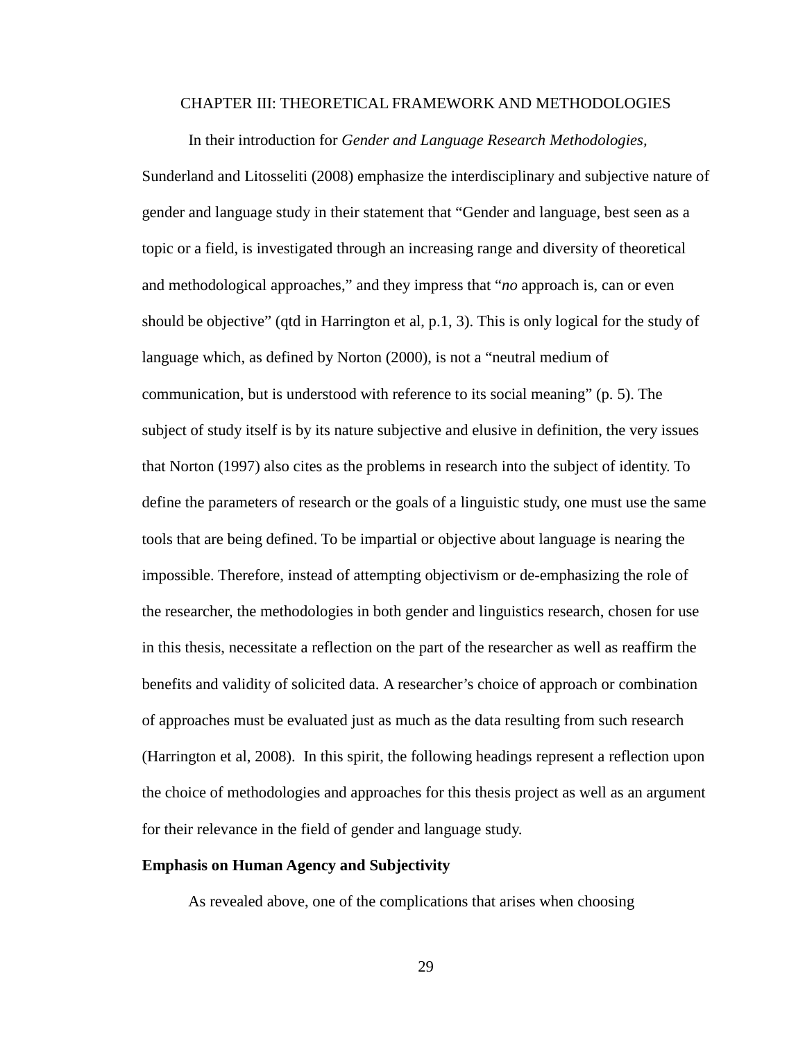# CHAPTER III: THEORETICAL FRAMEWORK AND METHODOLOGIES

In their introduction for *Gender and Language Research Methodologies,* Sunderland and Litosseliti (2008) emphasize the interdisciplinary and subjective nature of gender and language study in their statement that "Gender and language, best seen as a topic or a field, is investigated through an increasing range and diversity of theoretical and methodological approaches," and they impress that "*no* approach is, can or even should be objective" (qtd in Harrington et al, p.1, 3). This is only logical for the study of language which, as defined by Norton (2000), is not a "neutral medium of communication, but is understood with reference to its social meaning" (p. 5). The subject of study itself is by its nature subjective and elusive in definition, the very issues that Norton (1997) also cites as the problems in research into the subject of identity. To define the parameters of research or the goals of a linguistic study, one must use the same tools that are being defined. To be impartial or objective about language is nearing the impossible. Therefore, instead of attempting objectivism or de-emphasizing the role of the researcher, the methodologies in both gender and linguistics research, chosen for use in this thesis, necessitate a reflection on the part of the researcher as well as reaffirm the benefits and validity of solicited data. A researcher's choice of approach or combination of approaches must be evaluated just as much as the data resulting from such research (Harrington et al, 2008). In this spirit, the following headings represent a reflection upon the choice of methodologies and approaches for this thesis project as well as an argument for their relevance in the field of gender and language study.

**Emphasis on Human Agency and Subjectivity**

As revealed above, one of the complications that arises when choosing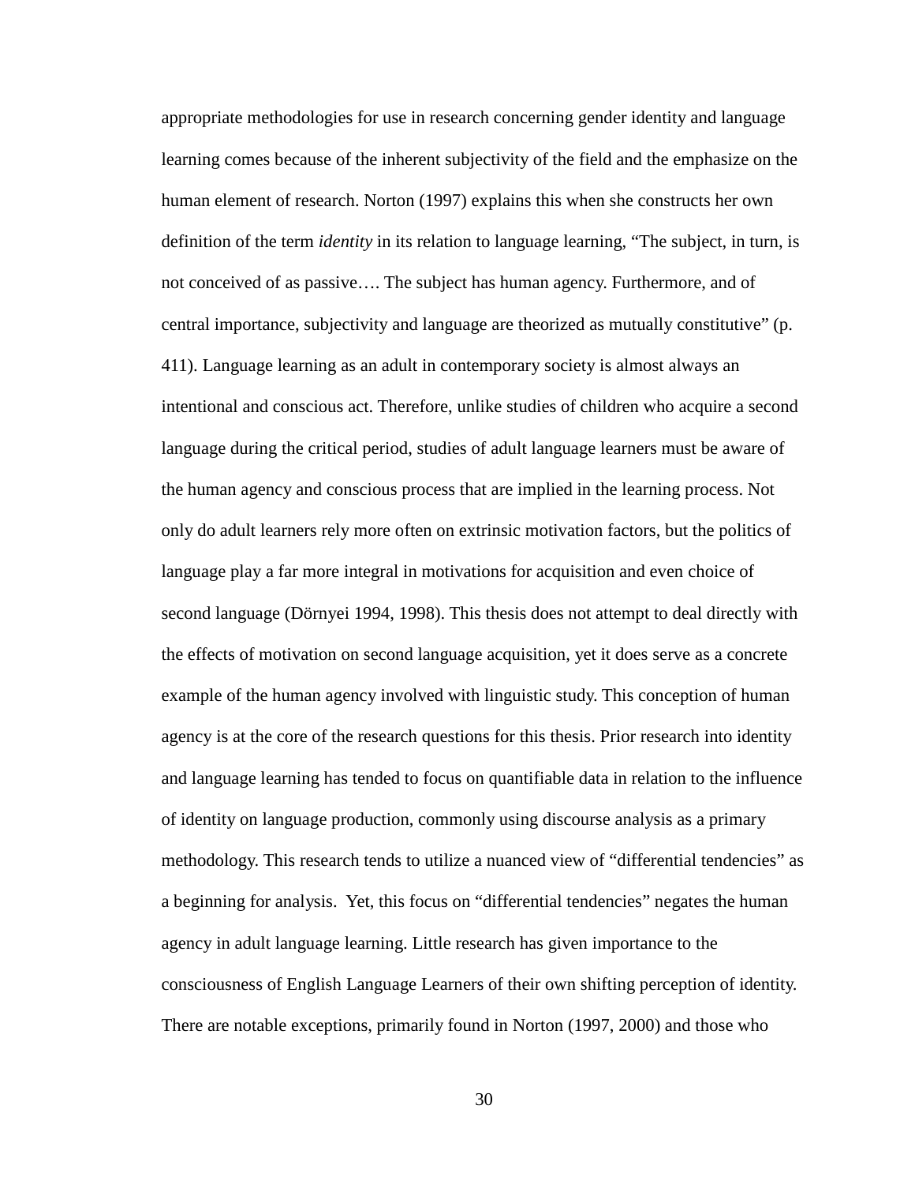appropriate methodologies for use in research concerning gender identity and language learning comes because of the inherent subjectivity of the field and the emphasize on the human element of research. Norton (1997) explains this when she constructs her own definition of the term *identity* in its relation to language learning, “The subject, in turn, is not conceived of as passive…. The subject has human agency. Furthermore, and of central importance, subjectivity and language are theorized as mutually constitutive” (p. 411). Language learning as an adult in contemporary society is almost always an intentional and conscious act. Therefore, unlike studies of children who acquire a second language during the critical period, studies of adult language learners must be aware of the human agency and conscious process that are implied in the learning process. Not only do adult learners rely more often on extrinsic motivation factors, but the politics of language play a far more integral in motivations for acquisition and even choice of second language (Dörnyei 1994, 1998). This thesis does not attempt to deal directly with the effects of motivation on second language acquisition, yet it does serve as a concrete example of the human agency involved with linguistic study. This conception of human agency is at the core of the research questions for this thesis. Prior research into identity and language learning has tended to focus on quantifiable data in relation to the influence of identity on language production, commonly using discourse analysis as a primary methodology. This research tends to utilize a nuanced view of “differential tendencies” as a beginning for analysis. Yet, this focus on “differential tendencies” negates the human agency in adult language learning. Little research has given importance to the consciousness of English Language Learners of their own shifting perception of identity. There are notable exceptions, primarily found in Norton (1997, 2000) and those who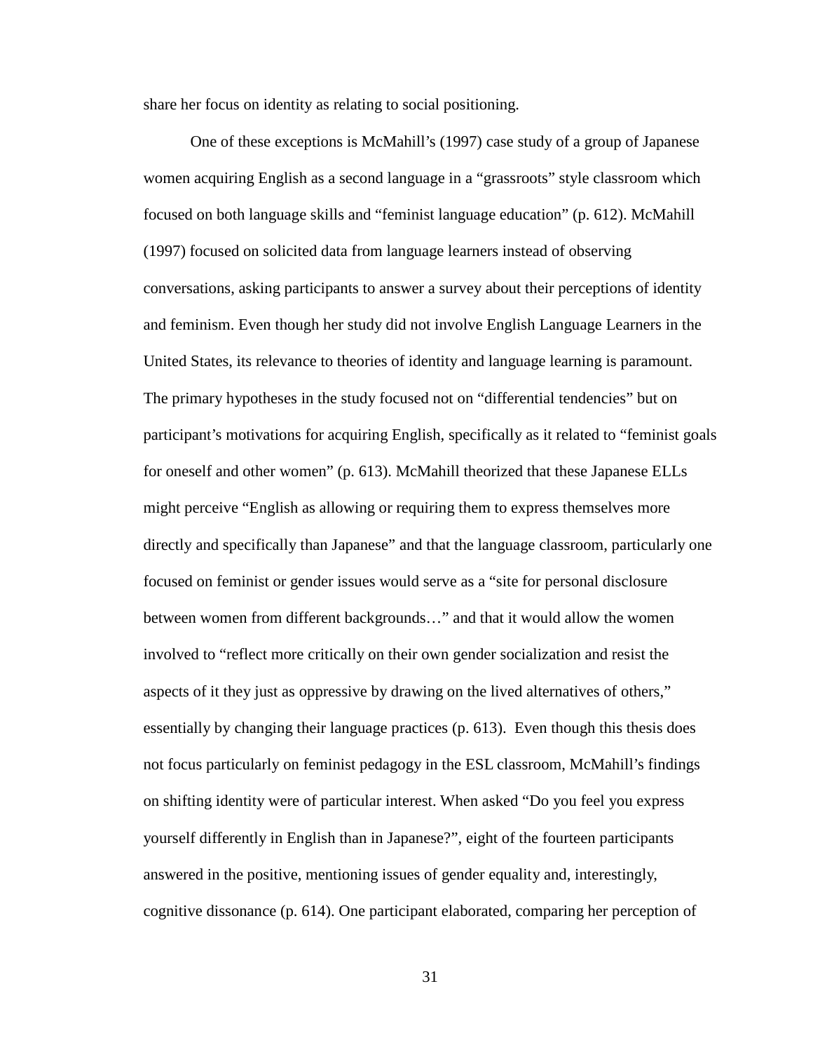share her focus on identity as relating to social positioning.

One of these exceptions is McMahill's (1997) case study of a group of Japanese women acquiring English as a second language in a "grassroots" style classroom which focused on both language skills and "feminist language education" (p. 612). McMahill (1997) focused on solicited data from language learners instead of observing conversations, asking participants to answer a survey about their perceptions of identity and feminism. Even though her study did not involve English Language Learners in the United States, its relevance to theories of identity and language learning is paramount. The primary hypotheses in the study focused not on "differential tendencies" but on participant's motivations for acquiring English, specifically as it related to "feminist goals for oneself and other women" (p. 613). McMahill theorized that these Japanese ELLs might perceive "English as allowing or requiring them to express themselves more directly and specifically than Japanese" and that the language classroom, particularly one focused on feminist or gender issues would serve as a "site for personal disclosure between women from different backgrounds…" and that it would allow the women involved to "reflect more critically on their own gender socialization and resist the aspects of it they just as oppressive by drawing on the lived alternatives of others," essentially by changing their language practices (p. 613). Even though this thesis does not focus particularly on feminist pedagogy in the ESL classroom, McMahill's findings on shifting identity were of particular interest. When asked "Do you feel you express yourself differently in English than in Japanese?", eight of the fourteen participants answered in the positive, mentioning issues of gender equality and, interestingly, cognitive dissonance (p. 614). One participant elaborated, comparing her perception of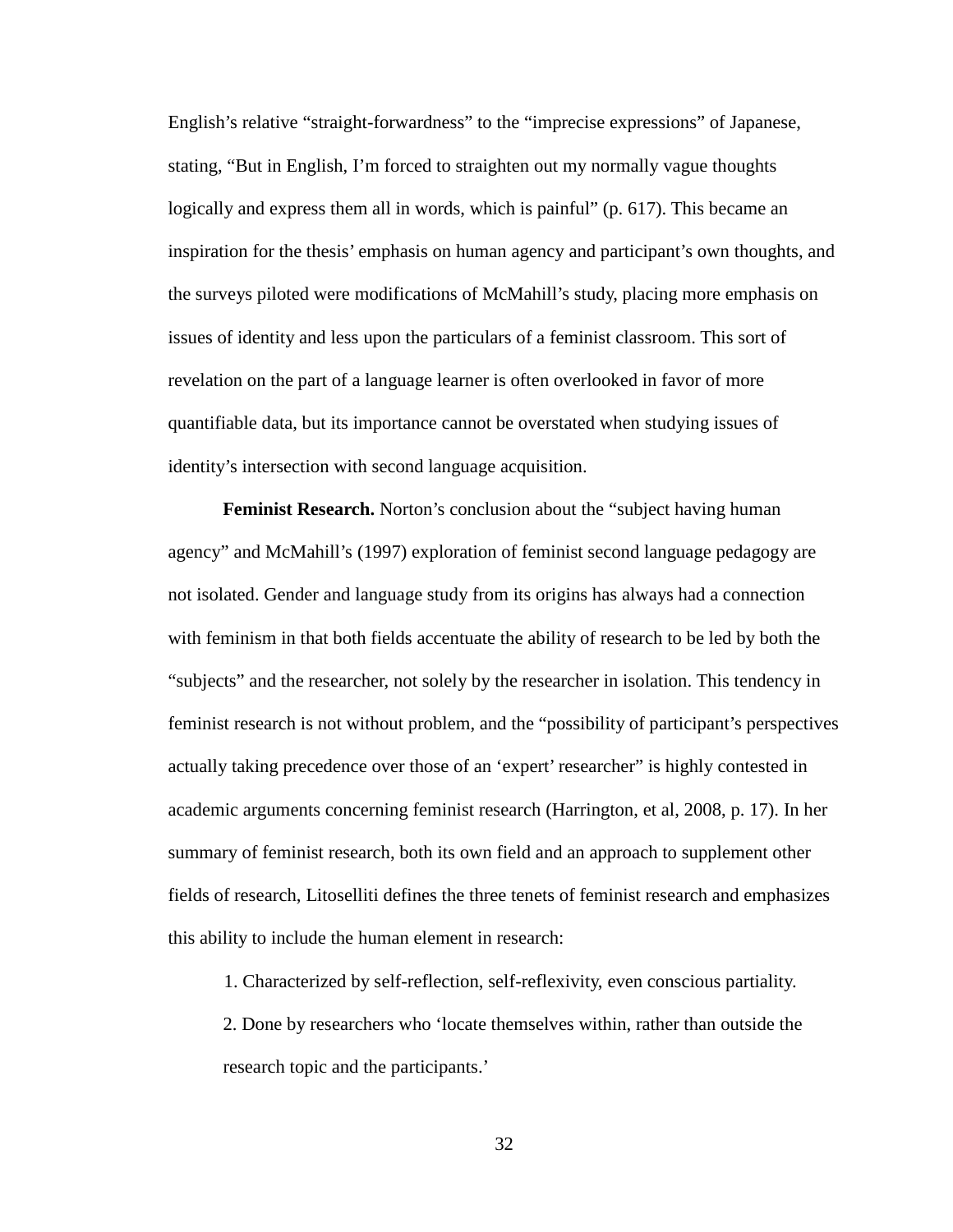English's relative "straight-forwardness" to the "imprecise expressions" of Japanese, stating, "But in English, I'm forced to straighten out my normally vague thoughts logically and express them all in words, which is painful" (p. 617). This became an inspiration for the thesis' emphasis on human agency and participant's own thoughts, and the surveys piloted were modifications of McMahill's study, placing more emphasis on issues of identity and less upon the particulars of a feminist classroom. This sort of revelation on the part of a language learner is often overlooked in favor of more quantifiable data, but its importance cannot be overstated when studying issues of identity's intersection with second language acquisition.

**Feminist Research.** Norton's conclusion about the "subject having human agency" and McMahill's (1997) exploration of feminist second language pedagogy are not isolated. Gender and language study from its origins has always had a connection with feminism in that both fields accentuate the ability of research to be led by both the "subjects" and the researcher, not solely by the researcher in isolation. This tendency in feminist research is not without problem, and the "possibility of participant's perspectives actually taking precedence over those of an 'expert' researcher" is highly contested in academic arguments concerning feminist research (Harrington, et al, 2008, p. 17). In her summary of feminist research, both its own field and an approach to supplement other fields of research, Litoselliti defines the three tenets of feminist research and emphasizes this ability to include the human element in research:

1. Characterized by self-reflection, self-reflexivity, even conscious partiality.
2. Done by researchers who 'locate themselves within, rather than outside the research topic and the participants.'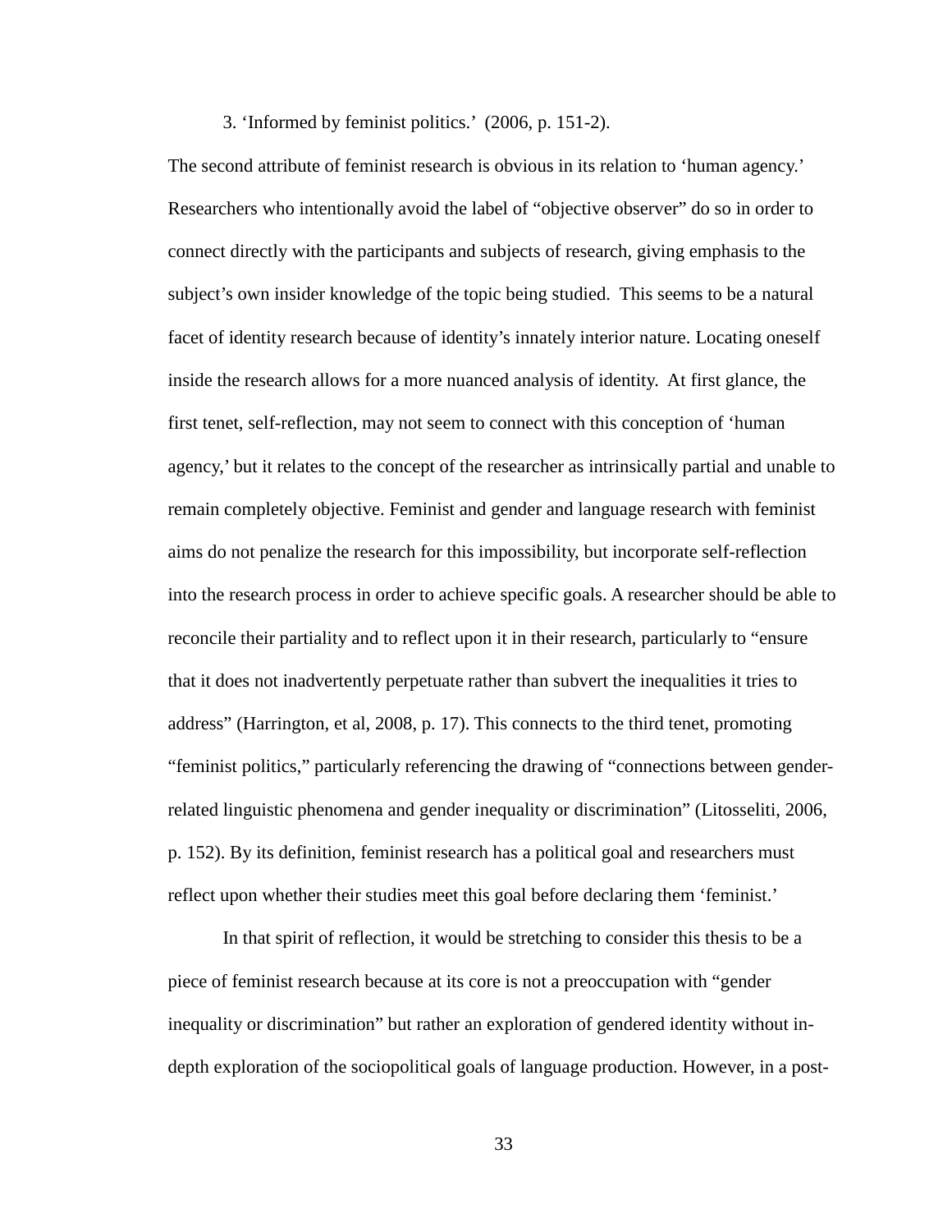3. 'Informed by feminist politics.' (2006, p. 151-2).

The second attribute of feminist research is obvious in its relation to 'human agency.' Researchers who intentionally avoid the label of "objective observer" do so in order to connect directly with the participants and subjects of research, giving emphasis to the subject's own insider knowledge of the topic being studied. This seems to be a natural facet of identity research because of identity's innately interior nature. Locating oneself inside the research allows for a more nuanced analysis of identity. At first glance, the first tenet, self-reflection, may not seem to connect with this conception of 'human agency,' but it relates to the concept of the researcher as intrinsically partial and unable to remain completely objective. Feminist and gender and language research with feminist aims do not penalize the research for this impossibility, but incorporate self-reflection into the research process in order to achieve specific goals. A researcher should be able to reconcile their partiality and to reflect upon it in their research, particularly to "ensure that it does not inadvertently perpetuate rather than subvert the inequalities it tries to address" (Harrington, et al, 2008, p. 17). This connects to the third tenet, promoting "feminist politics," particularly referencing the drawing of "connections between gender-related linguistic phenomena and gender inequality or discrimination" (Litosseliti, 2006, p. 152). By its definition, feminist research has a political goal and researchers must reflect upon whether their studies meet this goal before declaring them 'feminist.'

In that spirit of reflection, it would be stretching to consider this thesis to be a piece of feminist research because at its core is not a preoccupation with "gender inequality or discrimination" but rather an exploration of gendered identity without in-depth exploration of the sociopolitical goals of language production. However, in a post-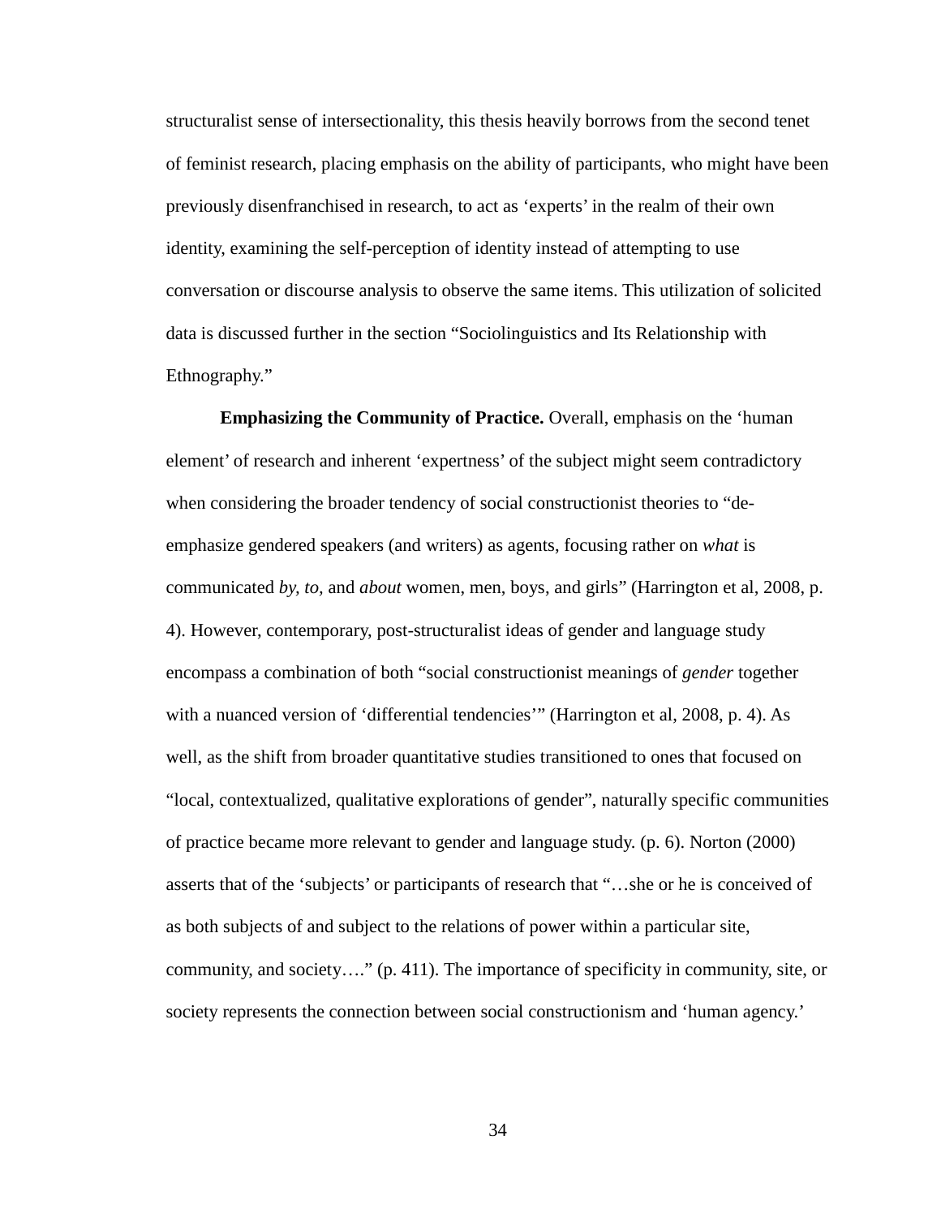structuralist sense of intersectionality, this thesis heavily borrows from the second tenet of feminist research, placing emphasis on the ability of participants, who might have been previously disenfranchised in research, to act as 'experts' in the realm of their own identity, examining the self-perception of identity instead of attempting to use conversation or discourse analysis to observe the same items. This utilization of solicited data is discussed further in the section "Sociolinguistics and Its Relationship with Ethnography."

**Emphasizing the Community of Practice.** Overall, emphasis on the 'human element' of research and inherent 'expertness' of the subject might seem contradictory when considering the broader tendency of social constructionist theories to "de-emphasize gendered speakers (and writers) as agents, focusing rather on *what* is communicated *by, to,* and *about* women, men, boys, and girls" (Harrington et al, 2008, p. 4). However, contemporary, post-structuralist ideas of gender and language study encompass a combination of both "social constructionist meanings of *gender* together with a nuanced version of 'differential tendencies'" (Harrington et al, 2008, p. 4). As well, as the shift from broader quantitative studies transitioned to ones that focused on "local, contextualized, qualitative explorations of gender", naturally specific communities of practice became more relevant to gender and language study. (p. 6). Norton (2000) asserts that of the 'subjects' or participants of research that "…she or he is conceived of as both subjects of and subject to the relations of power within a particular site, community, and society…." (p. 411). The importance of specificity in community, site, or society represents the connection between social constructionism and 'human agency.'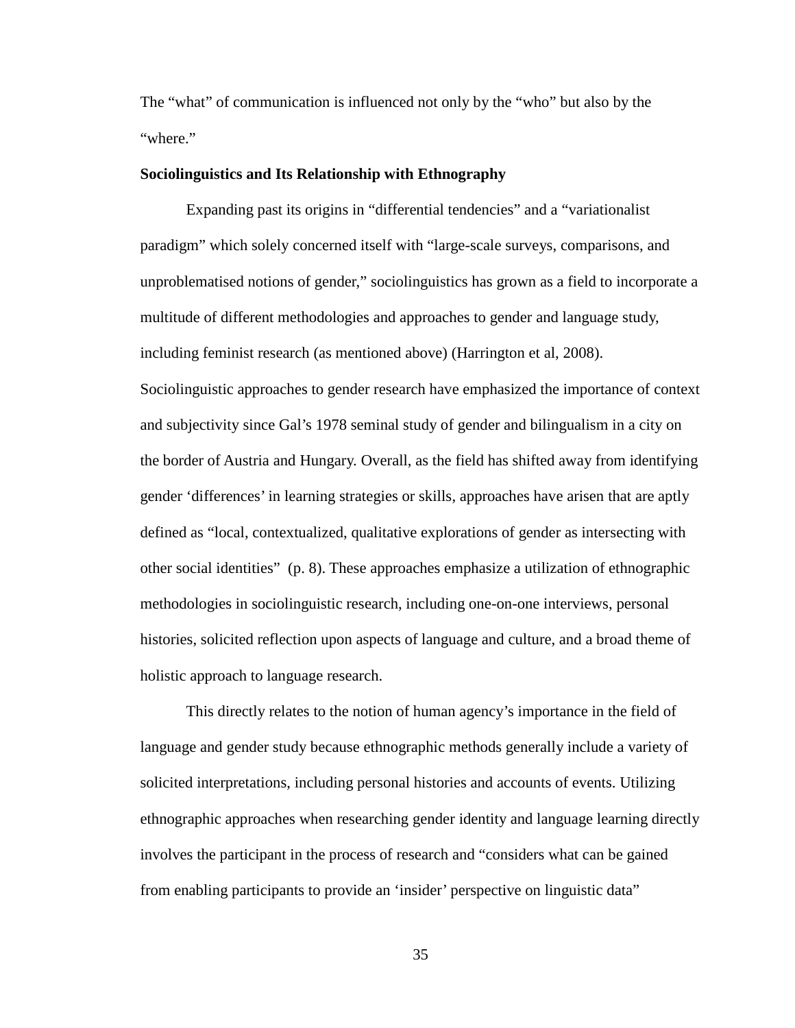The “what” of communication is influenced not only by the “who” but also by the “where.”

**Sociolinguistics and Its Relationship with Ethnography**

Expanding past its origins in “differential tendencies” and a “variationalist paradigm” which solely concerned itself with “large-scale surveys, comparisons, and unproblematised notions of gender,” sociolinguistics has grown as a field to incorporate a multitude of different methodologies and approaches to gender and language study, including feminist research (as mentioned above) (Harrington et al, 2008). Sociolinguistic approaches to gender research have emphasized the importance of context and subjectivity since Gal’s 1978 seminal study of gender and bilingualism in a city on the border of Austria and Hungary. Overall, as the field has shifted away from identifying gender ‘differences’ in learning strategies or skills, approaches have arisen that are aptly defined as “local, contextualized, qualitative explorations of gender as intersecting with other social identities” (p. 8). These approaches emphasize a utilization of ethnographic methodologies in sociolinguistic research, including one-on-one interviews, personal histories, solicited reflection upon aspects of language and culture, and a broad theme of holistic approach to language research.

This directly relates to the notion of human agency’s importance in the field of language and gender study because ethnographic methods generally include a variety of solicited interpretations, including personal histories and accounts of events. Utilizing ethnographic approaches when researching gender identity and language learning directly involves the participant in the process of research and “considers what can be gained from enabling participants to provide an ‘insider’ perspective on linguistic data”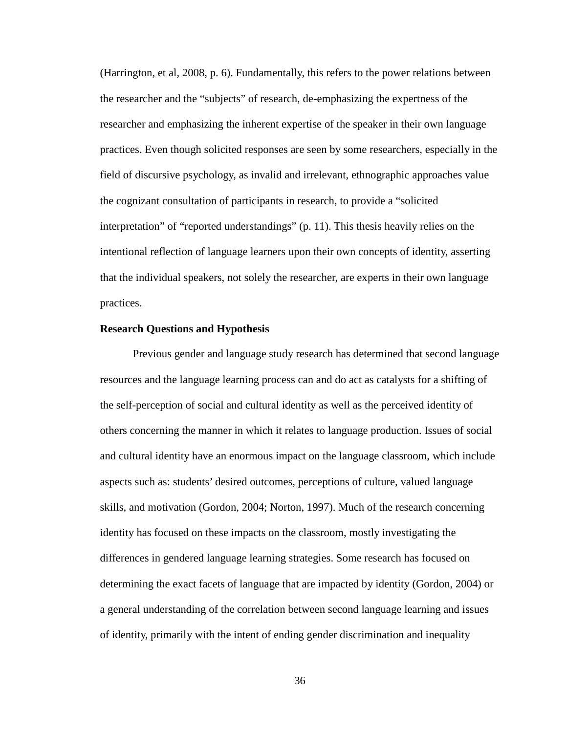(Harrington, et al, 2008, p. 6). Fundamentally, this refers to the power relations between the researcher and the "subjects" of research, de-emphasizing the expertness of the researcher and emphasizing the inherent expertise of the speaker in their own language practices. Even though solicited responses are seen by some researchers, especially in the field of discursive psychology, as invalid and irrelevant, ethnographic approaches value the cognizant consultation of participants in research, to provide a "solicited interpretation" of "reported understandings" (p. 11). This thesis heavily relies on the intentional reflection of language learners upon their own concepts of identity, asserting that the individual speakers, not solely the researcher, are experts in their own language practices.

**Research Questions and Hypothesis**

Previous gender and language study research has determined that second language resources and the language learning process can and do act as catalysts for a shifting of the self-perception of social and cultural identity as well as the perceived identity of others concerning the manner in which it relates to language production. Issues of social and cultural identity have an enormous impact on the language classroom, which include aspects such as: students' desired outcomes, perceptions of culture, valued language skills, and motivation (Gordon, 2004; Norton, 1997). Much of the research concerning identity has focused on these impacts on the classroom, mostly investigating the differences in gendered language learning strategies. Some research has focused on determining the exact facets of language that are impacted by identity (Gordon, 2004) or a general understanding of the correlation between second language learning and issues of identity, primarily with the intent of ending gender discrimination and inequality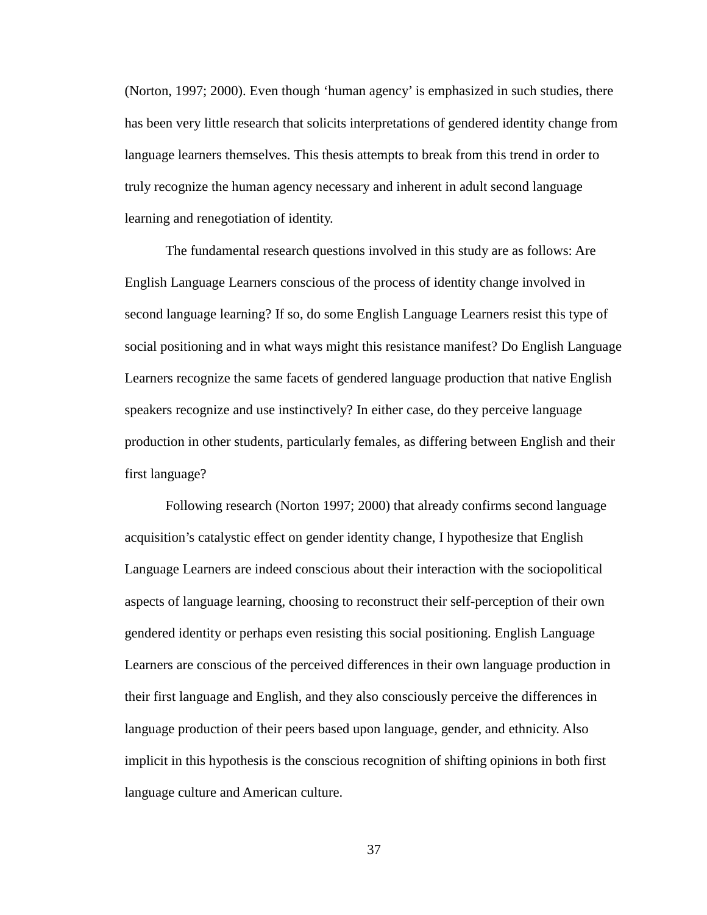(Norton, 1997; 2000). Even though 'human agency' is emphasized in such studies, there has been very little research that solicits interpretations of gendered identity change from language learners themselves. This thesis attempts to break from this trend in order to truly recognize the human agency necessary and inherent in adult second language learning and renegotiation of identity.

The fundamental research questions involved in this study are as follows: Are English Language Learners conscious of the process of identity change involved in second language learning? If so, do some English Language Learners resist this type of social positioning and in what ways might this resistance manifest? Do English Language Learners recognize the same facets of gendered language production that native English speakers recognize and use instinctively? In either case, do they perceive language production in other students, particularly females, as differing between English and their first language?

Following research (Norton 1997; 2000) that already confirms second language acquisition's catalystic effect on gender identity change, I hypothesize that English Language Learners are indeed conscious about their interaction with the sociopolitical aspects of language learning, choosing to reconstruct their self-perception of their own gendered identity or perhaps even resisting this social positioning. English Language Learners are conscious of the perceived differences in their own language production in their first language and English, and they also consciously perceive the differences in language production of their peers based upon language, gender, and ethnicity. Also implicit in this hypothesis is the conscious recognition of shifting opinions in both first language culture and American culture.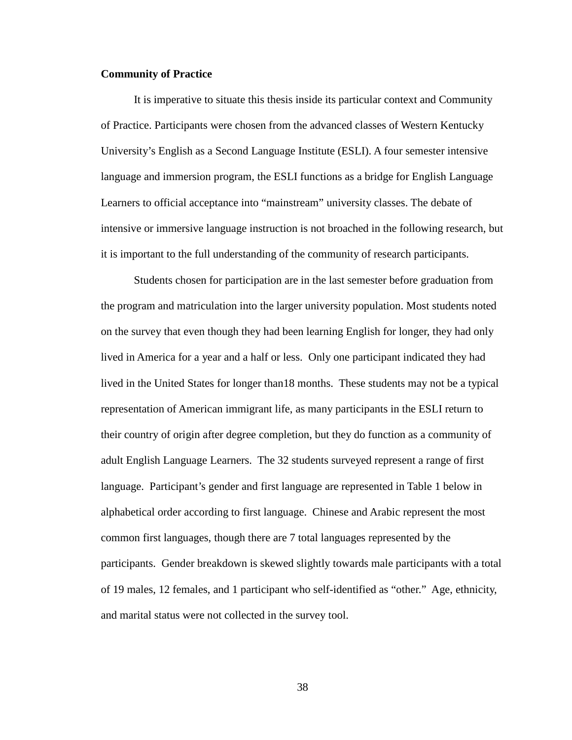**Community of Practice**

It is imperative to situate this thesis inside its particular context and Community of Practice. Participants were chosen from the advanced classes of Western Kentucky University's English as a Second Language Institute (ESLI). A four semester intensive language and immersion program, the ESLI functions as a bridge for English Language Learners to official acceptance into "mainstream" university classes. The debate of intensive or immersive language instruction is not broached in the following research, but it is important to the full understanding of the community of research participants.

Students chosen for participation are in the last semester before graduation from the program and matriculation into the larger university population. Most students noted on the survey that even though they had been learning English for longer, they had only lived in America for a year and a half or less. Only one participant indicated they had lived in the United States for longer than18 months. These students may not be a typical representation of American immigrant life, as many participants in the ESLI return to their country of origin after degree completion, but they do function as a community of adult English Language Learners. The 32 students surveyed represent a range of first language. Participant's gender and first language are represented in Table 1 below in alphabetical order according to first language. Chinese and Arabic represent the most common first languages, though there are 7 total languages represented by the participants. Gender breakdown is skewed slightly towards male participants with a total of 19 males, 12 females, and 1 participant who self-identified as "other." Age, ethnicity, and marital status were not collected in the survey tool.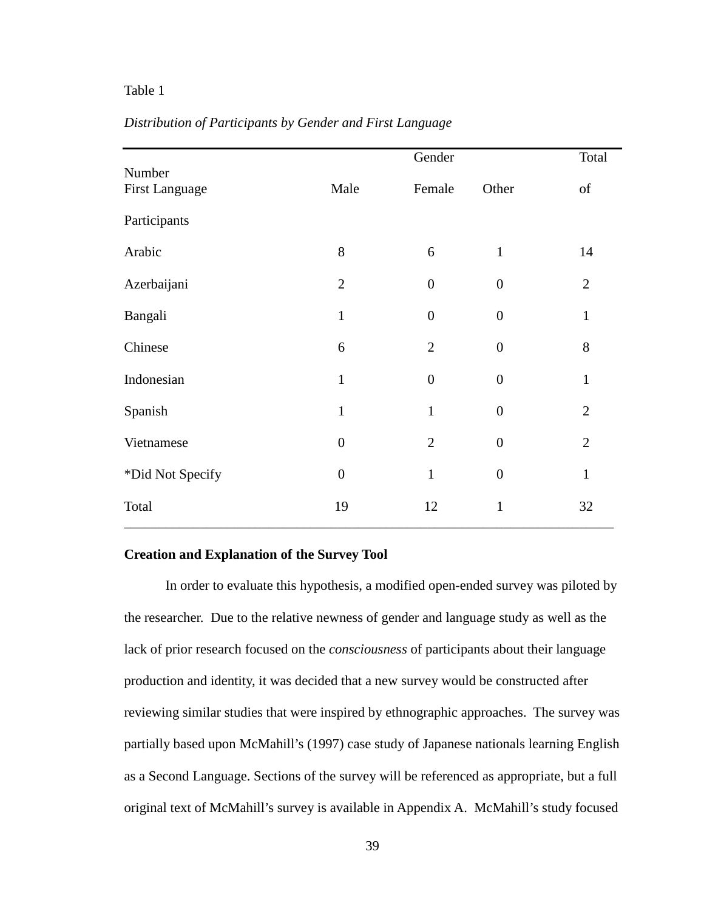Table 1

*Distribution of Participants by Gender and First Language*

| First Language | Gender | | | Total Number of Participants |
|---|---|---|---|---|
| | Male | Female | Other | |
| Arabic | 8 | 6 | 1 | 14 |
| Azerbaijani | 2 | 0 | 0 | 2 |
| Bangali | 1 | 0 | 0 | 1 |
| Chinese | 6 | 2 | 0 | 8 |
| Indonesian | 1 | 0 | 0 | 1 |
| Spanish | 1 | 1 | 0 | 2 |
| Vietnamese | 0 | 2 | 0 | 2 |
| *Did Not Specify | 0 | 1 | 0 | 1 |
| Total | 19 | 12 | 1 | 32 |

**Creation and Explanation of the Survey Tool**

In order to evaluate this hypothesis, a modified open-ended survey was piloted by the researcher. Due to the relative newness of gender and language study as well as the lack of prior research focused on the *consciousness* of participants about their language production and identity, it was decided that a new survey would be constructed after reviewing similar studies that were inspired by ethnographic approaches. The survey was partially based upon McMahill's (1997) case study of Japanese nationals learning English as a Second Language. Sections of the survey will be referenced as appropriate, but a full original text of McMahill's survey is available in Appendix A. McMahill's study focused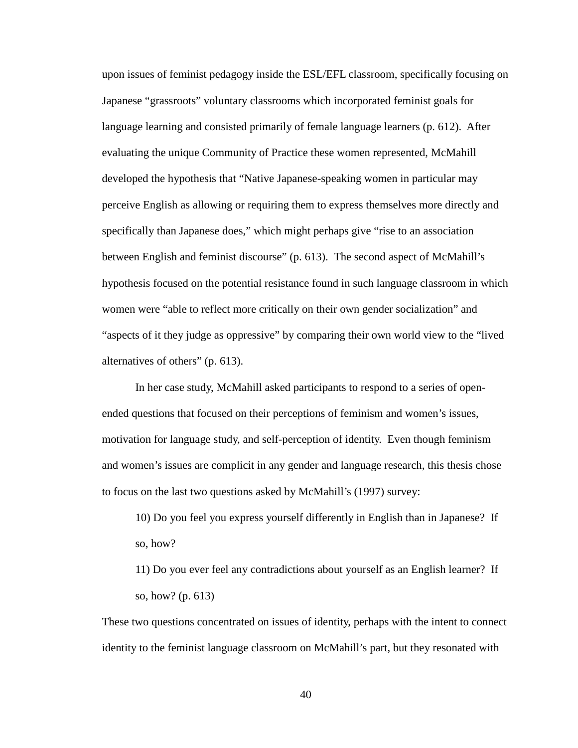upon issues of feminist pedagogy inside the ESL/EFL classroom, specifically focusing on Japanese "grassroots" voluntary classrooms which incorporated feminist goals for language learning and consisted primarily of female language learners (p. 612). After evaluating the unique Community of Practice these women represented, McMahill developed the hypothesis that "Native Japanese-speaking women in particular may perceive English as allowing or requiring them to express themselves more directly and specifically than Japanese does," which might perhaps give "rise to an association between English and feminist discourse" (p. 613). The second aspect of McMahill's hypothesis focused on the potential resistance found in such language classroom in which women were "able to reflect more critically on their own gender socialization" and "aspects of it they judge as oppressive" by comparing their own world view to the "lived alternatives of others" (p. 613).

In her case study, McMahill asked participants to respond to a series of open-ended questions that focused on their perceptions of feminism and women's issues, motivation for language study, and self-perception of identity. Even though feminism and women's issues are complicit in any gender and language research, this thesis chose to focus on the last two questions asked by McMahill's (1997) survey:

> 10) Do you feel you express yourself differently in English than in Japanese? If so, how?
>
> 11) Do you ever feel any contradictions about yourself as an English learner? If so, how? (p. 613)

These two questions concentrated on issues of identity, perhaps with the intent to connect identity to the feminist language classroom on McMahill's part, but they resonated with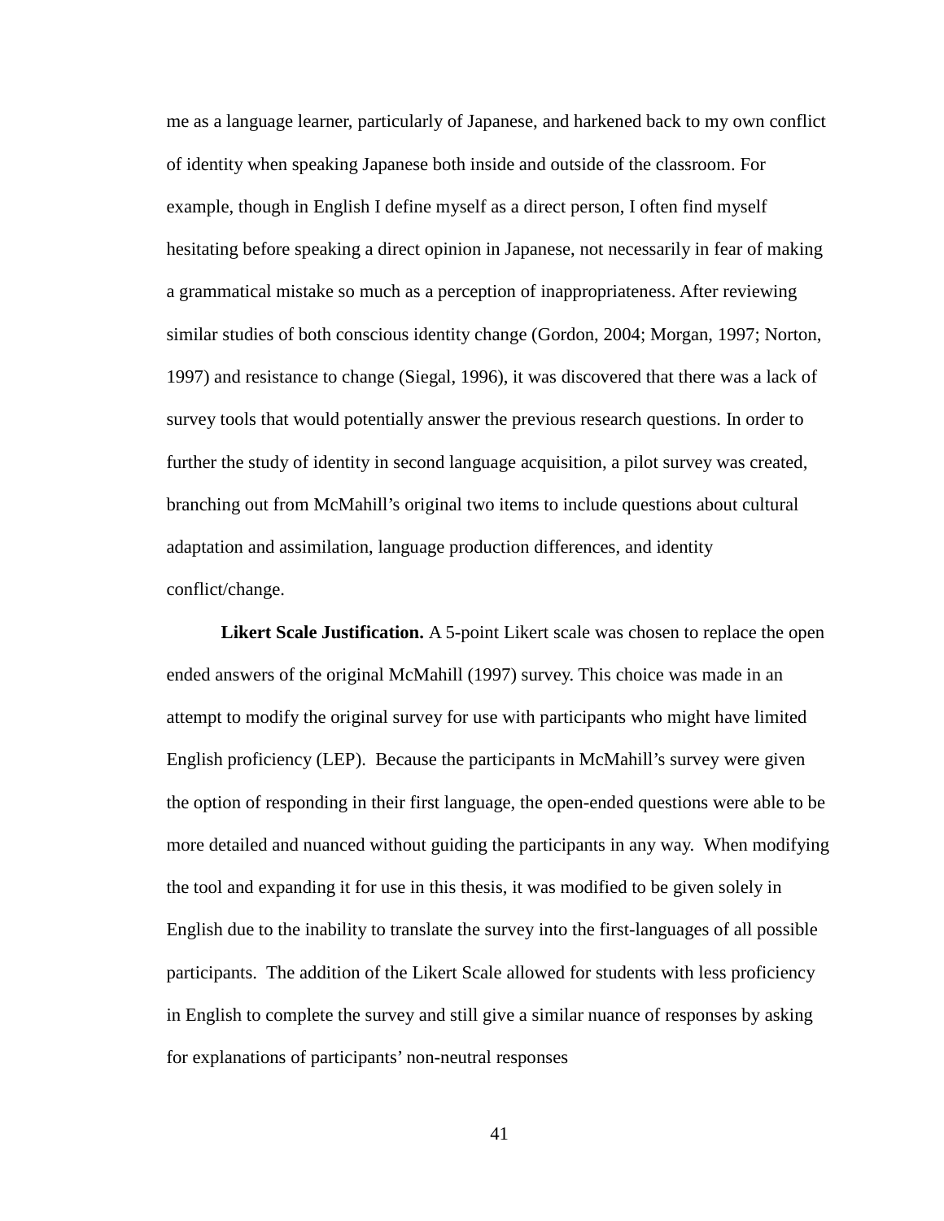me as a language learner, particularly of Japanese, and harkened back to my own conflict of identity when speaking Japanese both inside and outside of the classroom. For example, though in English I define myself as a direct person, I often find myself hesitating before speaking a direct opinion in Japanese, not necessarily in fear of making a grammatical mistake so much as a perception of inappropriateness. After reviewing similar studies of both conscious identity change (Gordon, 2004; Morgan, 1997; Norton, 1997) and resistance to change (Siegal, 1996), it was discovered that there was a lack of survey tools that would potentially answer the previous research questions. In order to further the study of identity in second language acquisition, a pilot survey was created, branching out from McMahill's original two items to include questions about cultural adaptation and assimilation, language production differences, and identity conflict/change.

**Likert Scale Justification.** A 5-point Likert scale was chosen to replace the open ended answers of the original McMahill (1997) survey. This choice was made in an attempt to modify the original survey for use with participants who might have limited English proficiency (LEP). Because the participants in McMahill's survey were given the option of responding in their first language, the open-ended questions were able to be more detailed and nuanced without guiding the participants in any way. When modifying the tool and expanding it for use in this thesis, it was modified to be given solely in English due to the inability to translate the survey into the first-languages of all possible participants. The addition of the Likert Scale allowed for students with less proficiency in English to complete the survey and still give a similar nuance of responses by asking for explanations of participants' non-neutral responses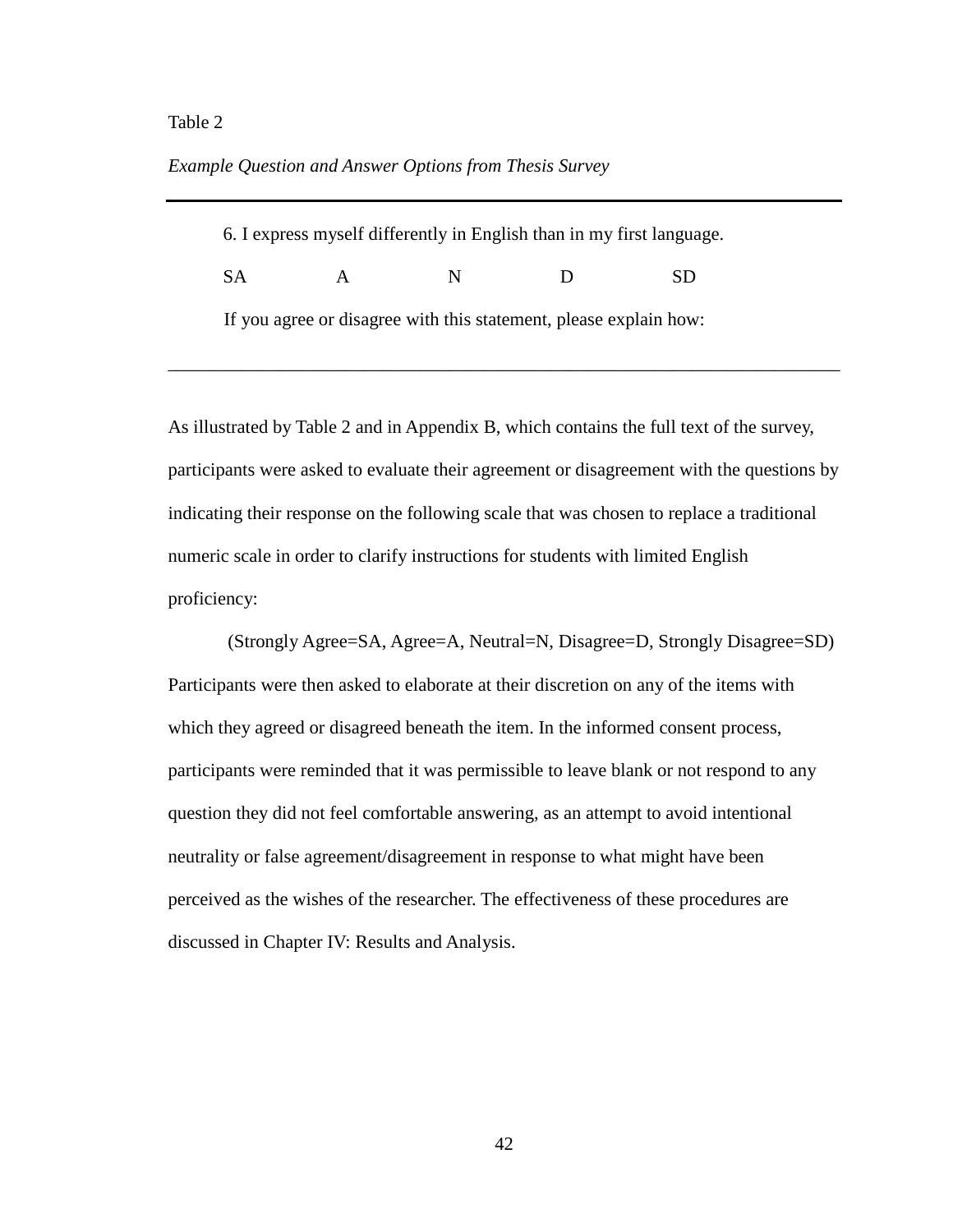Table 2

*Example Question and Answer Options from Thesis Survey*

| 6. I express myself differently in English than in my first language. | | | | |
|---|---|---|---|---|
| SA | A | N | D | SD |
| If you agree or disagree with this statement, please explain how: | | | | |

As illustrated by Table 2 and in Appendix B, which contains the full text of the survey, participants were asked to evaluate their agreement or disagreement with the questions by indicating their response on the following scale that was chosen to replace a traditional numeric scale in order to clarify instructions for students with limited English proficiency:

(Strongly Agree=SA, Agree=A, Neutral=N, Disagree=D, Strongly Disagree=SD)

Participants were then asked to elaborate at their discretion on any of the items with which they agreed or disagreed beneath the item. In the informed consent process, participants were reminded that it was permissible to leave blank or not respond to any question they did not feel comfortable answering, as an attempt to avoid intentional neutrality or false agreement/disagreement in response to what might have been perceived as the wishes of the researcher. The effectiveness of these procedures are discussed in Chapter IV: Results and Analysis.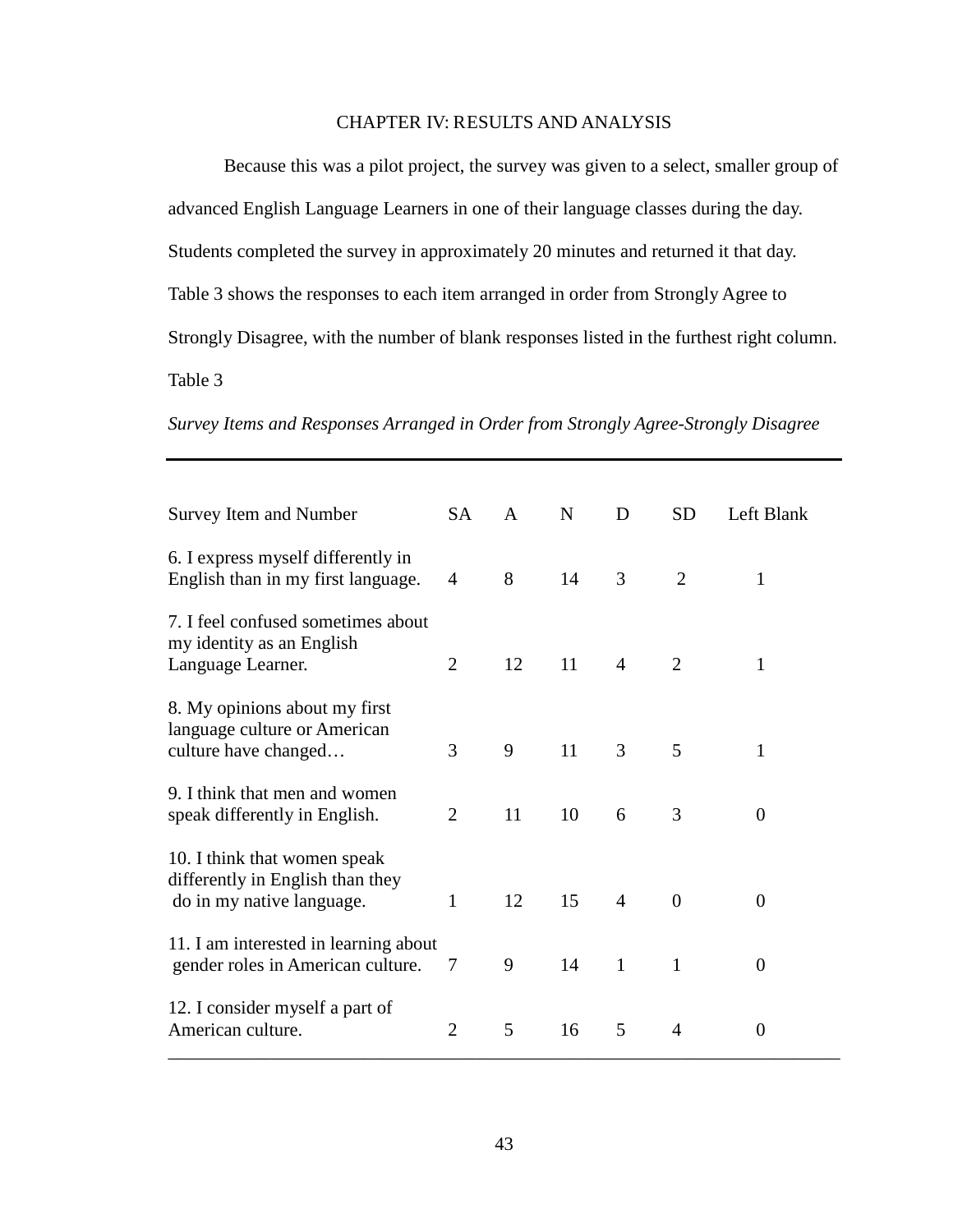# CHAPTER IV: RESULTS AND ANALYSIS

Because this was a pilot project, the survey was given to a select, smaller group of advanced English Language Learners in one of their language classes during the day. Students completed the survey in approximately 20 minutes and returned it that day. Table 3 shows the responses to each item arranged in order from Strongly Agree to Strongly Disagree, with the number of blank responses listed in the furthest right column.

Table 3

*Survey Items and Responses Arranged in Order from Strongly Agree-Strongly Disagree*

| Survey Item and Number | SA | A | N | D | SD | Left Blank |
|---|---|---|---|---|---|---|
| 6. I express myself differently in English than in my first language. | 4 | 8 | 14 | 3 | 2 | 1 |
| 7. I feel confused sometimes about my identity as an English Language Learner. | 2 | 12 | 11 | 4 | 2 | 1 |
| 8. My opinions about my first language culture or American culture have changed… | 3 | 9 | 11 | 3 | 5 | 1 |
| 9. I think that men and women speak differently in English. | 2 | 11 | 10 | 6 | 3 | 0 |
| 10. I think that women speak differently in English than they do in my native language. | 1 | 12 | 15 | 4 | 0 | 0 |
| 11. I am interested in learning about gender roles in American culture. | 7 | 9 | 14 | 1 | 1 | 0 |
| 12. I consider myself a part of American culture. | 2 | 5 | 16 | 5 | 4 | 0 |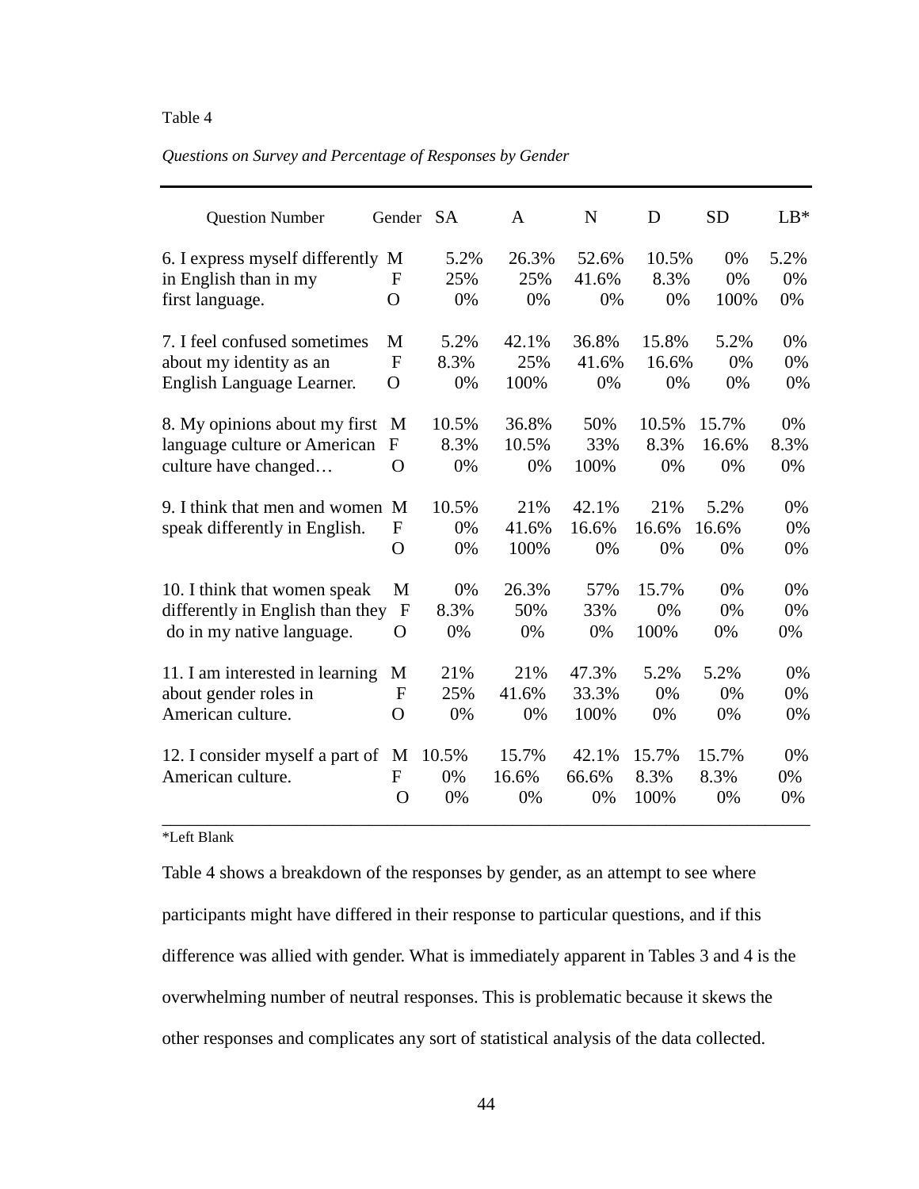Table 4

*Questions on Survey and Percentage of Responses by Gender*

| Question Number | Gender | SA | A | N | D | SD | LB* |
|---|---|---|---|---|---|---|---|
| 6. I express myself differently in English than in my first language. | M | 5.2% | 26.3% | 52.6% | 10.5% | 0% | 5.2% |
| | F | 25% | 25% | 41.6% | 8.3% | 0% | 0% |
| | O | 0% | 0% | 0% | 0% | 100% | 0% |
| 7. I feel confused sometimes about my identity as an English Language Learner. | M | 5.2% | 42.1% | 36.8% | 15.8% | 5.2% | 0% |
| | F | 8.3% | 25% | 41.6% | 16.6% | 0% | 0% |
| | O | 0% | 100% | 0% | 0% | 0% | 0% |
| 8. My opinions about my first language culture or American culture have changed… | M | 10.5% | 36.8% | 50% | 10.5% | 15.7% | 0% |
| | F | 8.3% | 10.5% | 33% | 8.3% | 16.6% | 8.3% |
| | O | 0% | 0% | 100% | 0% | 0% | 0% |
| 9. I think that men and women speak differently in English. | M | 10.5% | 21% | 42.1% | 21% | 5.2% | 0% |
| | F | 0% | 41.6% | 16.6% | 16.6% | 16.6% | 0% |
| | O | 0% | 100% | 0% | 0% | 0% | 0% |
| 10. I think that women speak differently in English than they do in my native language. | M | 0% | 26.3% | 57% | 15.7% | 0% | 0% |
| | F | 8.3% | 50% | 33% | 0% | 0% | 0% |
| | O | 0% | 0% | 0% | 100% | 0% | 0% |
| 11. I am interested in learning about gender roles in American culture. | M | 21% | 21% | 47.3% | 5.2% | 5.2% | 0% |
| | F | 25% | 41.6% | 33.3% | 0% | 0% | 0% |
| | O | 0% | 0% | 100% | 0% | 0% | 0% |
| 12. I consider myself a part of American culture. | M | 10.5% | 15.7% | 42.1% | 15.7% | 15.7% | 0% |
| | F | 0% | 16.6% | 66.6% | 8.3% | 8.3% | 0% |
| | O | 0% | 0% | 0% | 100% | 0% | 0% |

*Left Blank

Table 4 shows a breakdown of the responses by gender, as an attempt to see where participants might have differed in their response to particular questions, and if this difference was allied with gender. What is immediately apparent in Tables 3 and 4 is the overwhelming number of neutral responses. This is problematic because it skews the other responses and complicates any sort of statistical analysis of the data collected.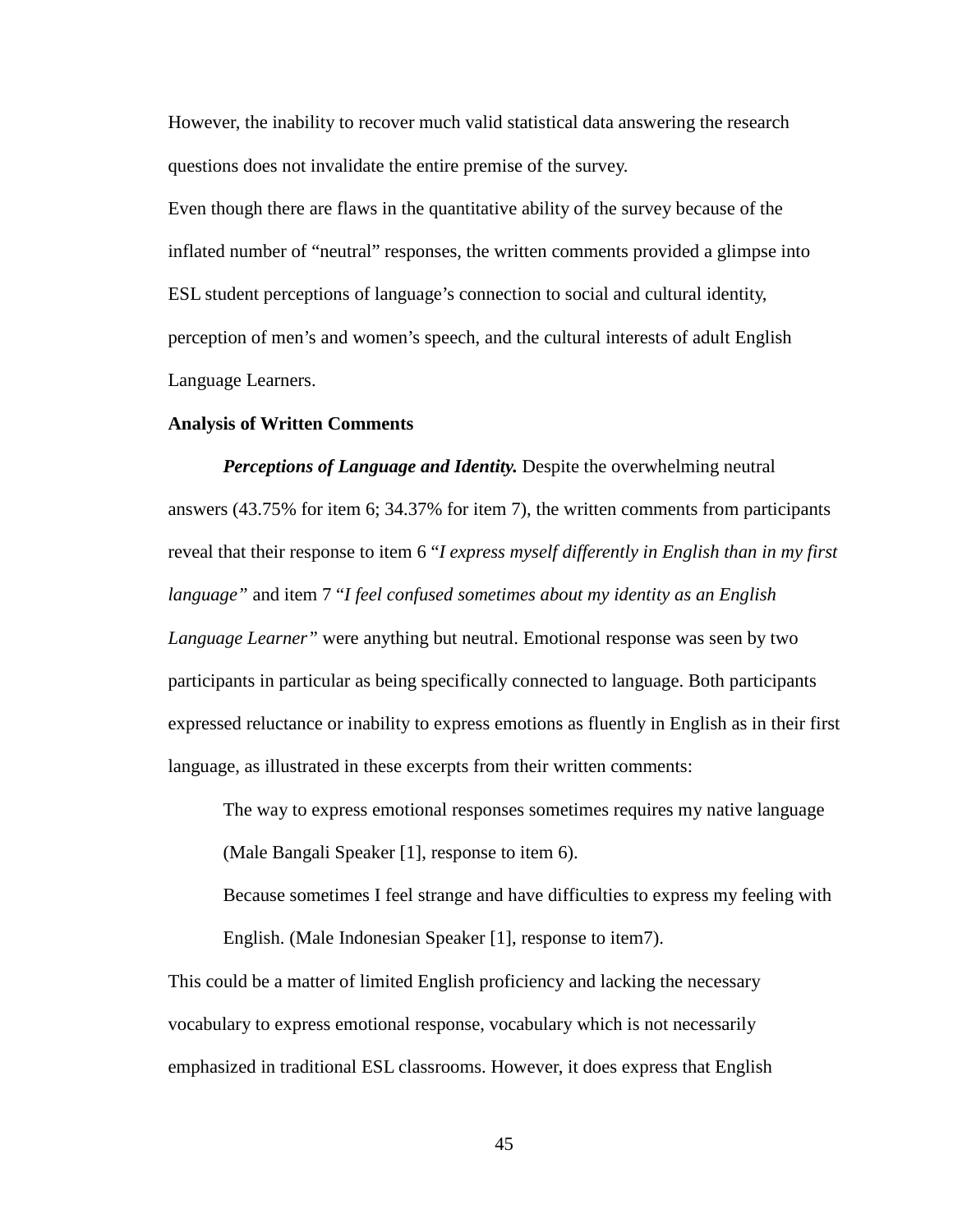However, the inability to recover much valid statistical data answering the research questions does not invalidate the entire premise of the survey.

Even though there are flaws in the quantitative ability of the survey because of the inflated number of "neutral" responses, the written comments provided a glimpse into ESL student perceptions of language's connection to social and cultural identity, perception of men's and women's speech, and the cultural interests of adult English Language Learners.

**Analysis of Written Comments**

***Perceptions of Language and Identity.*** Despite the overwhelming neutral answers (43.75% for item 6; 34.37% for item 7), the written comments from participants reveal that their response to item 6 "*I express myself differently in English than in my first language"* and item 7 "*I feel confused sometimes about my identity as an English Language Learner"* were anything but neutral. Emotional response was seen by two participants in particular as being specifically connected to language. Both participants expressed reluctance or inability to express emotions as fluently in English as in their first language, as illustrated in these excerpts from their written comments:

> The way to express emotional responses sometimes requires my native language (Male Bangali Speaker [1], response to item 6).
>
> Because sometimes I feel strange and have difficulties to express my feeling with English. (Male Indonesian Speaker [1], response to item7).

This could be a matter of limited English proficiency and lacking the necessary vocabulary to express emotional response, vocabulary which is not necessarily emphasized in traditional ESL classrooms. However, it does express that English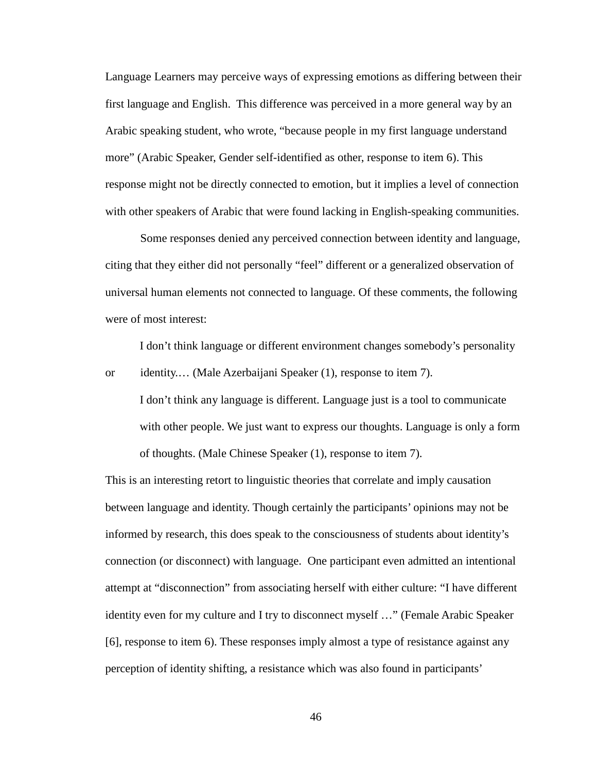Language Learners may perceive ways of expressing emotions as differing between their first language and English. This difference was perceived in a more general way by an Arabic speaking student, who wrote, "because people in my first language understand more" (Arabic Speaker, Gender self-identified as other, response to item 6). This response might not be directly connected to emotion, but it implies a level of connection with other speakers of Arabic that were found lacking in English-speaking communities.

Some responses denied any perceived connection between identity and language, citing that they either did not personally "feel" different or a generalized observation of universal human elements not connected to language. Of these comments, the following were of most interest:

> I don't think language or different environment changes somebody's personality or identity.… (Male Azerbaijani Speaker (1), response to item 7).
>
> I don't think any language is different. Language just is a tool to communicate with other people. We just want to express our thoughts. Language is only a form of thoughts. (Male Chinese Speaker (1), response to item 7).

This is an interesting retort to linguistic theories that correlate and imply causation between language and identity. Though certainly the participants' opinions may not be informed by research, this does speak to the consciousness of students about identity's connection (or disconnect) with language. One participant even admitted an intentional attempt at "disconnection" from associating herself with either culture: "I have different identity even for my culture and I try to disconnect myself …" (Female Arabic Speaker [6], response to item 6). These responses imply almost a type of resistance against any perception of identity shifting, a resistance which was also found in participants'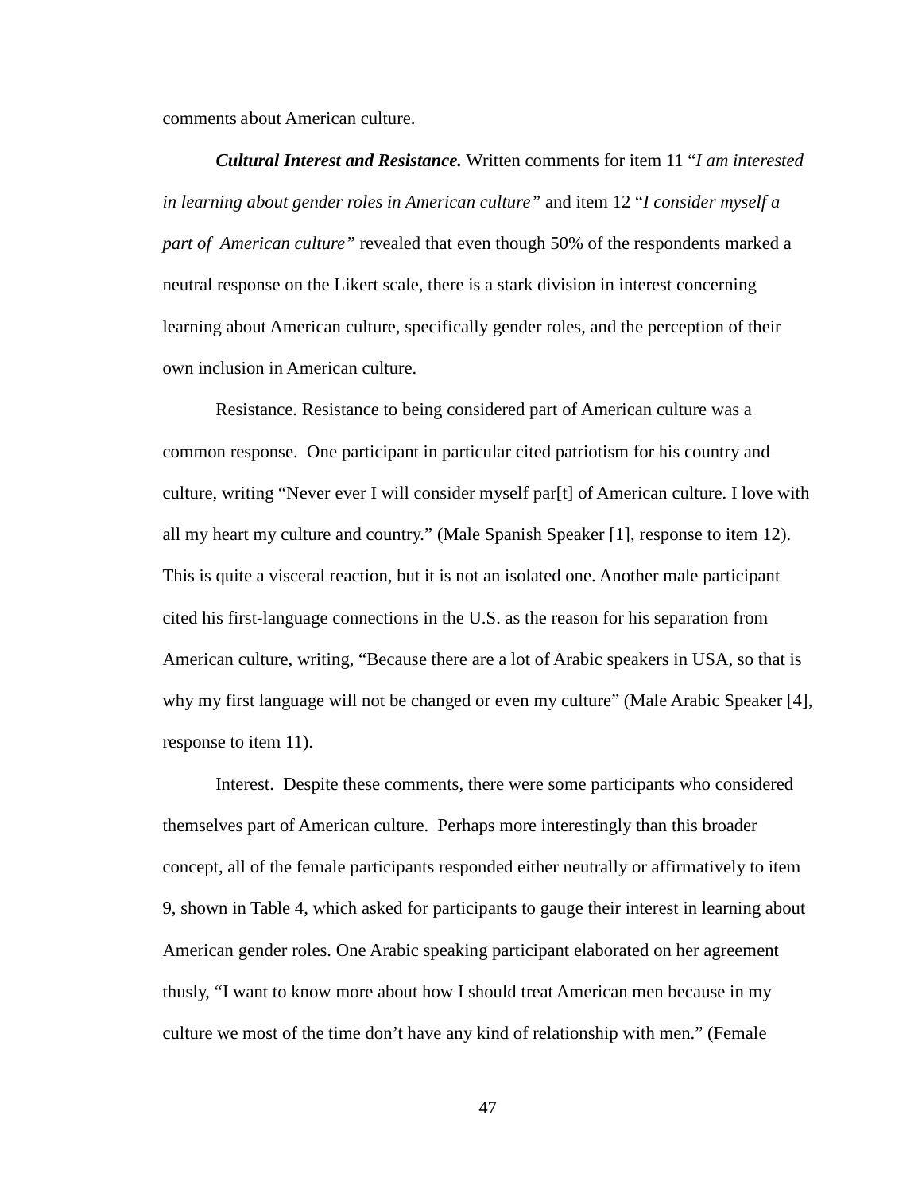comments about American culture.

***Cultural Interest and Resistance.*** Written comments for item 11 "*I am interested in learning about gender roles in American culture"* and item 12 "*I consider myself a part of American culture"* revealed that even though 50% of the respondents marked a neutral response on the Likert scale, there is a stark division in interest concerning learning about American culture, specifically gender roles, and the perception of their own inclusion in American culture.

Resistance. Resistance to being considered part of American culture was a common response. One participant in particular cited patriotism for his country and culture, writing "Never ever I will consider myself par[t] of American culture. I love with all my heart my culture and country." (Male Spanish Speaker [1], response to item 12). This is quite a visceral reaction, but it is not an isolated one. Another male participant cited his first-language connections in the U.S. as the reason for his separation from American culture, writing, "Because there are a lot of Arabic speakers in USA, so that is why my first language will not be changed or even my culture" (Male Arabic Speaker [4], response to item 11).

Interest. Despite these comments, there were some participants who considered themselves part of American culture. Perhaps more interestingly than this broader concept, all of the female participants responded either neutrally or affirmatively to item 9, shown in Table 4, which asked for participants to gauge their interest in learning about American gender roles. One Arabic speaking participant elaborated on her agreement thusly, "I want to know more about how I should treat American men because in my culture we most of the time don't have any kind of relationship with men." (Female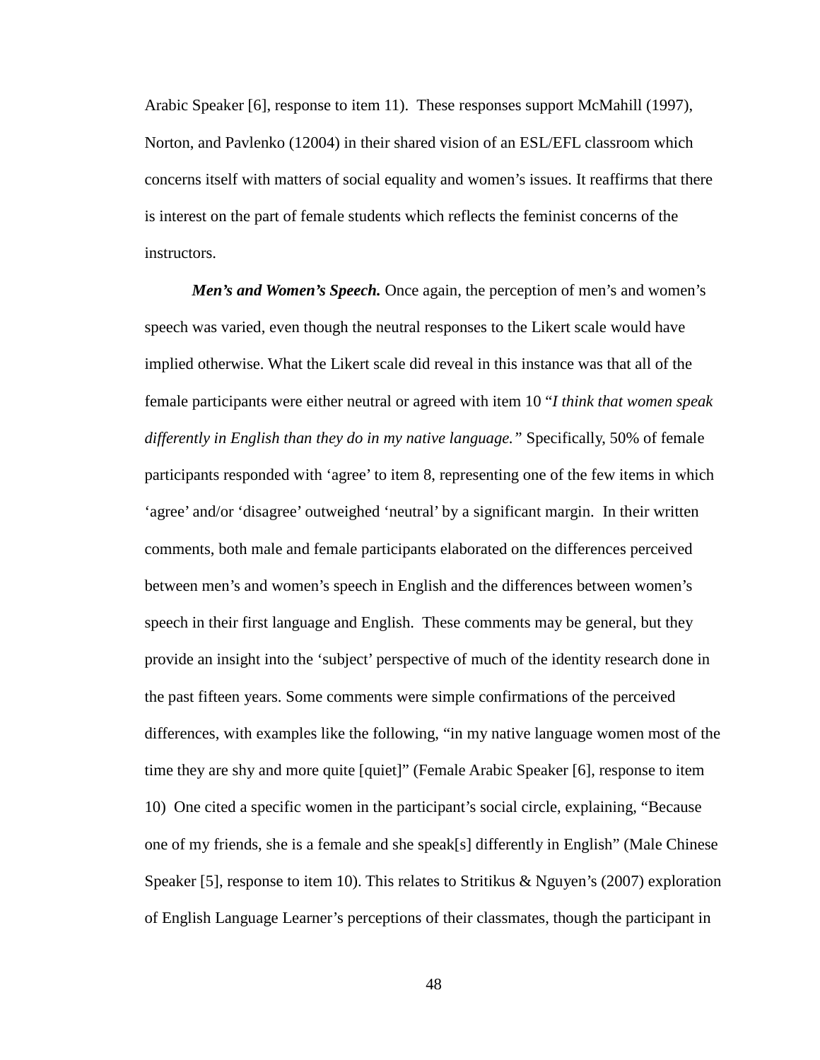Arabic Speaker [6], response to item 11). These responses support McMahill (1997), Norton, and Pavlenko (12004) in their shared vision of an ESL/EFL classroom which concerns itself with matters of social equality and women's issues. It reaffirms that there is interest on the part of female students which reflects the feminist concerns of the instructors.

***Men's and Women's Speech.*** Once again, the perception of men's and women's speech was varied, even though the neutral responses to the Likert scale would have implied otherwise. What the Likert scale did reveal in this instance was that all of the female participants were either neutral or agreed with item 10 "*I think that women speak differently in English than they do in my native language.*" Specifically, 50% of female participants responded with 'agree' to item 8, representing one of the few items in which 'agree' and/or 'disagree' outweighed 'neutral' by a significant margin. In their written comments, both male and female participants elaborated on the differences perceived between men's and women's speech in English and the differences between women's speech in their first language and English. These comments may be general, but they provide an insight into the 'subject' perspective of much of the identity research done in the past fifteen years. Some comments were simple confirmations of the perceived differences, with examples like the following, "in my native language women most of the time they are shy and more quite [quiet]" (Female Arabic Speaker [6], response to item 10) One cited a specific women in the participant's social circle, explaining, "Because one of my friends, she is a female and she speak[s] differently in English" (Male Chinese Speaker [5], response to item 10). This relates to Stritikus & Nguyen's (2007) exploration of English Language Learner's perceptions of their classmates, though the participant in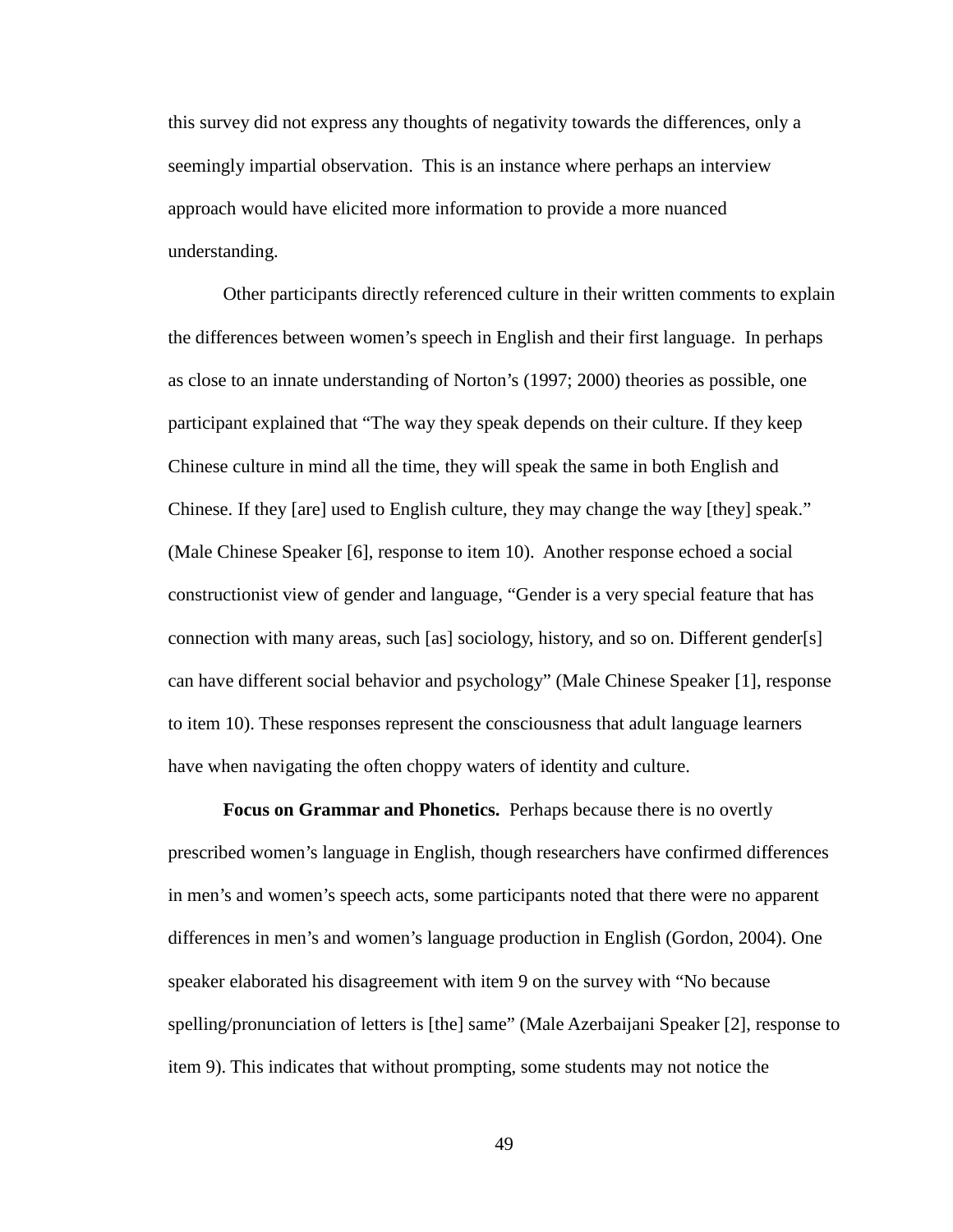this survey did not express any thoughts of negativity towards the differences, only a seemingly impartial observation. This is an instance where perhaps an interview approach would have elicited more information to provide a more nuanced understanding.

Other participants directly referenced culture in their written comments to explain the differences between women's speech in English and their first language. In perhaps as close to an innate understanding of Norton's (1997; 2000) theories as possible, one participant explained that "The way they speak depends on their culture. If they keep Chinese culture in mind all the time, they will speak the same in both English and Chinese. If they [are] used to English culture, they may change the way [they] speak." (Male Chinese Speaker [6], response to item 10). Another response echoed a social constructionist view of gender and language, "Gender is a very special feature that has connection with many areas, such [as] sociology, history, and so on. Different gender[s] can have different social behavior and psychology" (Male Chinese Speaker [1], response to item 10). These responses represent the consciousness that adult language learners have when navigating the often choppy waters of identity and culture.

**Focus on Grammar and Phonetics.** Perhaps because there is no overtly prescribed women's language in English, though researchers have confirmed differences in men's and women's speech acts, some participants noted that there were no apparent differences in men's and women's language production in English (Gordon, 2004). One speaker elaborated his disagreement with item 9 on the survey with "No because spelling/pronunciation of letters is [the] same" (Male Azerbaijani Speaker [2], response to item 9). This indicates that without prompting, some students may not notice the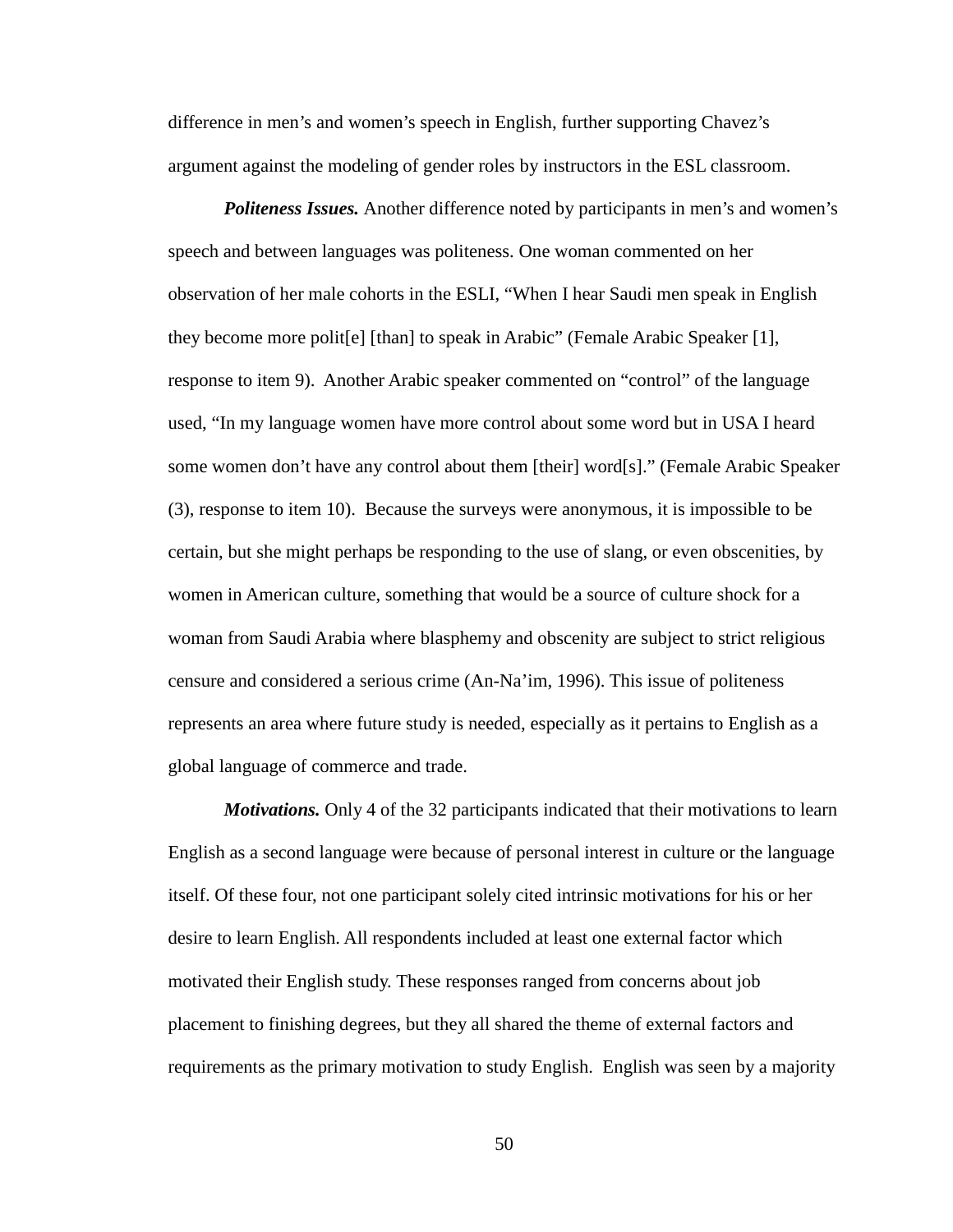difference in men's and women's speech in English, further supporting Chavez's argument against the modeling of gender roles by instructors in the ESL classroom.

***Politeness Issues.*** Another difference noted by participants in men's and women's speech and between languages was politeness. One woman commented on her observation of her male cohorts in the ESLI, "When I hear Saudi men speak in English they become more polit[e] [than] to speak in Arabic" (Female Arabic Speaker [1], response to item 9). Another Arabic speaker commented on "control" of the language used, "In my language women have more control about some word but in USA I heard some women don't have any control about them [their] word[s]." (Female Arabic Speaker (3), response to item 10). Because the surveys were anonymous, it is impossible to be certain, but she might perhaps be responding to the use of slang, or even obscenities, by women in American culture, something that would be a source of culture shock for a woman from Saudi Arabia where blasphemy and obscenity are subject to strict religious censure and considered a serious crime (An-Na'im, 1996). This issue of politeness represents an area where future study is needed, especially as it pertains to English as a global language of commerce and trade.

***Motivations.*** Only 4 of the 32 participants indicated that their motivations to learn English as a second language were because of personal interest in culture or the language itself. Of these four, not one participant solely cited intrinsic motivations for his or her desire to learn English. All respondents included at least one external factor which motivated their English study. These responses ranged from concerns about job placement to finishing degrees, but they all shared the theme of external factors and requirements as the primary motivation to study English. English was seen by a majority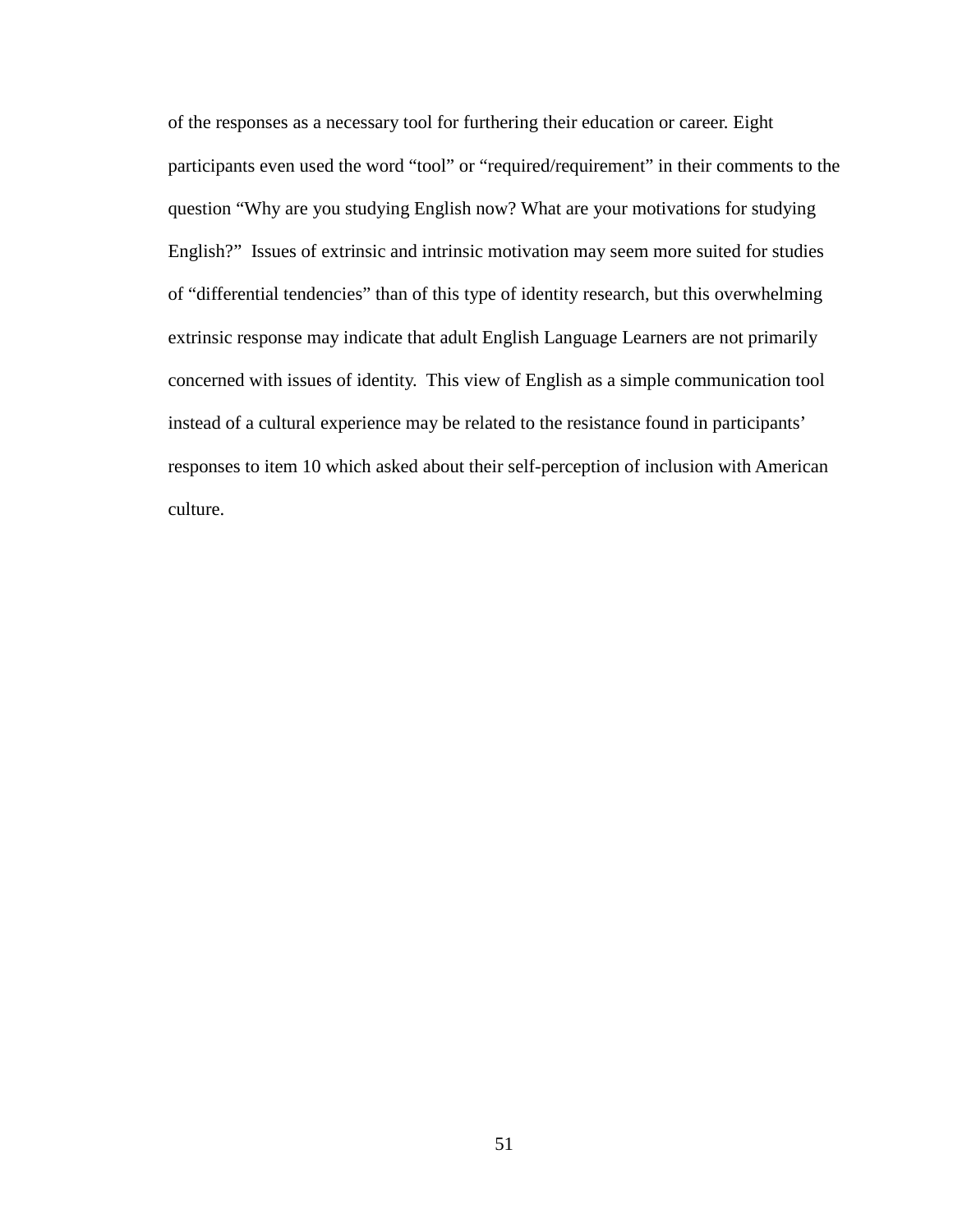of the responses as a necessary tool for furthering their education or career. Eight participants even used the word “tool” or “required/requirement” in their comments to the question “Why are you studying English now? What are your motivations for studying English?” Issues of extrinsic and intrinsic motivation may seem more suited for studies of “differential tendencies” than of this type of identity research, but this overwhelming extrinsic response may indicate that adult English Language Learners are not primarily concerned with issues of identity. This view of English as a simple communication tool instead of a cultural experience may be related to the resistance found in participants’ responses to item 10 which asked about their self-perception of inclusion with American culture.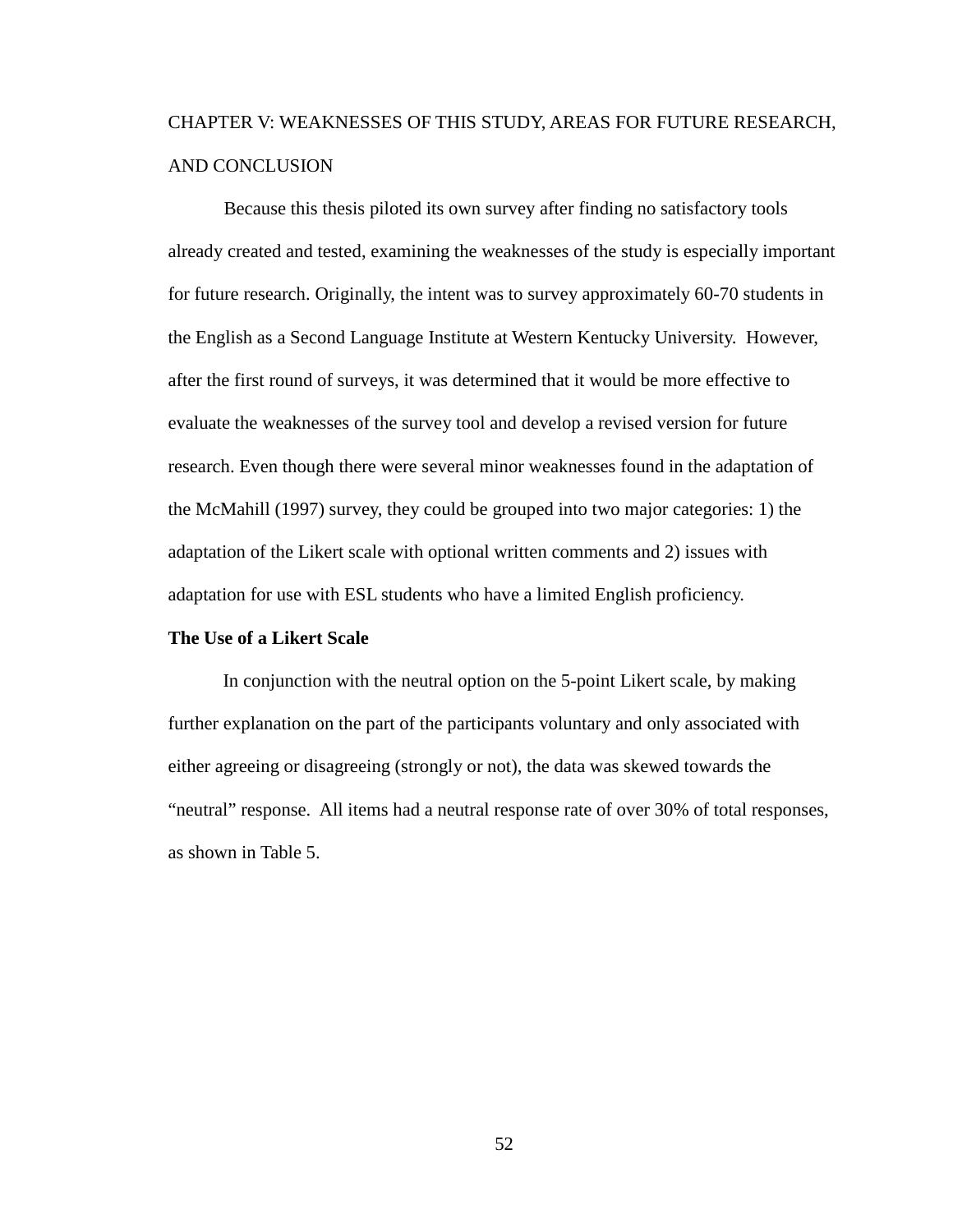# CHAPTER V: WEAKNESSES OF THIS STUDY, AREAS FOR FUTURE RESEARCH, AND CONCLUSION

Because this thesis piloted its own survey after finding no satisfactory tools already created and tested, examining the weaknesses of the study is especially important for future research. Originally, the intent was to survey approximately 60-70 students in the English as a Second Language Institute at Western Kentucky University. However, after the first round of surveys, it was determined that it would be more effective to evaluate the weaknesses of the survey tool and develop a revised version for future research. Even though there were several minor weaknesses found in the adaptation of the McMahill (1997) survey, they could be grouped into two major categories: 1) the adaptation of the Likert scale with optional written comments and 2) issues with adaptation for use with ESL students who have a limited English proficiency.

**The Use of a Likert Scale**

In conjunction with the neutral option on the 5-point Likert scale, by making further explanation on the part of the participants voluntary and only associated with either agreeing or disagreeing (strongly or not), the data was skewed towards the "neutral" response. All items had a neutral response rate of over 30% of total responses, as shown in Table 5.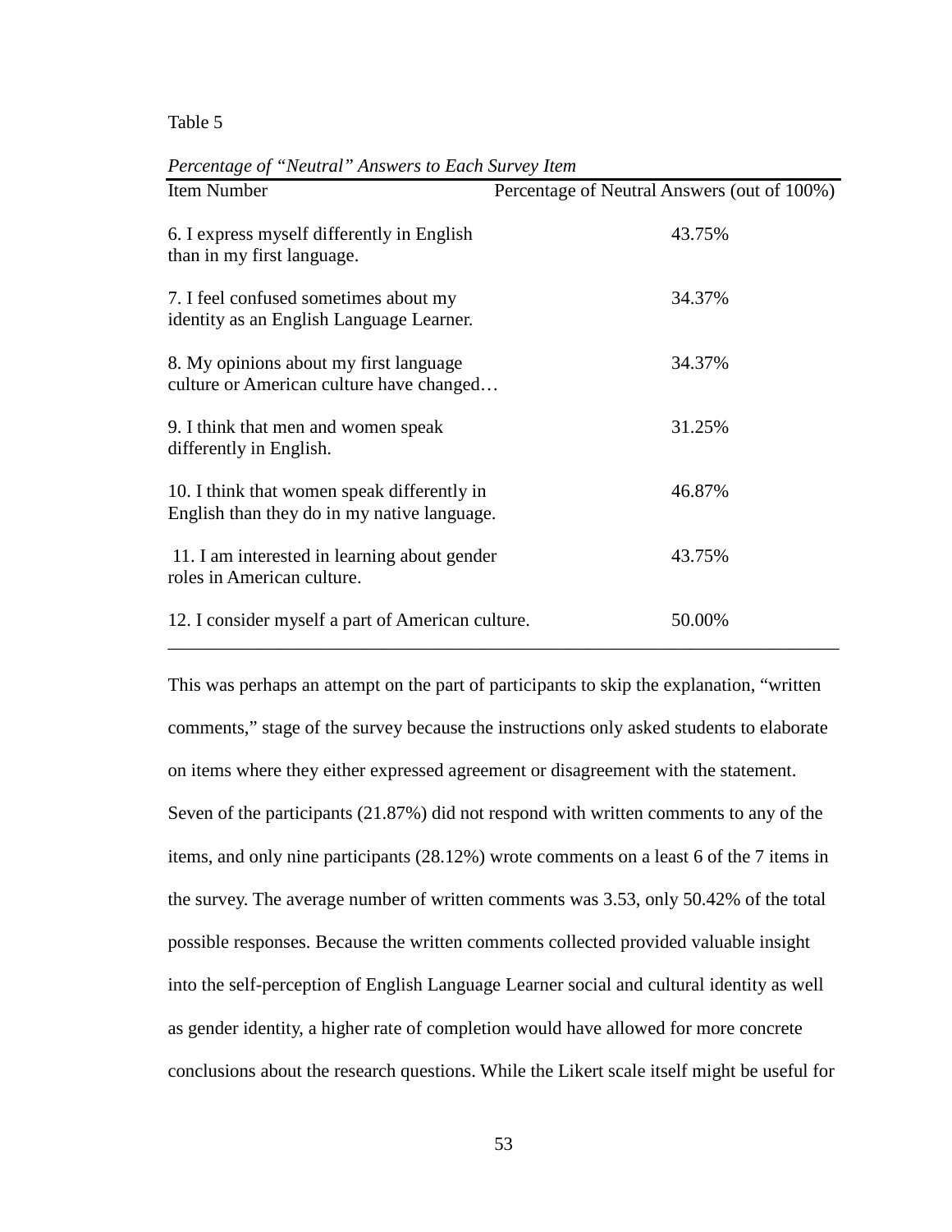Table 5

*Percentage of "Neutral" Answers to Each Survey Item*

| Item Number | Percentage of Neutral Answers (out of 100%) |
|---|---|
| 6. I express myself differently in English than in my first language. | 43.75% |
| 7. I feel confused sometimes about my identity as an English Language Learner. | 34.37% |
| 8. My opinions about my first language culture or American culture have changed… | 34.37% |
| 9. I think that men and women speak differently in English. | 31.25% |
| 10. I think that women speak differently in English than they do in my native language. | 46.87% |
| 11. I am interested in learning about gender roles in American culture. | 43.75% |
| 12. I consider myself a part of American culture. | 50.00% |

This was perhaps an attempt on the part of participants to skip the explanation, "written comments," stage of the survey because the instructions only asked students to elaborate on items where they either expressed agreement or disagreement with the statement. Seven of the participants (21.87%) did not respond with written comments to any of the items, and only nine participants (28.12%) wrote comments on a least 6 of the 7 items in the survey. The average number of written comments was 3.53, only 50.42% of the total possible responses. Because the written comments collected provided valuable insight into the self-perception of English Language Learner social and cultural identity as well as gender identity, a higher rate of completion would have allowed for more concrete conclusions about the research questions. While the Likert scale itself might be useful for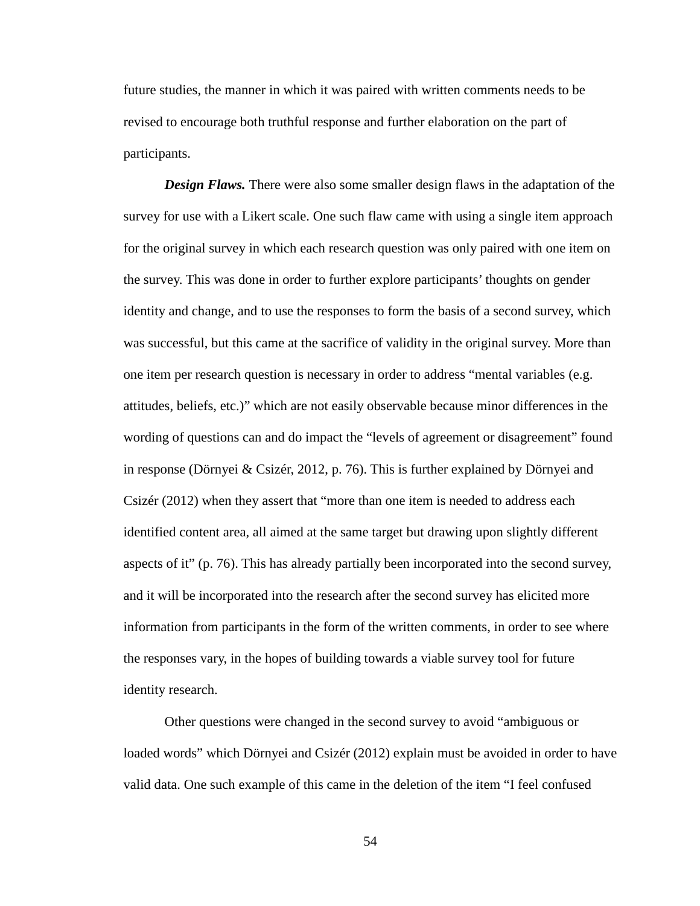future studies, the manner in which it was paired with written comments needs to be revised to encourage both truthful response and further elaboration on the part of participants.

***Design Flaws.*** There were also some smaller design flaws in the adaptation of the survey for use with a Likert scale. One such flaw came with using a single item approach for the original survey in which each research question was only paired with one item on the survey. This was done in order to further explore participants' thoughts on gender identity and change, and to use the responses to form the basis of a second survey, which was successful, but this came at the sacrifice of validity in the original survey. More than one item per research question is necessary in order to address "mental variables (e.g. attitudes, beliefs, etc.)" which are not easily observable because minor differences in the wording of questions can and do impact the "levels of agreement or disagreement" found in response (Dörnyei & Csizér, 2012, p. 76). This is further explained by Dörnyei and Csizér (2012) when they assert that "more than one item is needed to address each identified content area, all aimed at the same target but drawing upon slightly different aspects of it" (p. 76). This has already partially been incorporated into the second survey, and it will be incorporated into the research after the second survey has elicited more information from participants in the form of the written comments, in order to see where the responses vary, in the hopes of building towards a viable survey tool for future identity research.

Other questions were changed in the second survey to avoid "ambiguous or loaded words" which Dörnyei and Csizér (2012) explain must be avoided in order to have valid data. One such example of this came in the deletion of the item "I feel confused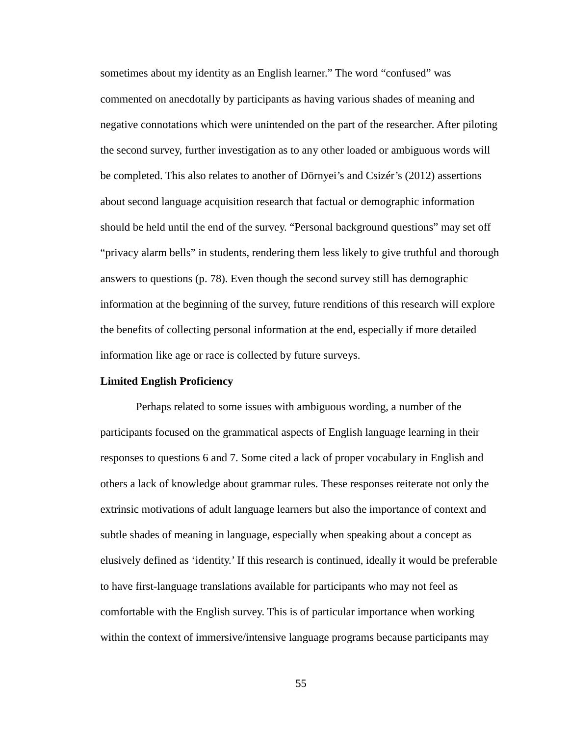sometimes about my identity as an English learner." The word "confused" was commented on anecdotally by participants as having various shades of meaning and negative connotations which were unintended on the part of the researcher. After piloting the second survey, further investigation as to any other loaded or ambiguous words will be completed. This also relates to another of Dörnyei's and Csizér's (2012) assertions about second language acquisition research that factual or demographic information should be held until the end of the survey. "Personal background questions" may set off "privacy alarm bells" in students, rendering them less likely to give truthful and thorough answers to questions (p. 78). Even though the second survey still has demographic information at the beginning of the survey, future renditions of this research will explore the benefits of collecting personal information at the end, especially if more detailed information like age or race is collected by future surveys.

**Limited English Proficiency**

Perhaps related to some issues with ambiguous wording, a number of the participants focused on the grammatical aspects of English language learning in their responses to questions 6 and 7. Some cited a lack of proper vocabulary in English and others a lack of knowledge about grammar rules. These responses reiterate not only the extrinsic motivations of adult language learners but also the importance of context and subtle shades of meaning in language, especially when speaking about a concept as elusively defined as 'identity.' If this research is continued, ideally it would be preferable to have first-language translations available for participants who may not feel as comfortable with the English survey. This is of particular importance when working within the context of immersive/intensive language programs because participants may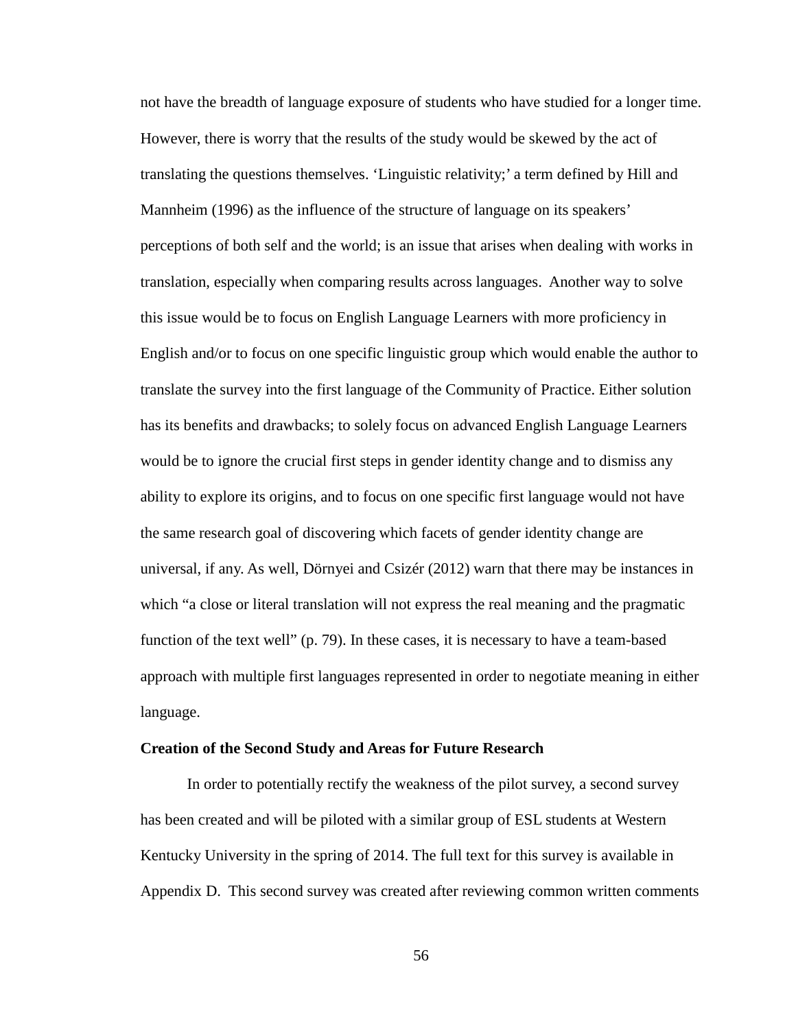not have the breadth of language exposure of students who have studied for a longer time. However, there is worry that the results of the study would be skewed by the act of translating the questions themselves. 'Linguistic relativity;' a term defined by Hill and Mannheim (1996) as the influence of the structure of language on its speakers' perceptions of both self and the world; is an issue that arises when dealing with works in translation, especially when comparing results across languages.  Another way to solve this issue would be to focus on English Language Learners with more proficiency in English and/or to focus on one specific linguistic group which would enable the author to translate the survey into the first language of the Community of Practice. Either solution has its benefits and drawbacks; to solely focus on advanced English Language Learners would be to ignore the crucial first steps in gender identity change and to dismiss any ability to explore its origins, and to focus on one specific first language would not have the same research goal of discovering which facets of gender identity change are universal, if any. As well, Dörnyei and Csizér (2012) warn that there may be instances in which "a close or literal translation will not express the real meaning and the pragmatic function of the text well" (p. 79). In these cases, it is necessary to have a team-based approach with multiple first languages represented in order to negotiate meaning in either language.

**Creation of the Second Study and Areas for Future Research**

In order to potentially rectify the weakness of the pilot survey, a second survey has been created and will be piloted with a similar group of ESL students at Western Kentucky University in the spring of 2014. The full text for this survey is available in Appendix D.  This second survey was created after reviewing common written comments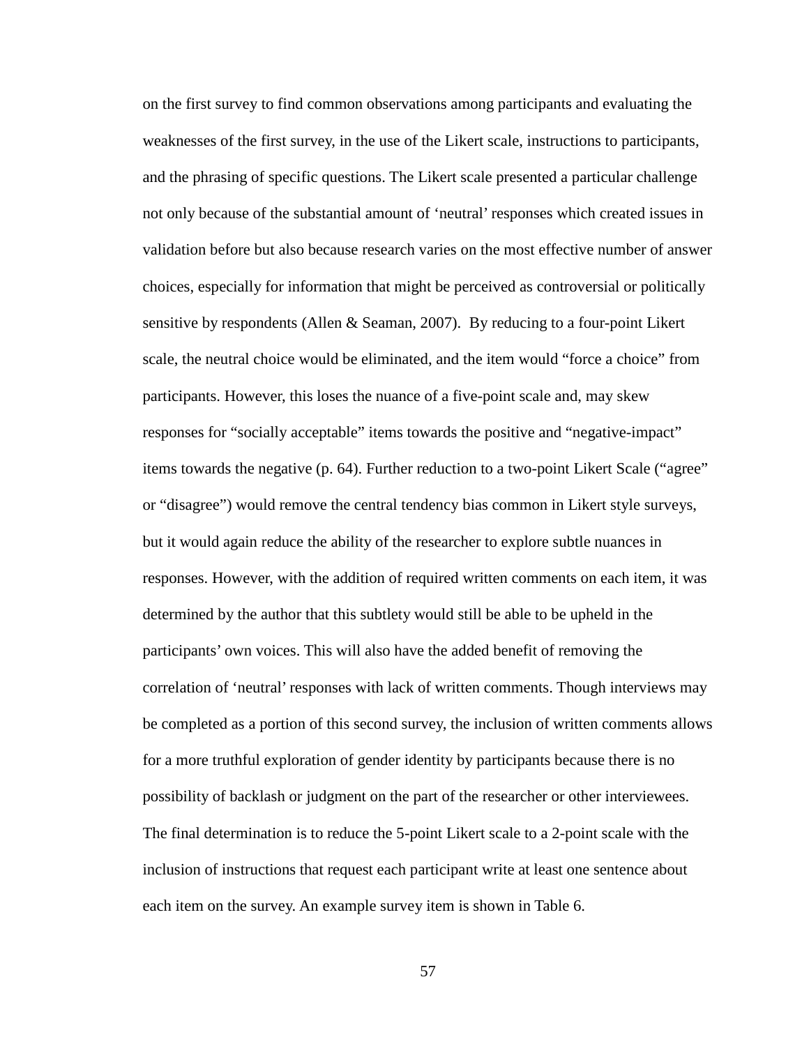on the first survey to find common observations among participants and evaluating the weaknesses of the first survey, in the use of the Likert scale, instructions to participants, and the phrasing of specific questions. The Likert scale presented a particular challenge not only because of the substantial amount of 'neutral' responses which created issues in validation before but also because research varies on the most effective number of answer choices, especially for information that might be perceived as controversial or politically sensitive by respondents (Allen & Seaman, 2007).  By reducing to a four-point Likert scale, the neutral choice would be eliminated, and the item would "force a choice" from participants. However, this loses the nuance of a five-point scale and, may skew responses for "socially acceptable" items towards the positive and "negative-impact" items towards the negative (p. 64). Further reduction to a two-point Likert Scale ("agree" or "disagree") would remove the central tendency bias common in Likert style surveys, but it would again reduce the ability of the researcher to explore subtle nuances in responses. However, with the addition of required written comments on each item, it was determined by the author that this subtlety would still be able to be upheld in the participants' own voices. This will also have the added benefit of removing the correlation of 'neutral' responses with lack of written comments. Though interviews may be completed as a portion of this second survey, the inclusion of written comments allows for a more truthful exploration of gender identity by participants because there is no possibility of backlash or judgment on the part of the researcher or other interviewees. The final determination is to reduce the 5-point Likert scale to a 2-point scale with the inclusion of instructions that request each participant write at least one sentence about each item on the survey. An example survey item is shown in Table 6.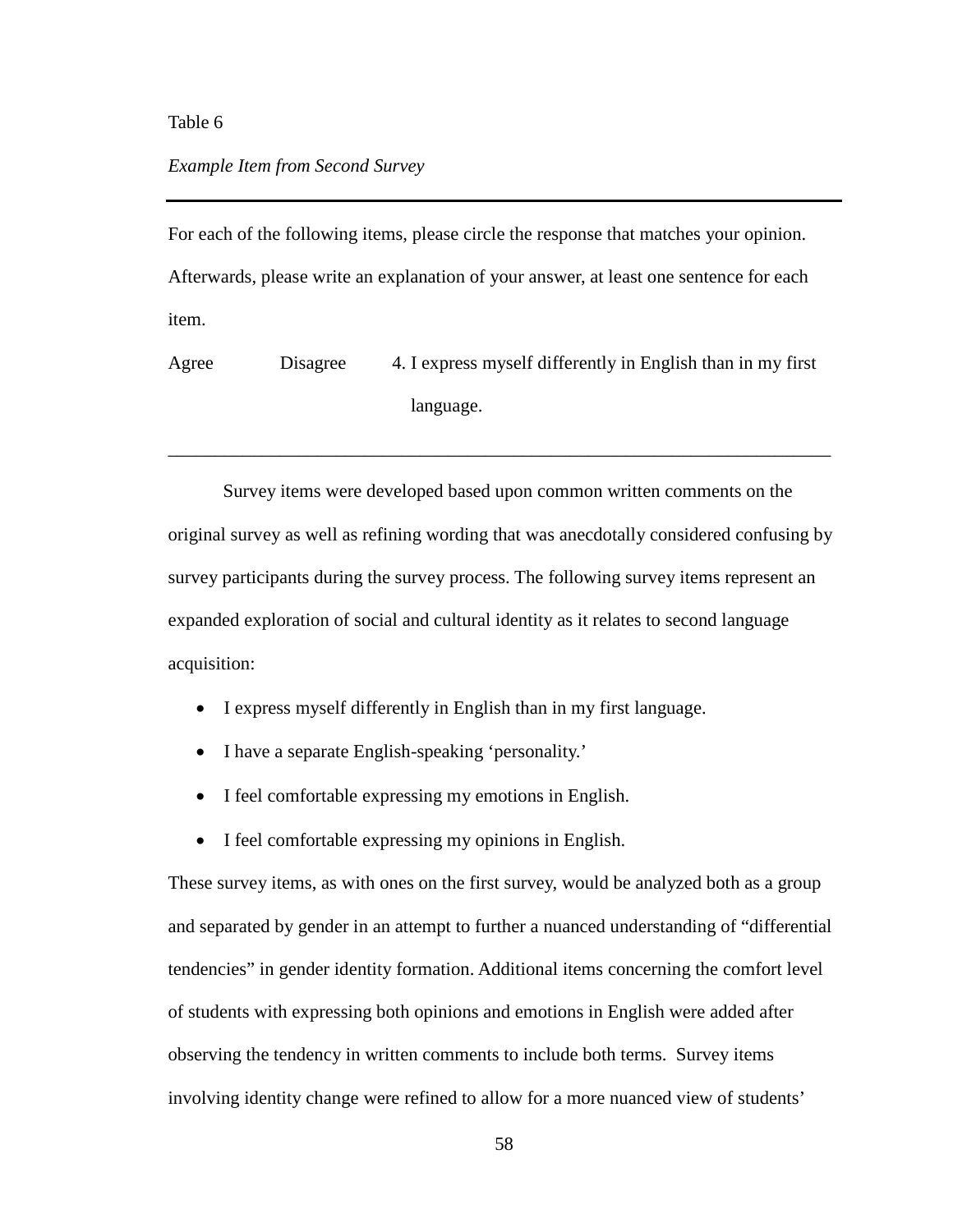Table 6

*Example Item from Second Survey*

---

For each of the following items, please circle the response that matches your opinion. Afterwards, please write an explanation of your answer, at least one sentence for each item.

Agree          Disagree          4. I express myself differently in English than in my first language.

---

Survey items were developed based upon common written comments on the original survey as well as refining wording that was anecdotally considered confusing by survey participants during the survey process. The following survey items represent an expanded exploration of social and cultural identity as it relates to second language acquisition:

- I express myself differently in English than in my first language.
- I have a separate English-speaking 'personality.'
- I feel comfortable expressing my emotions in English.
- I feel comfortable expressing my opinions in English.

These survey items, as with ones on the first survey, would be analyzed both as a group and separated by gender in an attempt to further a nuanced understanding of "differential tendencies" in gender identity formation. Additional items concerning the comfort level of students with expressing both opinions and emotions in English were added after observing the tendency in written comments to include both terms. Survey items involving identity change were refined to allow for a more nuanced view of students'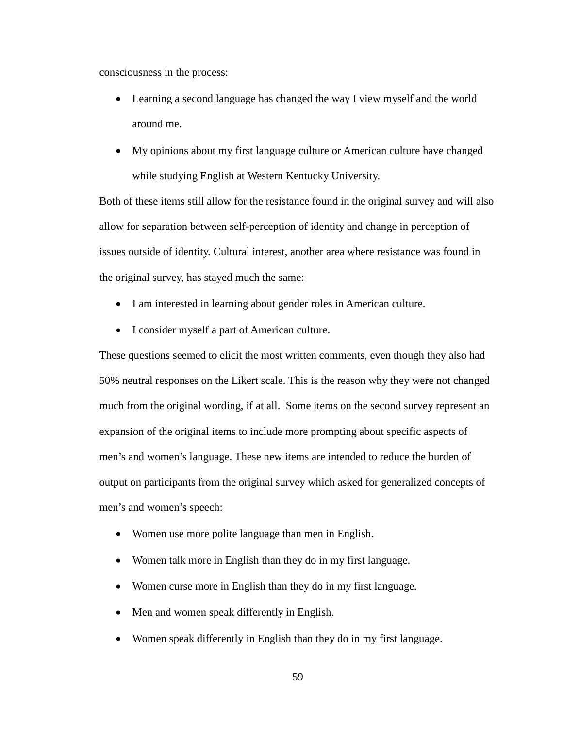consciousness in the process:

- Learning a second language has changed the way I view myself and the world around me.
- My opinions about my first language culture or American culture have changed while studying English at Western Kentucky University.

Both of these items still allow for the resistance found in the original survey and will also allow for separation between self-perception of identity and change in perception of issues outside of identity. Cultural interest, another area where resistance was found in the original survey, has stayed much the same:

- I am interested in learning about gender roles in American culture.
- I consider myself a part of American culture.

These questions seemed to elicit the most written comments, even though they also had 50% neutral responses on the Likert scale. This is the reason why they were not changed much from the original wording, if at all.  Some items on the second survey represent an expansion of the original items to include more prompting about specific aspects of men's and women's language. These new items are intended to reduce the burden of output on participants from the original survey which asked for generalized concepts of men's and women's speech:

- Women use more polite language than men in English.
- Women talk more in English than they do in my first language.
- Women curse more in English than they do in my first language.
- Men and women speak differently in English.
- Women speak differently in English than they do in my first language.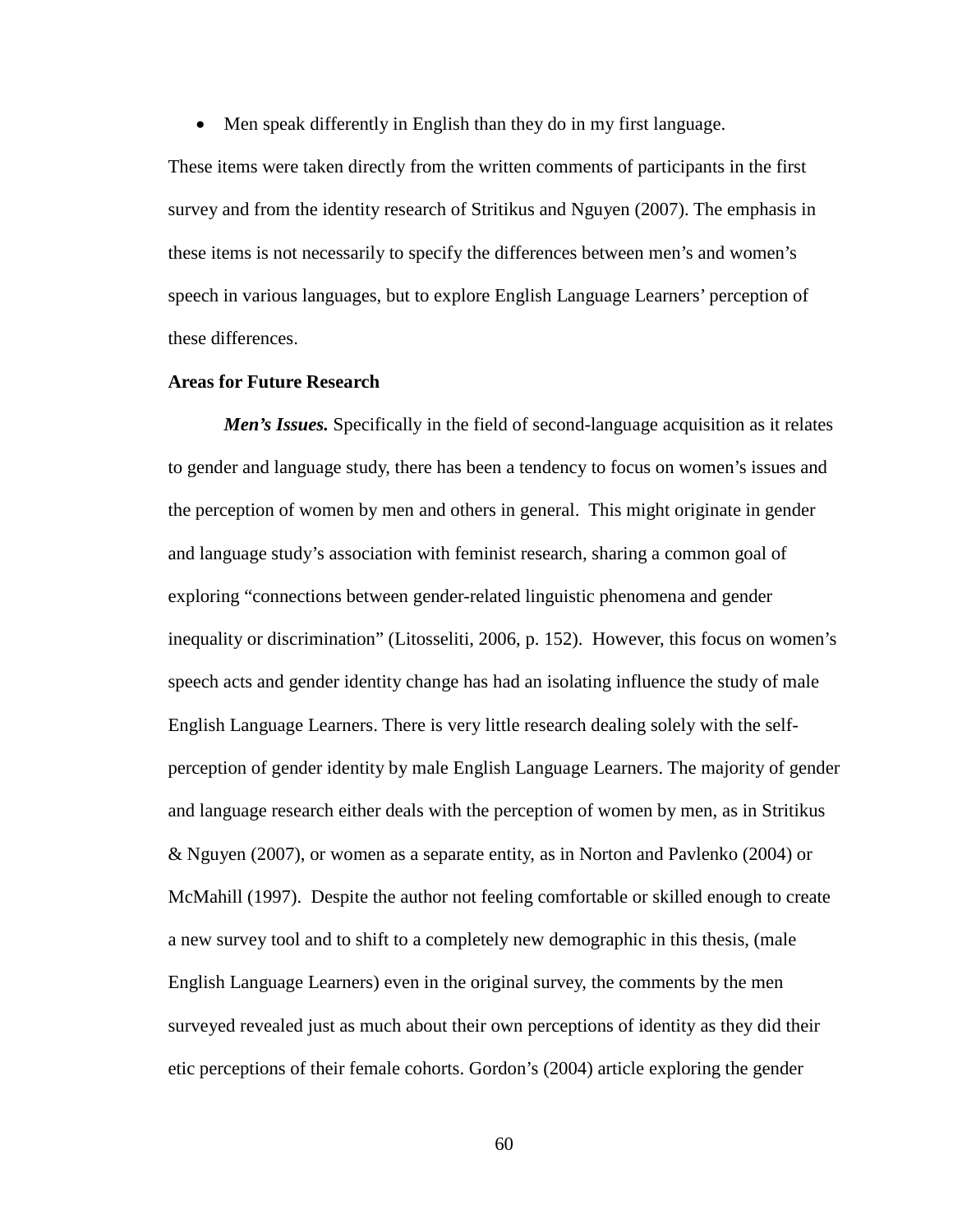- Men speak differently in English than they do in my first language.

These items were taken directly from the written comments of participants in the first survey and from the identity research of Stritikus and Nguyen (2007). The emphasis in these items is not necessarily to specify the differences between men's and women's speech in various languages, but to explore English Language Learners' perception of these differences.

**Areas for Future Research**

***Men's Issues.*** Specifically in the field of second-language acquisition as it relates to gender and language study, there has been a tendency to focus on women's issues and the perception of women by men and others in general. This might originate in gender and language study's association with feminist research, sharing a common goal of exploring "connections between gender-related linguistic phenomena and gender inequality or discrimination" (Litosseliti, 2006, p. 152). However, this focus on women's speech acts and gender identity change has had an isolating influence the study of male English Language Learners. There is very little research dealing solely with the self-perception of gender identity by male English Language Learners. The majority of gender and language research either deals with the perception of women by men, as in Stritikus & Nguyen (2007), or women as a separate entity, as in Norton and Pavlenko (2004) or McMahill (1997). Despite the author not feeling comfortable or skilled enough to create a new survey tool and to shift to a completely new demographic in this thesis, (male English Language Learners) even in the original survey, the comments by the men surveyed revealed just as much about their own perceptions of identity as they did their etic perceptions of their female cohorts. Gordon's (2004) article exploring the gender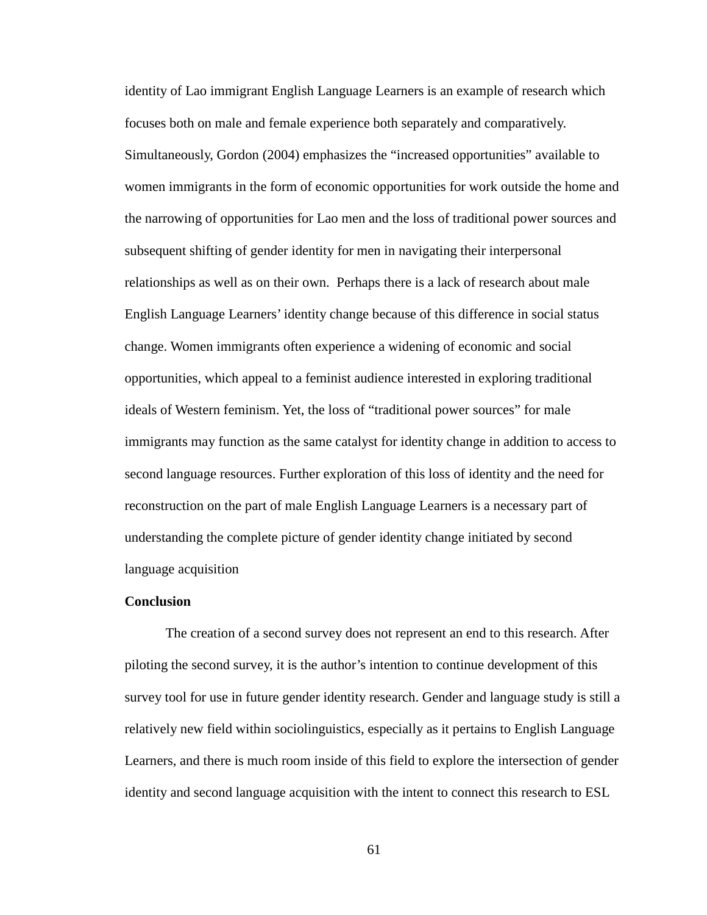identity of Lao immigrant English Language Learners is an example of research which focuses both on male and female experience both separately and comparatively. Simultaneously, Gordon (2004) emphasizes the "increased opportunities" available to women immigrants in the form of economic opportunities for work outside the home and the narrowing of opportunities for Lao men and the loss of traditional power sources and subsequent shifting of gender identity for men in navigating their interpersonal relationships as well as on their own. Perhaps there is a lack of research about male English Language Learners' identity change because of this difference in social status change. Women immigrants often experience a widening of economic and social opportunities, which appeal to a feminist audience interested in exploring traditional ideals of Western feminism. Yet, the loss of "traditional power sources" for male immigrants may function as the same catalyst for identity change in addition to access to second language resources. Further exploration of this loss of identity and the need for reconstruction on the part of male English Language Learners is a necessary part of understanding the complete picture of gender identity change initiated by second language acquisition

**Conclusion**

The creation of a second survey does not represent an end to this research. After piloting the second survey, it is the author's intention to continue development of this survey tool for use in future gender identity research. Gender and language study is still a relatively new field within sociolinguistics, especially as it pertains to English Language Learners, and there is much room inside of this field to explore the intersection of gender identity and second language acquisition with the intent to connect this research to ESL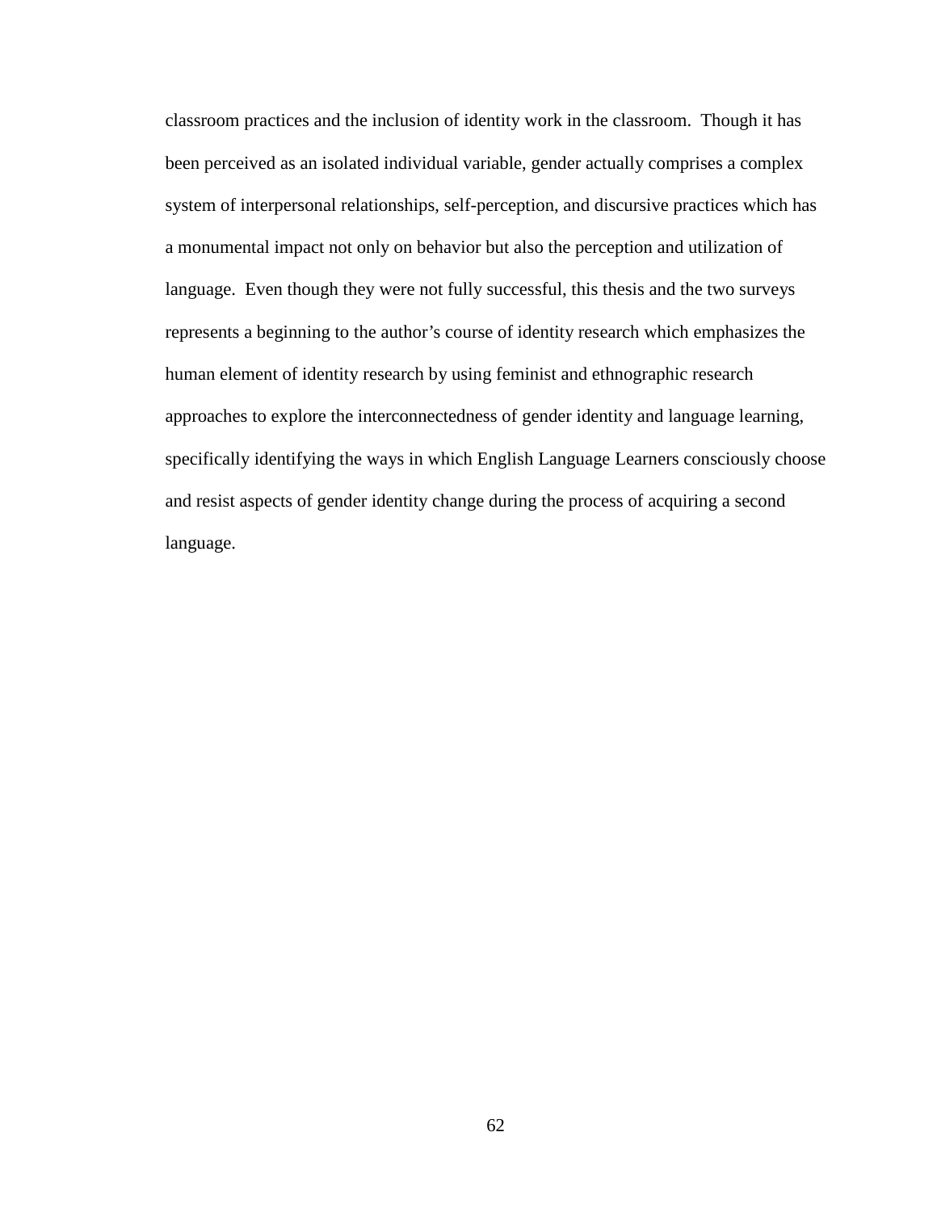classroom practices and the inclusion of identity work in the classroom. Though it has been perceived as an isolated individual variable, gender actually comprises a complex system of interpersonal relationships, self-perception, and discursive practices which has a monumental impact not only on behavior but also the perception and utilization of language. Even though they were not fully successful, this thesis and the two surveys represents a beginning to the author's course of identity research which emphasizes the human element of identity research by using feminist and ethnographic research approaches to explore the interconnectedness of gender identity and language learning, specifically identifying the ways in which English Language Learners consciously choose and resist aspects of gender identity change during the process of acquiring a second language.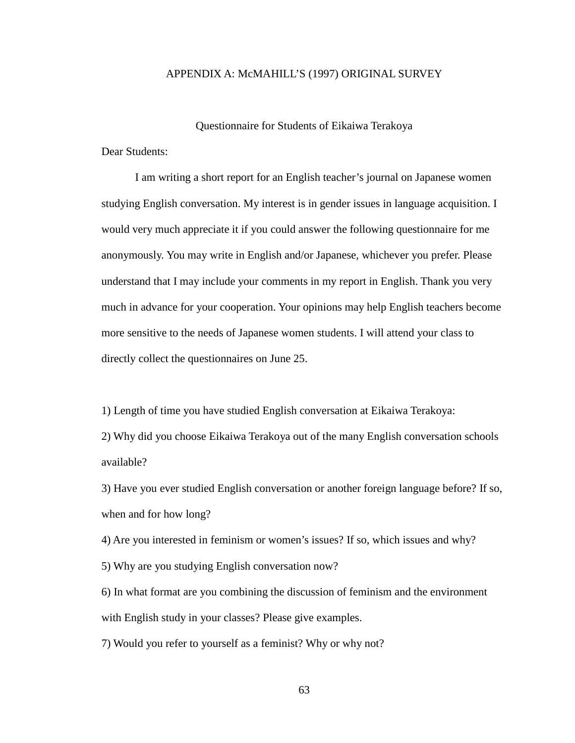# APPENDIX A: McMAHILL'S (1997) ORIGINAL SURVEY

## Questionnaire for Students of Eikaiwa Terakoya

Dear Students:

I am writing a short report for an English teacher's journal on Japanese women studying English conversation. My interest is in gender issues in language acquisition. I would very much appreciate it if you could answer the following questionnaire for me anonymously. You may write in English and/or Japanese, whichever you prefer. Please understand that I may include your comments in my report in English. Thank you very much in advance for your cooperation. Your opinions may help English teachers become more sensitive to the needs of Japanese women students. I will attend your class to directly collect the questionnaires on June 25.

1) Length of time you have studied English conversation at Eikaiwa Terakoya:

2) Why did you choose Eikaiwa Terakoya out of the many English conversation schools available?

3) Have you ever studied English conversation or another foreign language before? If so, when and for how long?

4) Are you interested in feminism or women's issues? If so, which issues and why?

5) Why are you studying English conversation now?

6) In what format are you combining the discussion of feminism and the environment with English study in your classes? Please give examples.

7) Would you refer to yourself as a feminist? Why or why not?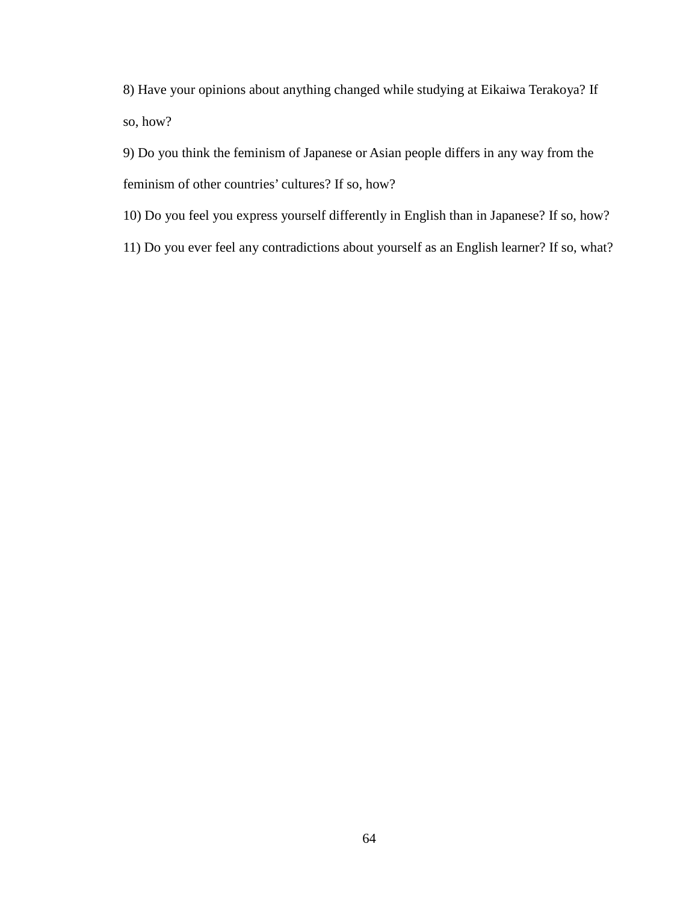8) Have your opinions about anything changed while studying at Eikaiwa Terakoya? If so, how?

9) Do you think the feminism of Japanese or Asian people differs in any way from the feminism of other countries' cultures? If so, how?

10) Do you feel you express yourself differently in English than in Japanese? If so, how?

11) Do you ever feel any contradictions about yourself as an English learner? If so, what?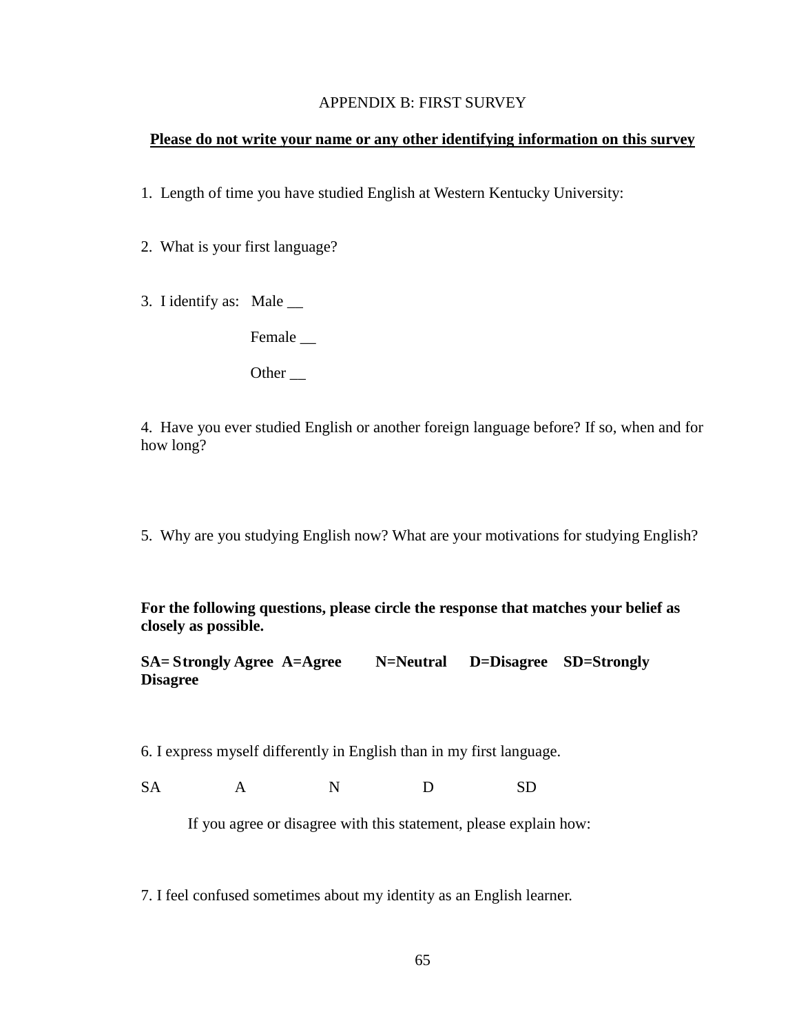# APPENDIX B: FIRST SURVEY

**<u>Please do not write your name or any other identifying information on this survey</u>**

1. Length of time you have studied English at Western Kentucky University:

2. What is your first language?

3. I identify as: Male __

   Female __

   Other __

4. Have you ever studied English or another foreign language before? If so, when and for how long?

5. Why are you studying English now? What are your motivations for studying English?

**For the following questions, please circle the response that matches your belief as closely as possible.**

**SA= Strongly Agree A=Agree N=Neutral D=Disagree SD=Strongly Disagree**

6. I express myself differently in English than in my first language.

SA A N D SD

If you agree or disagree with this statement, please explain how:

7. I feel confused sometimes about my identity as an English learner.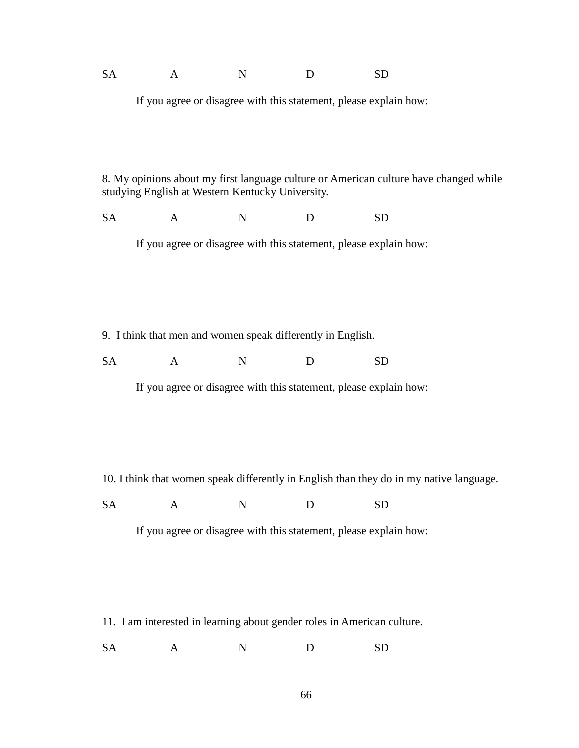SA A N D SD

If you agree or disagree with this statement, please explain how:

8. My opinions about my first language culture or American culture have changed while studying English at Western Kentucky University.

SA A N D SD

If you agree or disagree with this statement, please explain how:

9. I think that men and women speak differently in English.

SA A N D SD

If you agree or disagree with this statement, please explain how:

10. I think that women speak differently in English than they do in my native language.

SA A N D SD

If you agree or disagree with this statement, please explain how:

11. I am interested in learning about gender roles in American culture.

SA A N D SD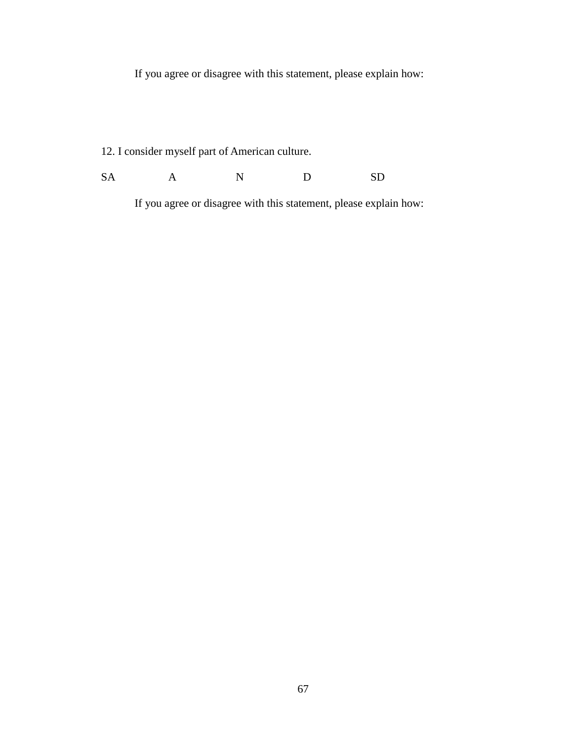If you agree or disagree with this statement, please explain how:

12. I consider myself part of American culture.

SA A N D SD

If you agree or disagree with this statement, please explain how: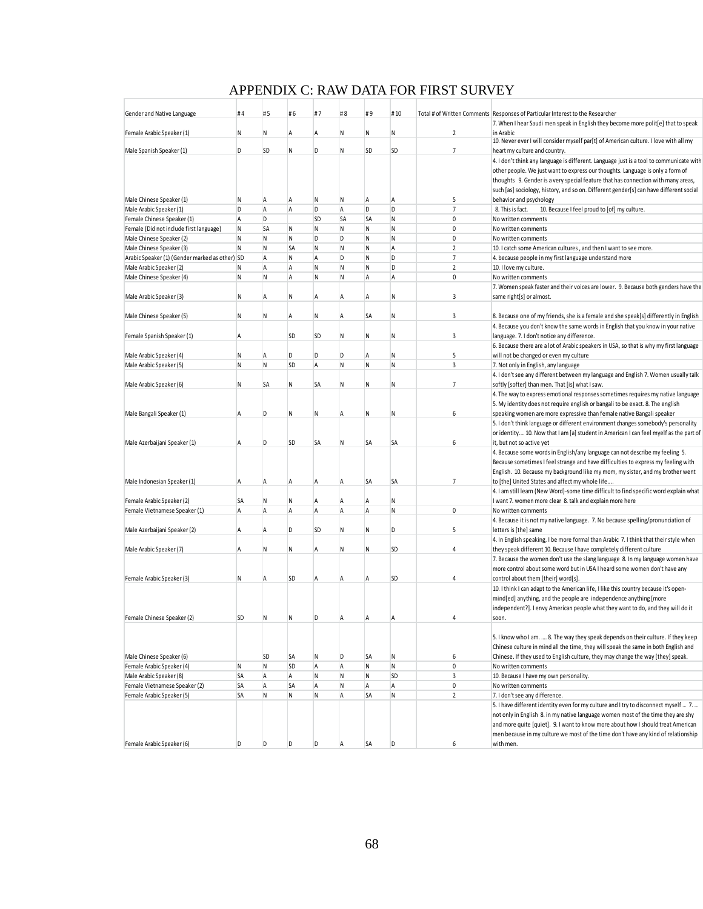# APPENDIX C: RAW DATA FOR FIRST SURVEY

| Gender and Native Language | #4 | #5 | #6 | #7 | #8 | #9 | #10 | Total # of Written Comments | Responses of Particular Interest to the Researcher |
|---|---|---|---|---|---|---|---|---|---|
| Female Arabic Speaker (1) | N | N | A | A | N | N | N | 2 | 7. When I hear Saudi men speak in English they become more polit[e] that to speak in Arabic |
| Male Spanish Speaker (1) | D | SD | N | D | N | SD | SD | 7 | 10. Never ever I will consider myself par[t] of American culture. I love with all my heart my culture and country. |
| Male Chinese Speaker (1) | N | A | A | N | N | A | A | 5 | 4. I don't think any language is different. Language just is a tool to communicate with other people. We just want to express our thoughts. Language is only a form of thoughts 9. Gender is a very special feature that has connection with many areas, such [as] sociology, history, and so on. Different gender[s] can have different social behavior and psychology |
| Male Arabic Speaker (1) | D | A | A | D | A | D | D | 7 | 8. This is fact. 10. Because I feel proud to [of] my culture. |
| Female Chinese Speaker (1) | A | D | | SD | SA | SA | N | 0 | No written comments |
| Female (Did not include first language) | N | SA | N | N | N | N | N | 0 | No written comments |
| Male Chinese Speaker (2) | N | N | N | D | D | N | N | 0 | No written comments |
| Male Chinese Speaker (3) | N | N | SA | N | N | N | A | 2 | 10. I catch some American cultures , and then I want to see more. |
| Arabic Speaker (1) (Gender marked as other) | SD | A | N | A | D | N | D | 7 | 4. because people in my first language understand more |
| Male Arabic Speaker (2) | N | A | A | N | N | N | D | 2 | 10. I love my culture. |
| Male Chinese Speaker (4) | N | N | A | N | N | A | A | 0 | No written comments |
| Male Arabic Speaker (3) | N | A | N | A | A | A | N | 3 | 7. Women speak faster and their voices are lower. 9. Because both genders have the same right[s] or almost. |
| Male Chinese Speaker (5) | N | N | A | N | A | SA | N | 3 | 8. Because one of my friends, she is a female and she speak[s] differently in English |
| Female Spanish Speaker (1) | A | | SD | SD | N | N | N | 3 | 4. Because you don't know the same words in English that you know in your native language. 7. I don't notice any difference. |
| Male Arabic Speaker (4) | N | A | D | D | D | A | N | 5 | 6. Because there are a lot of Arabic speakers in USA, so that is why my first language will not be changed or even my culture |
| Male Arabic Speaker (5) | N | N | SD | A | N | N | N | 3 | 7. Not only in English, any language |
| Male Arabic Speaker (6) | N | SA | N | SA | N | N | N | 7 | 4. I don't see any different between my language and English 7. Women usually talk softly [softer] than men. That [is] what I saw. |
| Male Bangali Speaker (1) | A | D | N | N | A | N | N | 6 | 4. The way to express emotional responses sometimes requires my native language 5. My identity does not require english or bangali to be exact. 8. The english speaking women are more expressive than female native Bangali speaker |
| Male Azerbaijani Speaker (1) | A | D | SD | SA | N | SA | SA | 6 | 5. I don't think language or different environment changes somebody's personality or identity.... 10. Now that I am [a] student in American I can feel myelf as the part of it, but not so active yet |
| Male Indonesian Speaker (1) | A | A | A | A | A | SA | SA | 7 | 4. Because some words in English/any language can not describe my feeling 5. Because sometimes I feel strange and have difficulties to express my feeling with English. 10. Because my background like my mom, my sister, and my brother went to [the] United States and affect my whole life.... |
| Female Arabic Speaker (2) | SA | N | N | A | A | A | N | | 4. I am still learn (New Word)-some time difficult to find specific word explain what I want 7. women more clear 8. talk and explain more here |
| Female Vietnamese Speaker (1) | A | A | A | A | A | A | N | 0 | No written comments |
| Male Azerbaijani Speaker (2) | A | A | D | SD | N | N | D | 5 | 4. Because it is not my native language. 7. No because spelling/pronunciation of letters is [the] same |
| Male Arabic Speaker (7) | A | N | N | A | N | N | SD | 4 | 4. In English speaking, I be more formal than Arabic 7. I think that their style when they speak different 10. Because I have completely different culture |
| Female Arabic Speaker (3) | N | A | SD | A | A | A | SD | 4 | 7. Because the women don't use the slang language 8. In my language women have more control about some word but in USA I heard some women don't have any control about them [their] word[s]. |
| Female Chinese Speaker (2) | SD | N | N | D | A | A | A | 4 | 10. I think I can adapt to the American life, I like this country because it's open-mind[ed] anything, and the people are independence anything [more independent?]. I envy American people what they want to do, and they will do it soon. |
| Male Chinese Speaker (6) | | SD | SA | N | D | SA | N | 6 | 5. I know who I am. .... 8. The way they speak depends on their culture. If they keep Chinese culture in mind all the time, they will speak the same in both English and Chinese. If they used to English culture, they may change the way [they] speak. |
| Female Arabic Speaker (4) | N | N | SD | A | A | N | N | 0 | No written comments |
| Male Arabic Speaker (8) | SA | A | A | N | N | N | SD | 3 | 10. Because I have my own personality. |
| Female Vietnamese Speaker (2) | SA | A | SA | A | N | A | A | 0 | No written comments |
| Female Arabic Speaker (5) | SA | N | N | N | A | SA | N | 2 | 7. I don't see any difference. |
| Female Arabic Speaker (6) | D | D | D | D | A | SA | D | 6 | 5. I have different identity even for my culture and I try to disconnect myself ... 7. ... not only in English 8. in my native language women most of the time they are shy and more quite [quiet]. 9. I want to know more about how I should treat American men because in my culture we most of the time don't have any kind of relationship with men. |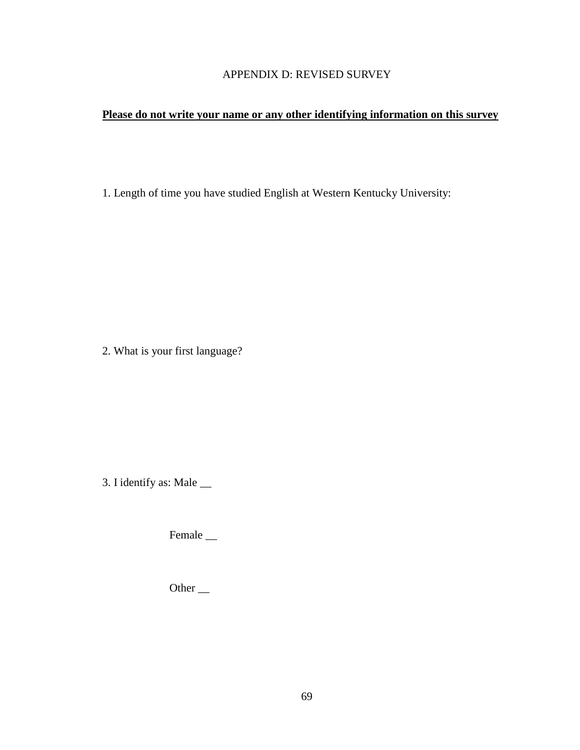APPENDIX D: REVISED SURVEY

**<u>Please do not write your name or any other identifying information on this survey</u>**

1. Length of time you have studied English at Western Kentucky University:

2. What is your first language?

3. I identify as: Male __

Female __

Other __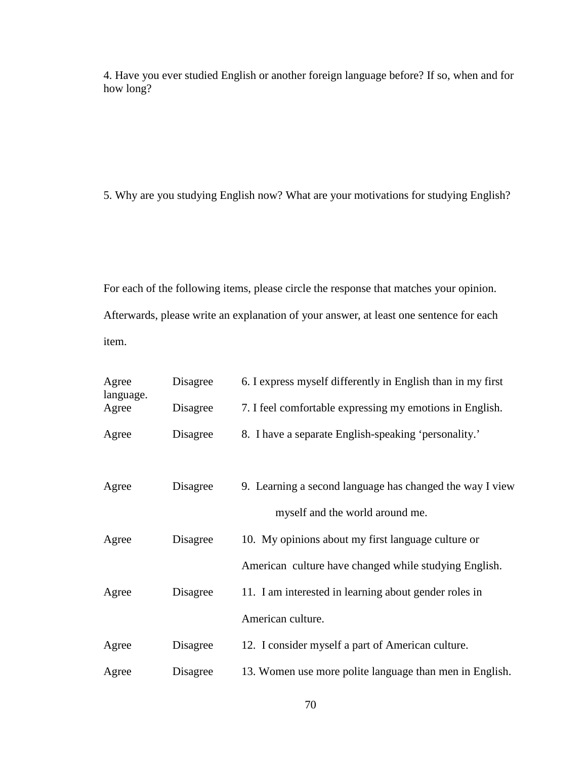4. Have you ever studied English or another foreign language before? If so, when and for how long?

5. Why are you studying English now? What are your motivations for studying English?

For each of the following items, please circle the response that matches your opinion. Afterwards, please write an explanation of your answer, at least one sentence for each item.

| | | |
|---|---|---|
| Agree | Disagree | 6. I express myself differently in English than in my first language. |
| Agree | Disagree | 7. I feel comfortable expressing my emotions in English. |
| Agree | Disagree | 8. I have a separate English-speaking 'personality.' |
| Agree | Disagree | 9. Learning a second language has changed the way I view myself and the world around me. |
| Agree | Disagree | 10. My opinions about my first language culture or American culture have changed while studying English. |
| Agree | Disagree | 11. I am interested in learning about gender roles in American culture. |
| Agree | Disagree | 12. I consider myself a part of American culture. |
| Agree | Disagree | 13. Women use more polite language than men in English. |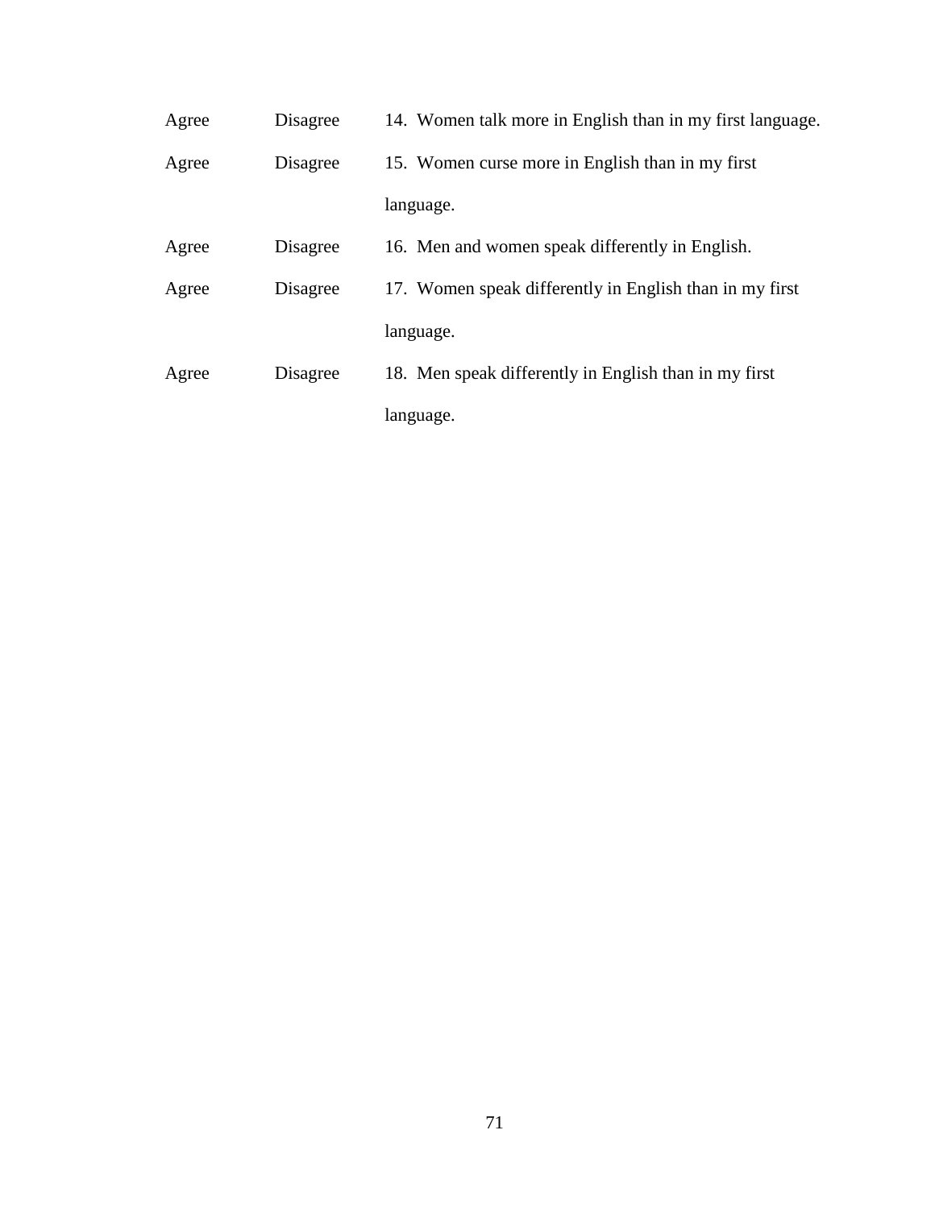Agree Disagree 14. Women talk more in English than in my first language.

Agree Disagree 15. Women curse more in English than in my first language.

Agree Disagree 16. Men and women speak differently in English.

Agree Disagree 17. Women speak differently in English than in my first language.

Agree Disagree 18. Men speak differently in English than in my first language.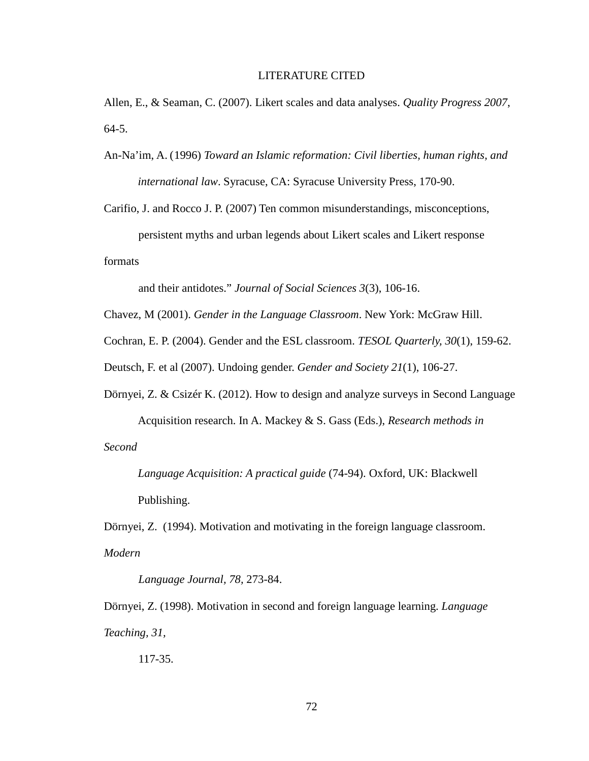LITERATURE CITED

Allen, E., & Seaman, C. (2007). Likert scales and data analyses. *Quality Progress 2007*, 64-5.

An-Na'im, A. (1996) *Toward an Islamic reformation: Civil liberties, human rights, and international law*. Syracuse, CA: Syracuse University Press, 170-90.

Carifio, J. and Rocco J. P. (2007) Ten common misunderstandings, misconceptions, persistent myths and urban legends about Likert scales and Likert response formats and their antidotes." *Journal of Social Sciences 3*(3), 106-16.

Chavez, M (2001). *Gender in the Language Classroom*. New York: McGraw Hill.

Cochran, E. P. (2004). Gender and the ESL classroom. *TESOL Quarterly, 30*(1), 159-62.

Deutsch, F. et al (2007). Undoing gender. *Gender and Society 21*(1), 106-27.

Dörnyei, Z. & Csizér K. (2012). How to design and analyze surveys in Second Language Acquisition research. In A. Mackey & S. Gass (Eds.), *Research methods in Second Language Acquisition: A practical guide* (74-94). Oxford, UK: Blackwell Publishing.

Dörnyei, Z. (1994). Motivation and motivating in the foreign language classroom. *Modern Language Journal, 78*, 273-84.

Dörnyei, Z. (1998). Motivation in second and foreign language learning. *Language Teaching, 31,* 117-35.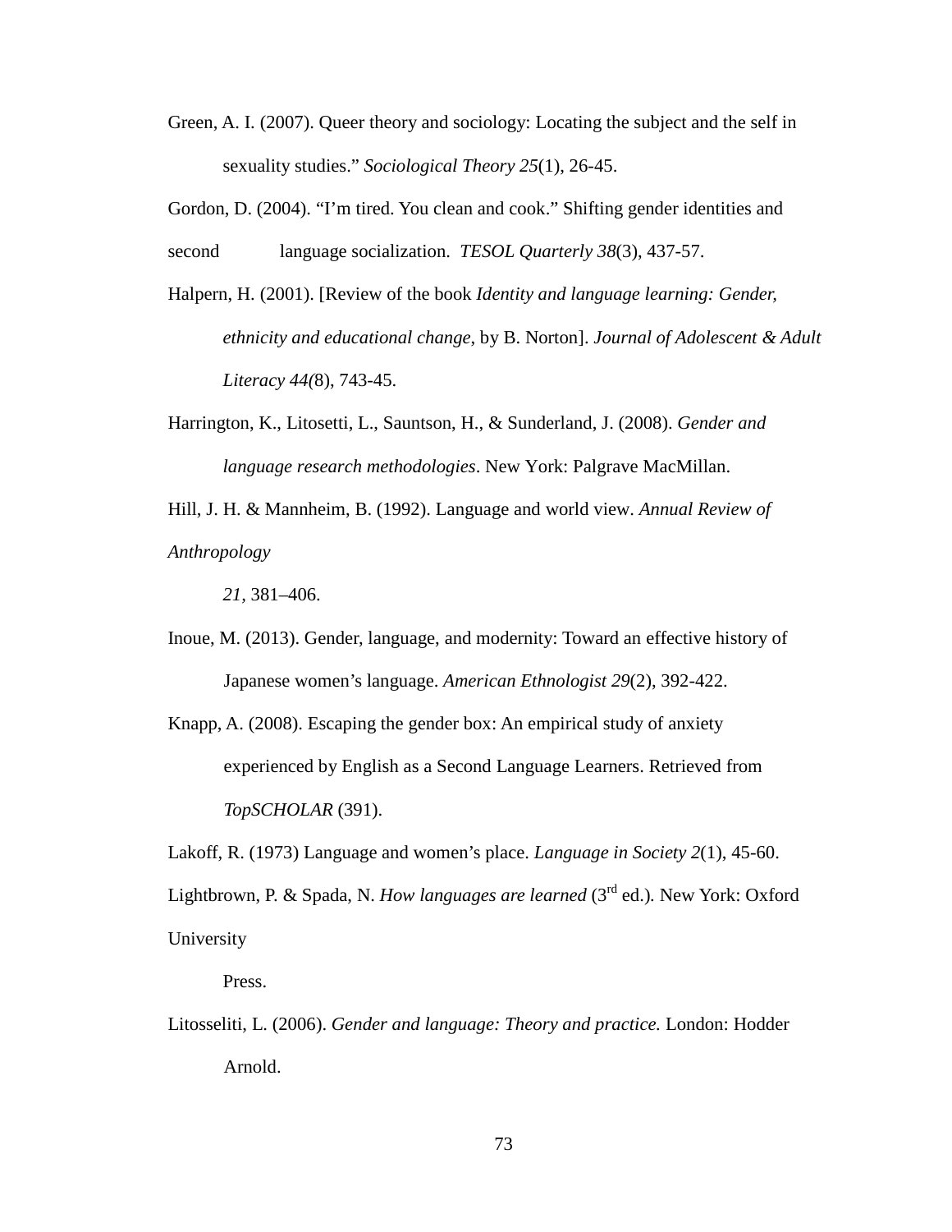Green, A. I. (2007). Queer theory and sociology: Locating the subject and the self in sexuality studies." *Sociological Theory 25*(1), 26-45.

Gordon, D. (2004). "I'm tired. You clean and cook." Shifting gender identities and second language socialization. *TESOL Quarterly 38*(3), 437-57.

Halpern, H. (2001). [Review of the book *Identity and language learning: Gender, ethnicity and educational change*, by B. Norton]. *Journal of Adolescent & Adult Literacy 44(*8), 743-45.

Harrington, K., Litosetti, L., Sauntson, H., & Sunderland, J. (2008). *Gender and language research methodologies*. New York: Palgrave MacMillan.

Hill, J. H. & Mannheim, B. (1992). Language and world view. *Annual Review of Anthropology 21,* 381–406.

Inoue, M. (2013). Gender, language, and modernity: Toward an effective history of Japanese women's language. *American Ethnologist 29*(2), 392-422.

Knapp, A. (2008). Escaping the gender box: An empirical study of anxiety experienced by English as a Second Language Learners. Retrieved from *TopSCHOLAR* (391).

Lakoff, R. (1973) Language and women's place. *Language in Society 2*(1), 45-60.

Lightbrown, P. & Spada, N. *How languages are learned* (3rd ed.)*.* New York: Oxford University Press.

Litosseliti, L. (2006). *Gender and language: Theory and practice.* London: Hodder Arnold.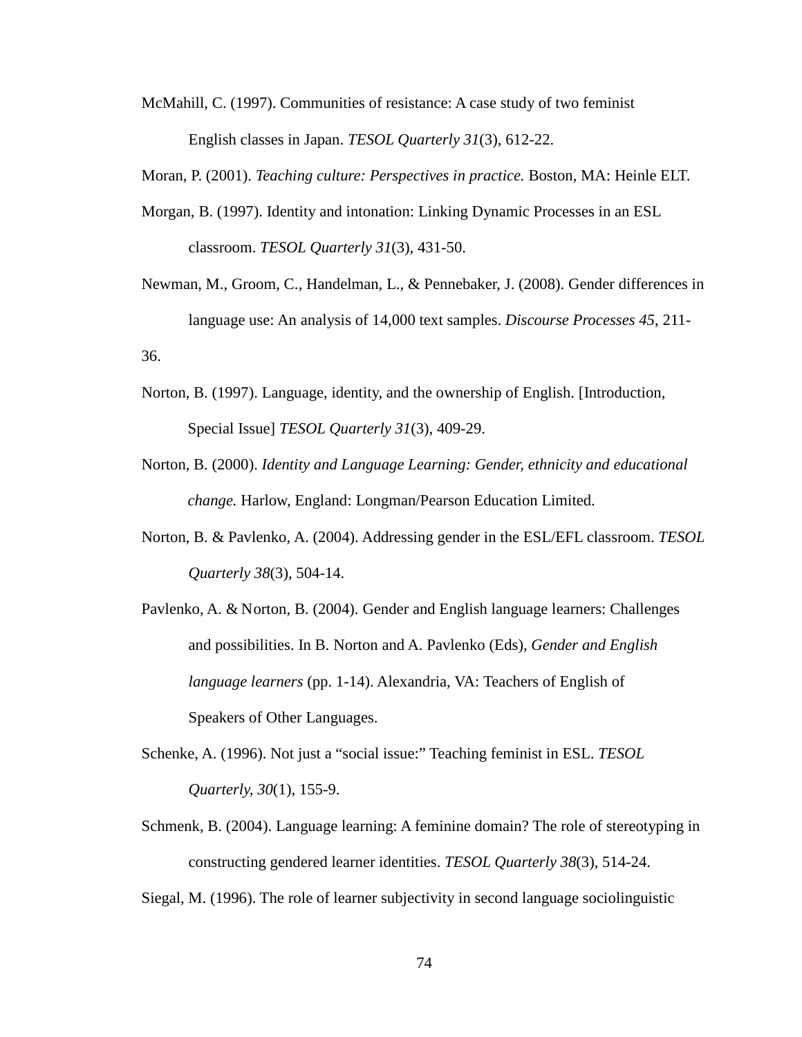McMahill, C. (1997). Communities of resistance: A case study of two feminist English classes in Japan. *TESOL Quarterly 31*(3), 612-22.

Moran, P. (2001). *Teaching culture: Perspectives in practice.* Boston, MA: Heinle ELT.

Morgan, B. (1997). Identity and intonation: Linking Dynamic Processes in an ESL classroom. *TESOL Quarterly 31*(3), 431-50.

Newman, M., Groom, C., Handelman, L., & Pennebaker, J. (2008). Gender differences in language use: An analysis of 14,000 text samples. *Discourse Processes 45*, 211-36.

Norton, B. (1997). Language, identity, and the ownership of English. [Introduction, Special Issue] *TESOL Quarterly 31*(3), 409-29.

Norton, B. (2000). *Identity and Language Learning: Gender, ethnicity and educational change.* Harlow, England: Longman/Pearson Education Limited.

Norton, B. & Pavlenko, A. (2004). Addressing gender in the ESL/EFL classroom. *TESOL Quarterly 38*(3), 504-14.

Pavlenko, A. & Norton, B. (2004). Gender and English language learners: Challenges and possibilities. In B. Norton and A. Pavlenko (Eds), *Gender and English language learners* (pp. 1-14). Alexandria, VA: Teachers of English of Speakers of Other Languages.

Schenke, A. (1996). Not just a "social issue:" Teaching feminist in ESL. *TESOL Quarterly, 30*(1), 155-9.

Schmenk, B. (2004). Language learning: A feminine domain? The role of stereotyping in constructing gendered learner identities. *TESOL Quarterly 38*(3), 514-24.

Siegal, M. (1996). The role of learner subjectivity in second language sociolinguistic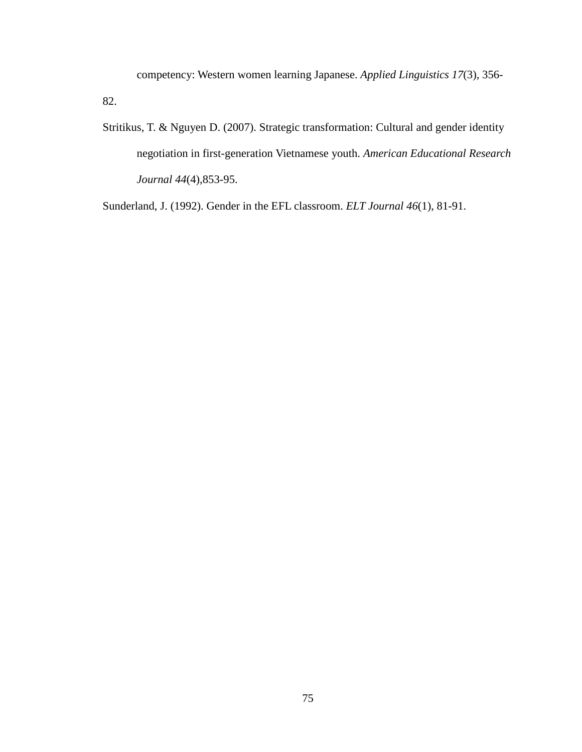competency: Western women learning Japanese. *Applied Linguistics 17*(3), 356-82.

Stritikus, T. & Nguyen D. (2007). Strategic transformation: Cultural and gender identity negotiation in first-generation Vietnamese youth. *American Educational Research Journal 44*(4),853-95.

Sunderland, J. (1992). Gender in the EFL classroom. *ELT Journal 46*(1), 81-91.